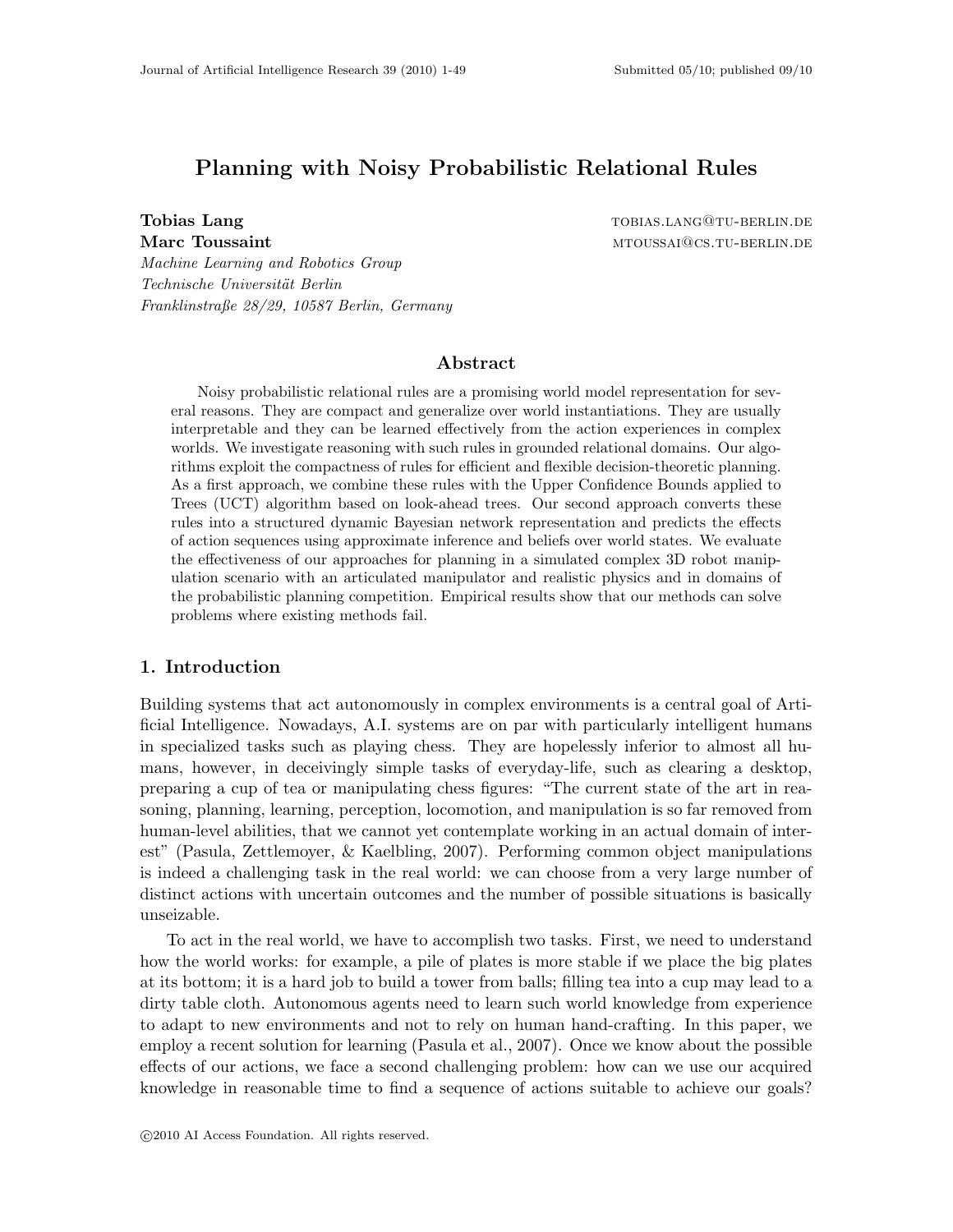# Planning with Noisy Probabilistic Relational Rules

**Tobias Lang** TOBIAS.LANG@TU-BERLIN.DE
**Marc Toussaint** MTOUSSAI@CS.TU-BERLIN.DE

*Machine Learning and Robotics Group*
*Technische Universität Berlin*
*Franklinstraße 28/29, 10587 Berlin, Germany*

## Abstract

Noisy probabilistic relational rules are a promising world model representation for several reasons. They are compact and generalize over world instantiations. They are usually interpretable and they can be learned effectively from the action experiences in complex worlds. We investigate reasoning with such rules in grounded relational domains. Our algorithms exploit the compactness of rules for efficient and flexible decision-theoretic planning. As a first approach, we combine these rules with the Upper Confidence Bounds applied to Trees (UCT) algorithm based on look-ahead trees. Our second approach converts these rules into a structured dynamic Bayesian network representation and predicts the effects of action sequences using approximate inference and beliefs over world states. We evaluate the effectiveness of our approaches for planning in a simulated complex 3D robot manipulation scenario with an articulated manipulator and realistic physics and in domains of the probabilistic planning competition. Empirical results show that our methods can solve problems where existing methods fail.

## 1. Introduction

Building systems that act autonomously in complex environments is a central goal of Artificial Intelligence. Nowadays, A.I. systems are on par with particularly intelligent humans in specialized tasks such as playing chess. They are hopelessly inferior to almost all humans, however, in deceivingly simple tasks of everyday-life, such as clearing a desktop, preparing a cup of tea or manipulating chess figures: "The current state of the art in reasoning, planning, learning, perception, locomotion, and manipulation is so far removed from human-level abilities, that we cannot yet contemplate working in an actual domain of interest" (Pasula, Zettlemoyer, & Kaelbling, 2007). Performing common object manipulations is indeed a challenging task in the real world: we can choose from a very large number of distinct actions with uncertain outcomes and the number of possible situations is basically unseizable.

To act in the real world, we have to accomplish two tasks. First, we need to understand how the world works: for example, a pile of plates is more stable if we place the big plates at its bottom; it is a hard job to build a tower from balls; filling tea into a cup may lead to a dirty table cloth. Autonomous agents need to learn such world knowledge from experience to adapt to new environments and not to rely on human hand-crafting. In this paper, we employ a recent solution for learning (Pasula et al., 2007). Once we know about the possible effects of our actions, we face a second challenging problem: how can we use our acquired knowledge in reasonable time to find a sequence of actions suitable to achieve our goals?

©2010 AI Access Foundation. All rights reserved.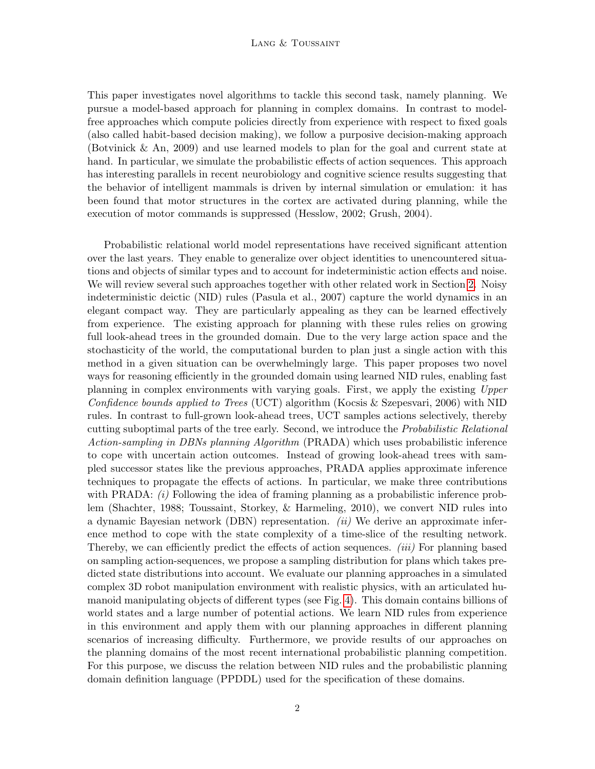This paper investigates novel algorithms to tackle this second task, namely planning. We pursue a model-based approach for planning in complex domains. In contrast to model-free approaches which compute policies directly from experience with respect to fixed goals (also called habit-based decision making), we follow a purposive decision-making approach (Botvinick & An, 2009) and use learned models to plan for the goal and current state at hand. In particular, we simulate the probabilistic effects of action sequences. This approach has interesting parallels in recent neurobiology and cognitive science results suggesting that the behavior of intelligent mammals is driven by internal simulation or emulation: it has been found that motor structures in the cortex are activated during planning, while the execution of motor commands is suppressed (Hesslow, 2002; Grush, 2004).

Probabilistic relational world model representations have received significant attention over the last years. They enable to generalize over object identities to unencountered situations and objects of similar types and to account for indeterministic action effects and noise. We will review several such approaches together with other related work in Section 2. Noisy indeterministic deictic (NID) rules (Pasula et al., 2007) capture the world dynamics in an elegant compact way. They are particularly appealing as they can be learned effectively from experience. The existing approach for planning with these rules relies on growing full look-ahead trees in the grounded domain. Due to the very large action space and the stochasticity of the world, the computational burden to plan just a single action with this method in a given situation can be overwhelmingly large. This paper proposes two novel ways for reasoning efficiently in the grounded domain using learned NID rules, enabling fast planning in complex environments with varying goals. First, we apply the existing *Upper Confidence bounds applied to Trees* (UCT) algorithm (Kocsis & Szepesvari, 2006) with NID rules. In contrast to full-grown look-ahead trees, UCT samples actions selectively, thereby cutting suboptimal parts of the tree early. Second, we introduce the *Probabilistic Relational Action-sampling in DBNs planning Algorithm* (PRADA) which uses probabilistic inference to cope with uncertain action outcomes. Instead of growing look-ahead trees with sampled successor states like the previous approaches, PRADA applies approximate inference techniques to propagate the effects of actions. In particular, we make three contributions with PRADA: *(i)* Following the idea of framing planning as a probabilistic inference problem (Shachter, 1988; Toussaint, Storkey, & Harmeling, 2010), we convert NID rules into a dynamic Bayesian network (DBN) representation. *(ii)* We derive an approximate inference method to cope with the state complexity of a time-slice of the resulting network. Thereby, we can efficiently predict the effects of action sequences. *(iii)* For planning based on sampling action-sequences, we propose a sampling distribution for plans which takes predicted state distributions into account. We evaluate our planning approaches in a simulated complex 3D robot manipulation environment with realistic physics, with an articulated humanoid manipulating objects of different types (see Fig. 4). This domain contains billions of world states and a large number of potential actions. We learn NID rules from experience in this environment and apply them with our planning approaches in different planning scenarios of increasing difficulty. Furthermore, we provide results of our approaches on the planning domains of the most recent international probabilistic planning competition. For this purpose, we discuss the relation between NID rules and the probabilistic planning domain definition language (PPDDL) used for the specification of these domains.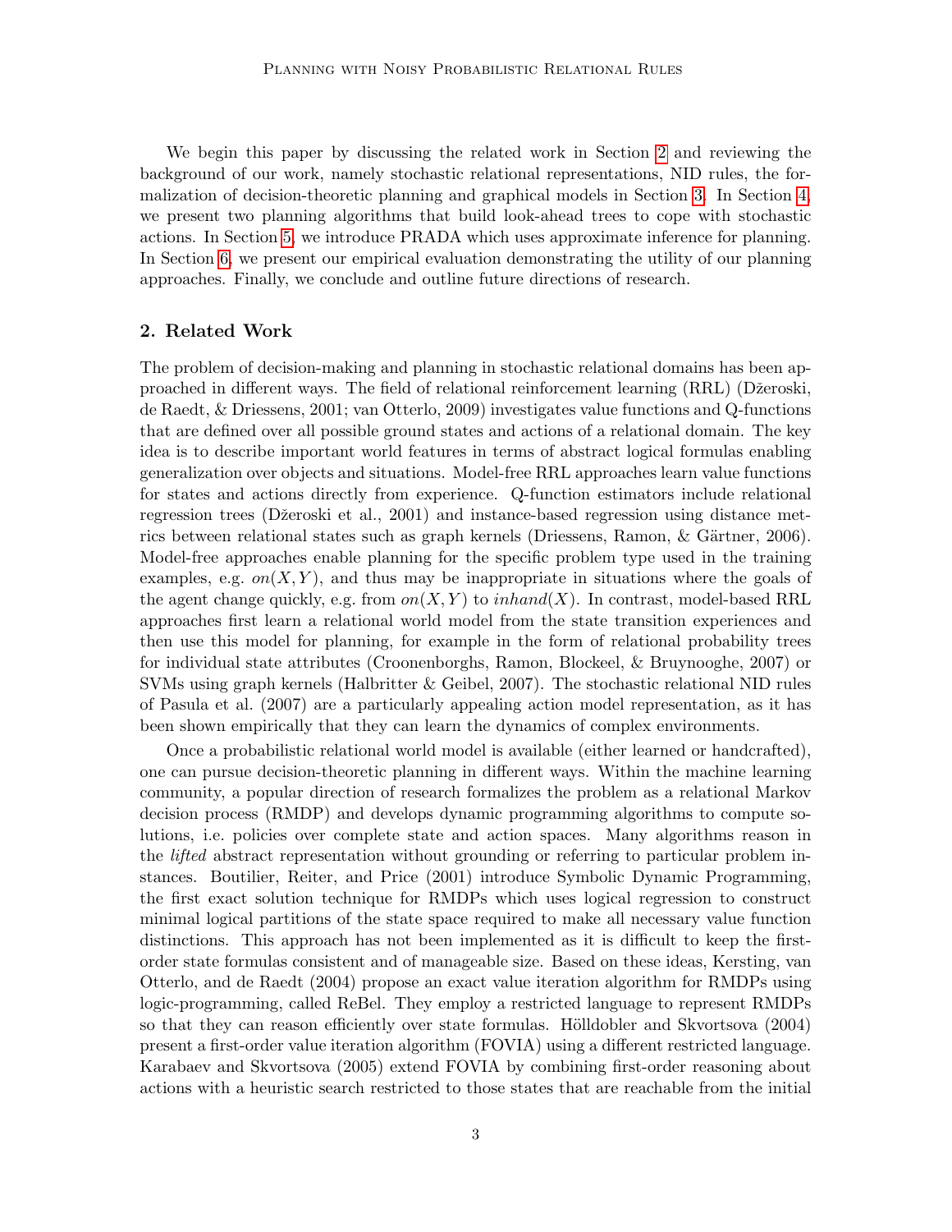We begin this paper by discussing the related work in Section 2 and reviewing the background of our work, namely stochastic relational representations, NID rules, the formalization of decision-theoretic planning and graphical models in Section 3. In Section 4, we present two planning algorithms that build look-ahead trees to cope with stochastic actions. In Section 5, we introduce PRADA which uses approximate inference for planning. In Section 6, we present our empirical evaluation demonstrating the utility of our planning approaches. Finally, we conclude and outline future directions of research.

## 2. Related Work

The problem of decision-making and planning in stochastic relational domains has been approached in different ways. The field of relational reinforcement learning (RRL) (Džeroski, de Raedt, & Driessens, 2001; van Otterlo, 2009) investigates value functions and Q-functions that are defined over all possible ground states and actions of a relational domain. The key idea is to describe important world features in terms of abstract logical formulas enabling generalization over objects and situations. Model-free RRL approaches learn value functions for states and actions directly from experience. Q-function estimators include relational regression trees (Džeroski et al., 2001) and instance-based regression using distance metrics between relational states such as graph kernels (Driessens, Ramon, & Gärtner, 2006). Model-free approaches enable planning for the specific problem type used in the training examples, e.g. $on(X,Y)$, and thus may be inappropriate in situations where the goals of the agent change quickly, e.g. from $on(X,Y)$ to $inhand(X)$. In contrast, model-based RRL approaches first learn a relational world model from the state transition experiences and then use this model for planning, for example in the form of relational probability trees for individual state attributes (Croonenborghs, Ramon, Blockeel, & Bruynooghe, 2007) or SVMs using graph kernels (Halbritter & Geibel, 2007). The stochastic relational NID rules of Pasula et al. (2007) are a particularly appealing action model representation, as it has been shown empirically that they can learn the dynamics of complex environments.

Once a probabilistic relational world model is available (either learned or handcrafted), one can pursue decision-theoretic planning in different ways. Within the machine learning community, a popular direction of research formalizes the problem as a relational Markov decision process (RMDP) and develops dynamic programming algorithms to compute solutions, i.e. policies over complete state and action spaces. Many algorithms reason in the *lifted* abstract representation without grounding or referring to particular problem instances. Boutilier, Reiter, and Price (2001) introduce Symbolic Dynamic Programming, the first exact solution technique for RMDPs which uses logical regression to construct minimal logical partitions of the state space required to make all necessary value function distinctions. This approach has not been implemented as it is difficult to keep the first-order state formulas consistent and of manageable size. Based on these ideas, Kersting, van Otterlo, and de Raedt (2004) propose an exact value iteration algorithm for RMDPs using logic-programming, called ReBel. They employ a restricted language to represent RMDPs so that they can reason efficiently over state formulas. Hölldobler and Skvortsova (2004) present a first-order value iteration algorithm (FOVIA) using a different restricted language. Karabaev and Skvortsova (2005) extend FOVIA by combining first-order reasoning about actions with a heuristic search restricted to those states that are reachable from the initial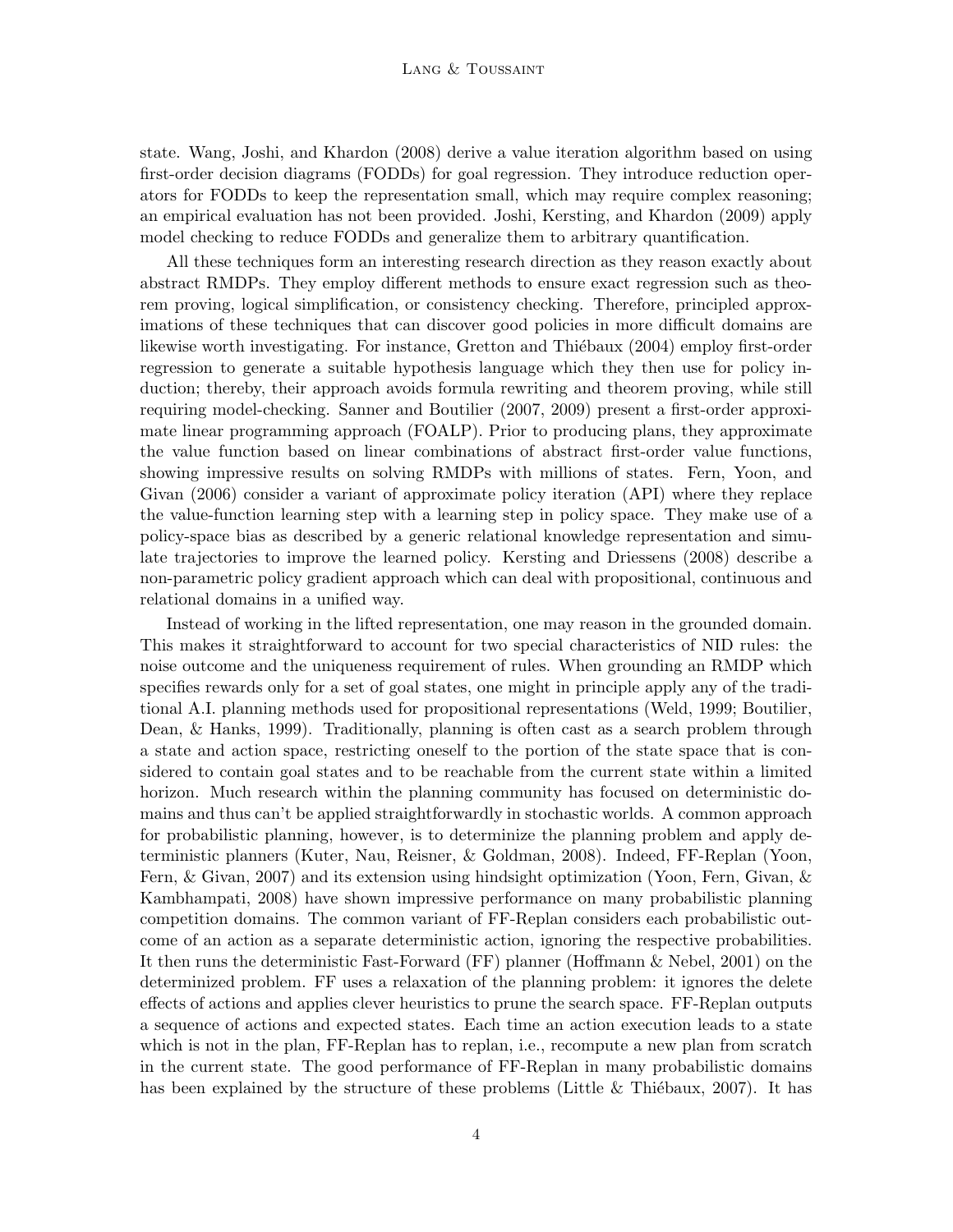state. Wang, Joshi, and Khardon (2008) derive a value iteration algorithm based on using first-order decision diagrams (FODDs) for goal regression. They introduce reduction operators for FODDs to keep the representation small, which may require complex reasoning; an empirical evaluation has not been provided. Joshi, Kersting, and Khardon (2009) apply model checking to reduce FODDs and generalize them to arbitrary quantification.

All these techniques form an interesting research direction as they reason exactly about abstract RMDPs. They employ different methods to ensure exact regression such as theorem proving, logical simplification, or consistency checking. Therefore, principled approximations of these techniques that can discover good policies in more difficult domains are likewise worth investigating. For instance, Gretton and Thiébaux (2004) employ first-order regression to generate a suitable hypothesis language which they then use for policy induction; thereby, their approach avoids formula rewriting and theorem proving, while still requiring model-checking. Sanner and Boutilier (2007, 2009) present a first-order approximate linear programming approach (FOALP). Prior to producing plans, they approximate the value function based on linear combinations of abstract first-order value functions, showing impressive results on solving RMDPs with millions of states. Fern, Yoon, and Givan (2006) consider a variant of approximate policy iteration (API) where they replace the value-function learning step with a learning step in policy space. They make use of a policy-space bias as described by a generic relational knowledge representation and simulate trajectories to improve the learned policy. Kersting and Driessens (2008) describe a non-parametric policy gradient approach which can deal with propositional, continuous and relational domains in a unified way.

Instead of working in the lifted representation, one may reason in the grounded domain. This makes it straightforward to account for two special characteristics of NID rules: the noise outcome and the uniqueness requirement of rules. When grounding an RMDP which specifies rewards only for a set of goal states, one might in principle apply any of the traditional A.I. planning methods used for propositional representations (Weld, 1999; Boutilier, Dean, & Hanks, 1999). Traditionally, planning is often cast as a search problem through a state and action space, restricting oneself to the portion of the state space that is considered to contain goal states and to be reachable from the current state within a limited horizon. Much research within the planning community has focused on deterministic domains and thus can't be applied straightforwardly in stochastic worlds. A common approach for probabilistic planning, however, is to determinize the planning problem and apply deterministic planners (Kuter, Nau, Reisner, & Goldman, 2008). Indeed, FF-Replan (Yoon, Fern, & Givan, 2007) and its extension using hindsight optimization (Yoon, Fern, Givan, & Kambhampati, 2008) have shown impressive performance on many probabilistic planning competition domains. The common variant of FF-Replan considers each probabilistic outcome of an action as a separate deterministic action, ignoring the respective probabilities. It then runs the deterministic Fast-Forward (FF) planner (Hoffmann & Nebel, 2001) on the determinized problem. FF uses a relaxation of the planning problem: it ignores the delete effects of actions and applies clever heuristics to prune the search space. FF-Replan outputs a sequence of actions and expected states. Each time an action execution leads to a state which is not in the plan, FF-Replan has to replan, i.e., recompute a new plan from scratch in the current state. The good performance of FF-Replan in many probabilistic domains has been explained by the structure of these problems (Little & Thiébaux, 2007). It has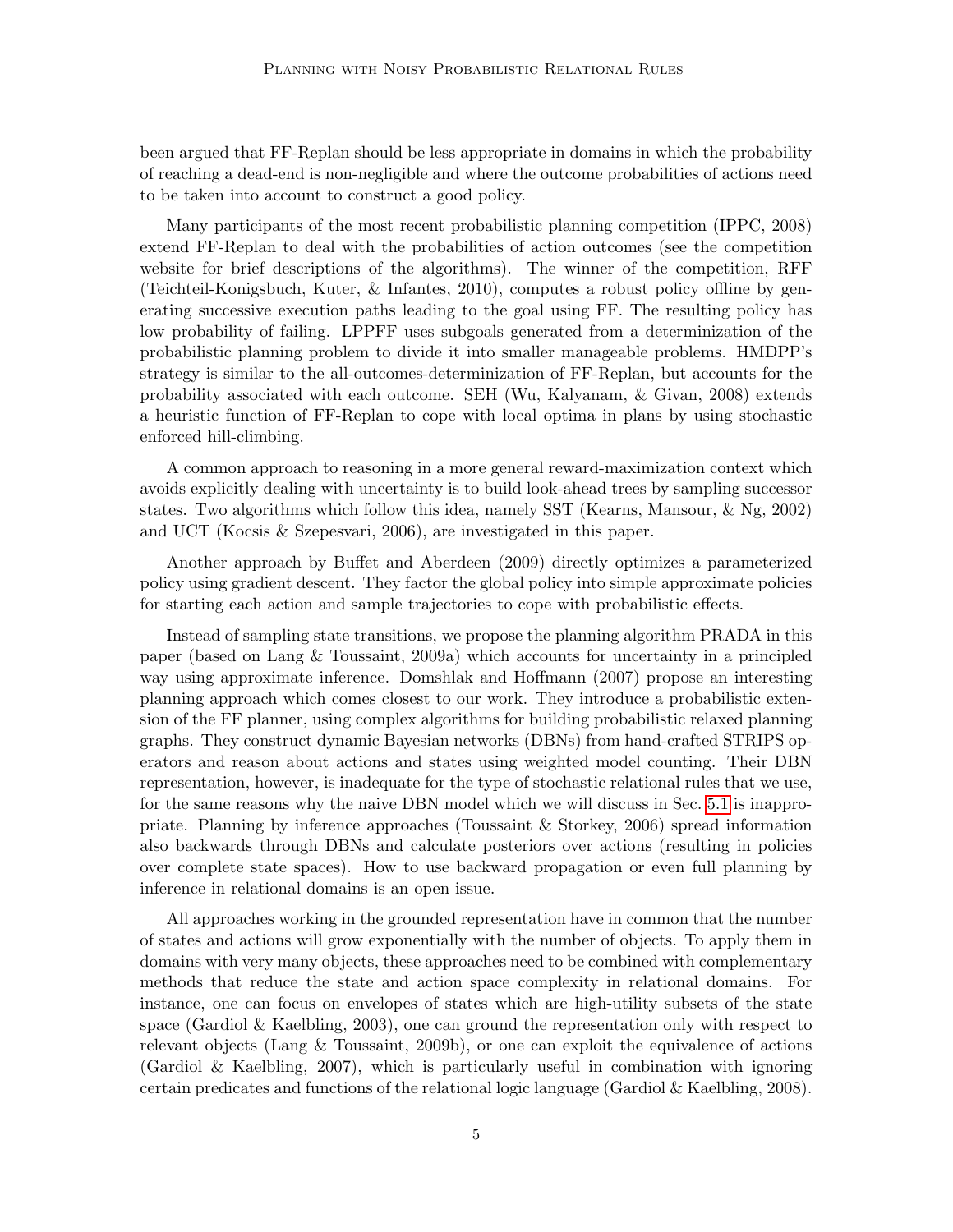been argued that FF-Replan should be less appropriate in domains in which the probability of reaching a dead-end is non-negligible and where the outcome probabilities of actions need to be taken into account to construct a good policy.

Many participants of the most recent probabilistic planning competition (IPPC, 2008) extend FF-Replan to deal with the probabilities of action outcomes (see the competition website for brief descriptions of the algorithms). The winner of the competition, RFF (Teichteil-Konigsbuch, Kuter, & Infantes, 2010), computes a robust policy offline by generating successive execution paths leading to the goal using FF. The resulting policy has low probability of failing. LPPFF uses subgoals generated from a determinization of the probabilistic planning problem to divide it into smaller manageable problems. HMDPP's strategy is similar to the all-outcomes-determinization of FF-Replan, but accounts for the probability associated with each outcome. SEH (Wu, Kalyanam, & Givan, 2008) extends a heuristic function of FF-Replan to cope with local optima in plans by using stochastic enforced hill-climbing.

A common approach to reasoning in a more general reward-maximization context which avoids explicitly dealing with uncertainty is to build look-ahead trees by sampling successor states. Two algorithms which follow this idea, namely SST (Kearns, Mansour, & Ng, 2002) and UCT (Kocsis & Szepesvari, 2006), are investigated in this paper.

Another approach by Buffet and Aberdeen (2009) directly optimizes a parameterized policy using gradient descent. They factor the global policy into simple approximate policies for starting each action and sample trajectories to cope with probabilistic effects.

Instead of sampling state transitions, we propose the planning algorithm PRADA in this paper (based on Lang & Toussaint, 2009a) which accounts for uncertainty in a principled way using approximate inference. Domshlak and Hoffmann (2007) propose an interesting planning approach which comes closest to our work. They introduce a probabilistic extension of the FF planner, using complex algorithms for building probabilistic relaxed planning graphs. They construct dynamic Bayesian networks (DBNs) from hand-crafted STRIPS operators and reason about actions and states using weighted model counting. Their DBN representation, however, is inadequate for the type of stochastic relational rules that we use, for the same reasons why the naive DBN model which we will discuss in Sec. 5.1 is inappropriate. Planning by inference approaches (Toussaint & Storkey, 2006) spread information also backwards through DBNs and calculate posteriors over actions (resulting in policies over complete state spaces). How to use backward propagation or even full planning by inference in relational domains is an open issue.

All approaches working in the grounded representation have in common that the number of states and actions will grow exponentially with the number of objects. To apply them in domains with very many objects, these approaches need to be combined with complementary methods that reduce the state and action space complexity in relational domains. For instance, one can focus on envelopes of states which are high-utility subsets of the state space (Gardiol & Kaelbling, 2003), one can ground the representation only with respect to relevant objects (Lang & Toussaint, 2009b), or one can exploit the equivalence of actions (Gardiol & Kaelbling, 2007), which is particularly useful in combination with ignoring certain predicates and functions of the relational logic language (Gardiol & Kaelbling, 2008).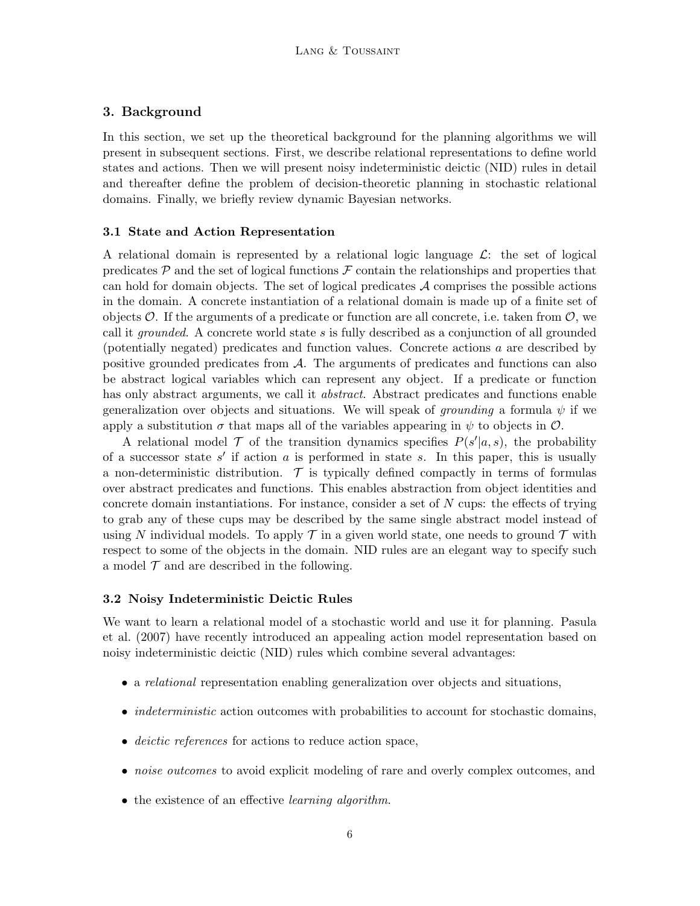## 3. Background

In this section, we set up the theoretical background for the planning algorithms we will present in subsequent sections. First, we describe relational representations to define world states and actions. Then we will present noisy indeterministic deictic (NID) rules in detail and thereafter define the problem of decision-theoretic planning in stochastic relational domains. Finally, we briefly review dynamic Bayesian networks.

### 3.1 State and Action Representation

A relational domain is represented by a relational logic language $\mathcal{L}$: the set of logical predicates $\mathcal{P}$ and the set of logical functions $\mathcal{F}$ contain the relationships and properties that can hold for domain objects. The set of logical predicates $\mathcal{A}$ comprises the possible actions in the domain. A concrete instantiation of a relational domain is made up of a finite set of objects $\mathcal{O}$. If the arguments of a predicate or function are all concrete, i.e. taken from $\mathcal{O}$, we call it *grounded*. A concrete world state $s$ is fully described as a conjunction of all grounded (potentially negated) predicates and function values. Concrete actions $a$ are described by positive grounded predicates from $\mathcal{A}$. The arguments of predicates and functions can also be abstract logical variables which can represent any object. If a predicate or function has only abstract arguments, we call it *abstract*. Abstract predicates and functions enable generalization over objects and situations. We will speak of *grounding* a formula $\psi$ if we apply a substitution $\sigma$ that maps all of the variables appearing in $\psi$ to objects in $\mathcal{O}$.

A relational model $\mathcal{T}$ of the transition dynamics specifies $P(s'|a, s)$, the probability of a successor state $s'$ if action $a$ is performed in state $s$. In this paper, this is usually a non-deterministic distribution. $\mathcal{T}$ is typically defined compactly in terms of formulas over abstract predicates and functions. This enables abstraction from object identities and concrete domain instantiations. For instance, consider a set of $N$ cups: the effects of trying to grab any of these cups may be described by the same single abstract model instead of using $N$ individual models. To apply $\mathcal{T}$ in a given world state, one needs to ground $\mathcal{T}$ with respect to some of the objects in the domain. NID rules are an elegant way to specify such a model $\mathcal{T}$ and are described in the following.

### 3.2 Noisy Indeterministic Deictic Rules

We want to learn a relational model of a stochastic world and use it for planning. Pasula et al. (2007) have recently introduced an appealing action model representation based on noisy indeterministic deictic (NID) rules which combine several advantages:

- a *relational* representation enabling generalization over objects and situations,
- *indeterministic* action outcomes with probabilities to account for stochastic domains,
- *deictic references* for actions to reduce action space,
- *noise outcomes* to avoid explicit modeling of rare and overly complex outcomes, and
- the existence of an effective *learning algorithm*.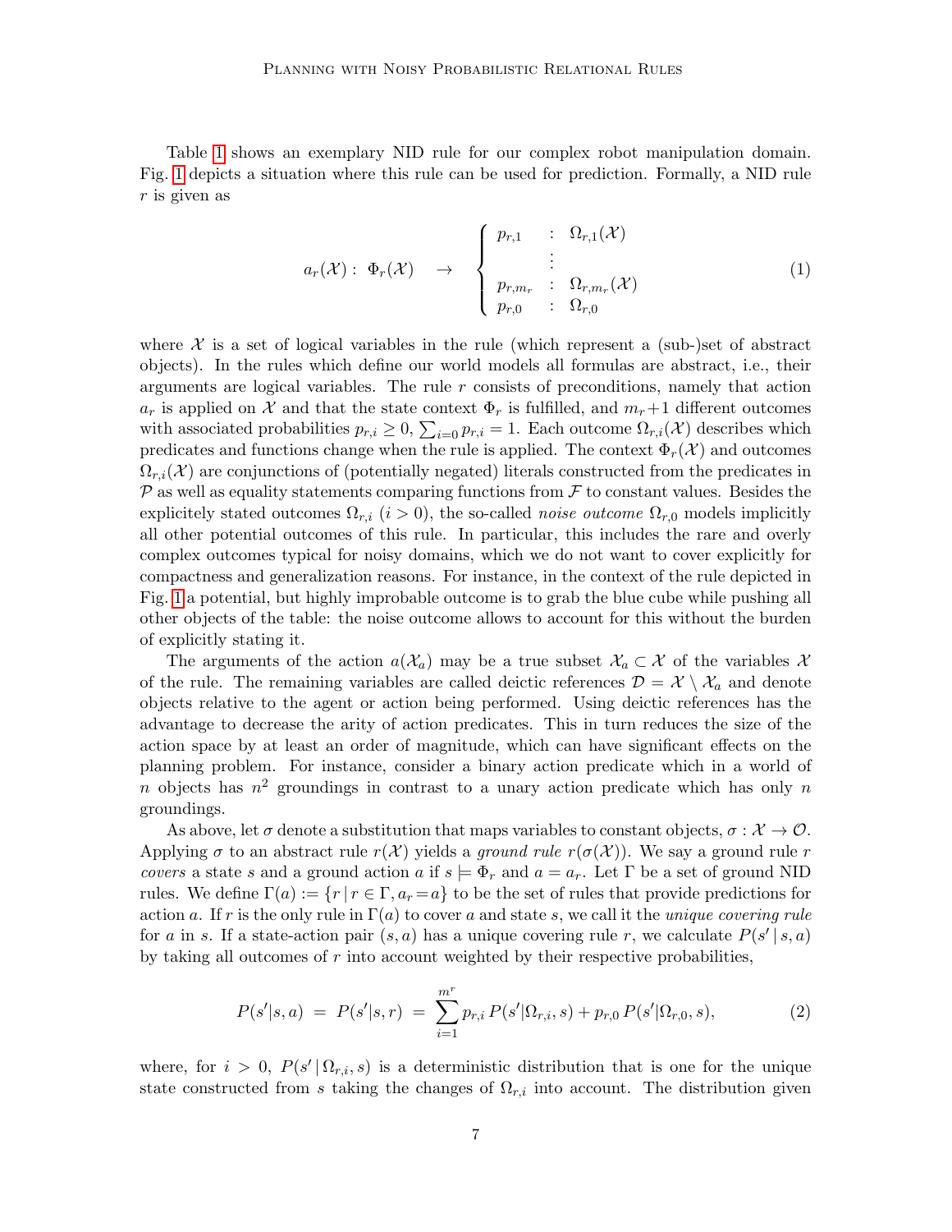Table 1 shows an exemplary NID rule for our complex robot manipulation domain. Fig. 1 depicts a situation where this rule can be used for prediction. Formally, a NID rule $r$ is given as

$$a_r(\mathcal{X}) : \; \Phi_r(\mathcal{X}) \quad \rightarrow \quad \begin{cases} p_{r,1} & : \; \Omega_{r,1}(\mathcal{X}) \\ & \vdots \\ p_{r,m_r} & : \; \Omega_{r,m_r}(\mathcal{X}) \\ p_{r,0} & : \; \Omega_{r,0} \end{cases} \tag{1}$$

where $\mathcal{X}$ is a set of logical variables in the rule (which represent a (sub-)set of abstract objects). In the rules which define our world models all formulas are abstract, i.e., their arguments are logical variables. The rule $r$ consists of preconditions, namely that action $a_r$ is applied on $\mathcal{X}$ and that the state context $\Phi_r$ is fulfilled, and $m_r+1$ different outcomes with associated probabilities $p_{r,i} \geq 0$, $\sum_{i=0} p_{r,i} = 1$. Each outcome $\Omega_{r,i}(\mathcal{X})$ describes which predicates and functions change when the rule is applied. The context $\Phi_r(\mathcal{X})$ and outcomes $\Omega_{r,i}(\mathcal{X})$ are conjunctions of (potentially negated) literals constructed from the predicates in $\mathcal{P}$ as well as equality statements comparing functions from $\mathcal{F}$ to constant values. Besides the explicitely stated outcomes $\Omega_{r,i}$ ($i > 0$), the so-called *noise outcome* $\Omega_{r,0}$ models implicitly all other potential outcomes of this rule. In particular, this includes the rare and overly complex outcomes typical for noisy domains, which we do not want to cover explicitly for compactness and generalization reasons. For instance, in the context of the rule depicted in Fig. 1 a potential, but highly improbable outcome is to grab the blue cube while pushing all other objects of the table: the noise outcome allows to account for this without the burden of explicitly stating it.

The arguments of the action $a(\mathcal{X}_a)$ may be a true subset $\mathcal{X}_a \subset \mathcal{X}$ of the variables $\mathcal{X}$ of the rule. The remaining variables are called deictic references $\mathcal{D} = \mathcal{X} \setminus \mathcal{X}_a$ and denote objects relative to the agent or action being performed. Using deictic references has the advantage to decrease the arity of action predicates. This in turn reduces the size of the action space by at least an order of magnitude, which can have significant effects on the planning problem. For instance, consider a binary action predicate which in a world of $n$ objects has $n^2$ groundings in contrast to a unary action predicate which has only $n$ groundings.

As above, let $\sigma$ denote a substitution that maps variables to constant objects, $\sigma : \mathcal{X} \rightarrow \mathcal{O}$. Applying $\sigma$ to an abstract rule $r(\mathcal{X})$ yields a *ground rule* $r(\sigma(\mathcal{X}))$. We say a ground rule $r$ *covers* a state $s$ and a ground action $a$ if $s \models \Phi_r$ and $a = a_r$. Let $\Gamma$ be a set of ground NID rules. We define $\Gamma(a) := \{r \,|\, r \in \Gamma, a_r = a\}$ to be the set of rules that provide predictions for action $a$. If $r$ is the only rule in $\Gamma(a)$ to cover $a$ and state $s$, we call it the *unique covering rule* for $a$ in $s$. If a state-action pair $(s, a)$ has a unique covering rule $r$, we calculate $P(s' \,|\, s, a)$ by taking all outcomes of $r$ into account weighted by their respective probabilities,

$$P(s'|s,a) \;=\; P(s'|s,r) \;=\; \sum_{i=1}^{m^r} p_{r,i}\, P(s'|\Omega_{r,i}, s) + p_{r,0}\, P(s'|\Omega_{r,0}, s), \tag{2}$$

where, for $i > 0$, $P(s' \,|\, \Omega_{r,i}, s)$ is a deterministic distribution that is one for the unique state constructed from $s$ taking the changes of $\Omega_{r,i}$ into account. The distribution given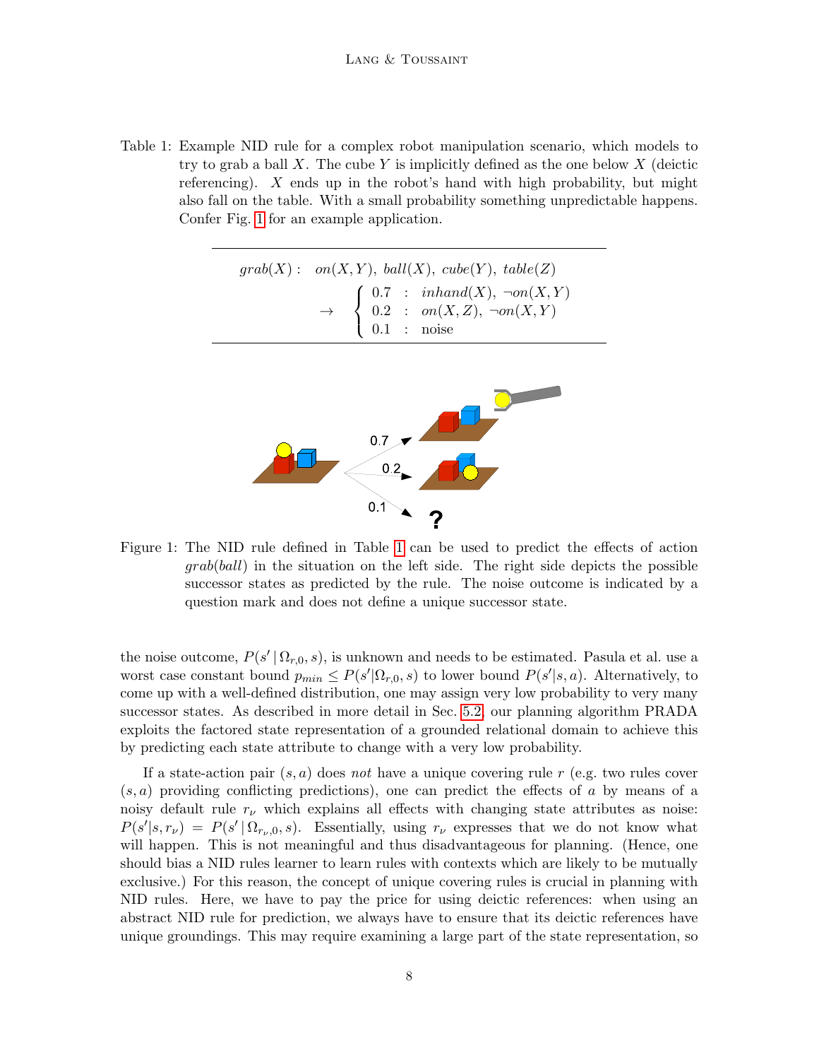Table 1: Example NID rule for a complex robot manipulation scenario, which models to try to grab a ball $X$. The cube $Y$ is implicitly defined as the one below $X$ (deictic referencing). $X$ ends up in the robot's hand with high probability, but might also fall on the table. With a small probability something unpredictable happens. Confer Fig. 1 for an example application.

$$
\begin{aligned}
grab(X): \quad & on(X,Y),\ ball(X),\ cube(Y),\ table(Z) \\
\rightarrow \quad & \begin{cases} 0.7 & : \ inhand(X),\ \neg on(X,Y) \\ 0.2 & : \ on(X,Z),\ \neg on(X,Y) \\ 0.1 & : \ \text{noise} \end{cases}
\end{aligned}
$$

Figure 1: The NID rule defined in Table 1 can be used to predict the effects of action $grab(ball)$ in the situation on the left side. The right side depicts the possible successor states as predicted by the rule. The noise outcome is indicated by a question mark and does not define a unique successor state.

the noise outcome, $P(s' \mid \Omega_{r,0}, s)$, is unknown and needs to be estimated. Pasula et al. use a worst case constant bound $p_{min} \leq P(s'|\Omega_{r,0}, s)$ to lower bound $P(s'|s,a)$. Alternatively, to come up with a well-defined distribution, one may assign very low probability to very many successor states. As described in more detail in Sec. 5.2, our planning algorithm PRADA exploits the factored state representation of a grounded relational domain to achieve this by predicting each state attribute to change with a very low probability.

If a state-action pair $(s, a)$ does *not* have a unique covering rule $r$ (e.g. two rules cover $(s, a)$ providing conflicting predictions), one can predict the effects of $a$ by means of a noisy default rule $r_\nu$ which explains all effects with changing state attributes as noise: $P(s'|s, r_\nu) = P(s' \mid \Omega_{r_\nu,0}, s)$. Essentially, using $r_\nu$ expresses that we do not know what will happen. This is not meaningful and thus disadvantageous for planning. (Hence, one should bias a NID rules learner to learn rules with contexts which are likely to be mutually exclusive.) For this reason, the concept of unique covering rules is crucial in planning with NID rules. Here, we have to pay the price for using deictic references: when using an abstract NID rule for prediction, we always have to ensure that its deictic references have unique groundings. This may require examining a large part of the state representation, so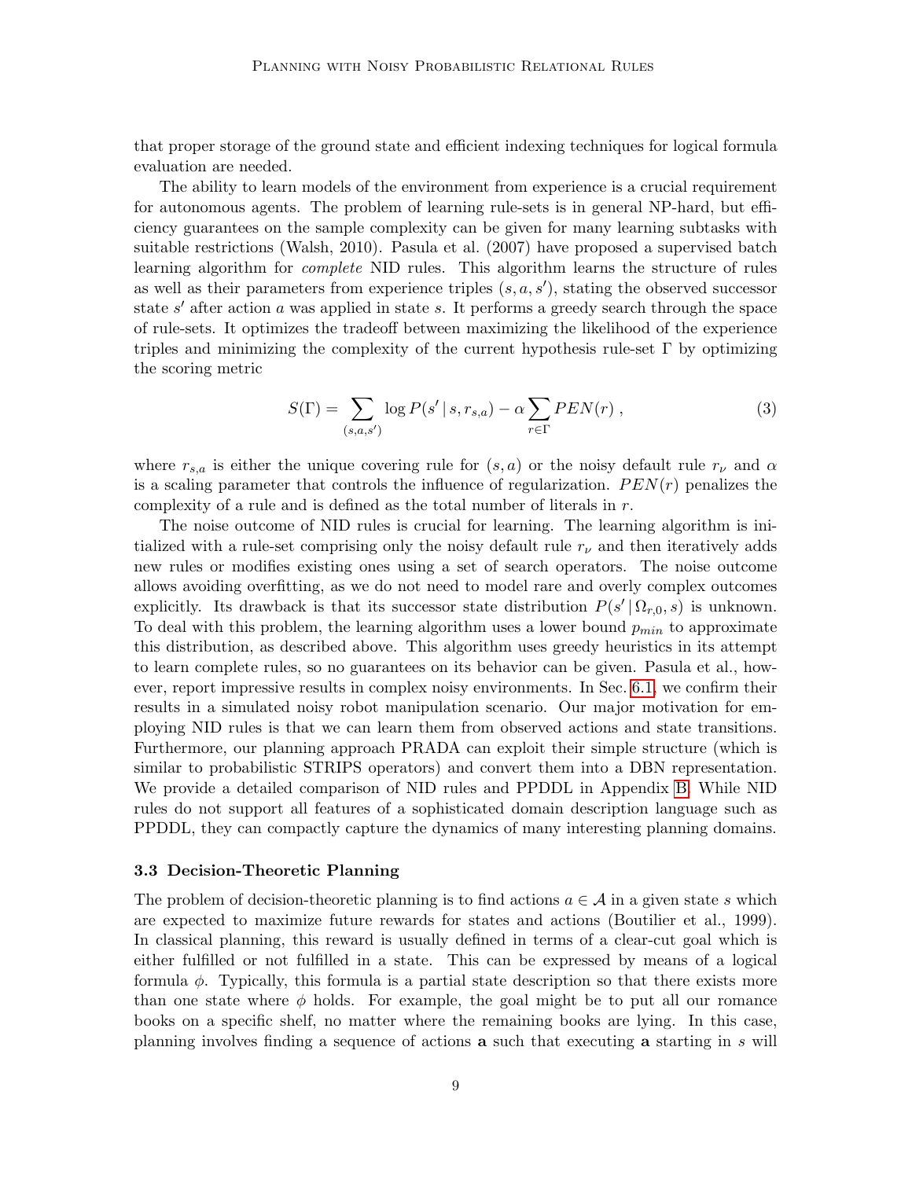that proper storage of the ground state and efficient indexing techniques for logical formula evaluation are needed.

The ability to learn models of the environment from experience is a crucial requirement for autonomous agents. The problem of learning rule-sets is in general NP-hard, but efficiency guarantees on the sample complexity can be given for many learning subtasks with suitable restrictions (Walsh, 2010). Pasula et al. (2007) have proposed a supervised batch learning algorithm for *complete* NID rules. This algorithm learns the structure of rules as well as their parameters from experience triples $(s, a, s')$, stating the observed successor state $s'$ after action $a$ was applied in state $s$. It performs a greedy search through the space of rule-sets. It optimizes the tradeoff between maximizing the likelihood of the experience triples and minimizing the complexity of the current hypothesis rule-set $\Gamma$ by optimizing the scoring metric

$$S(\Gamma) = \sum_{(s,a,s')} \log P(s' \,|\, s, r_{s,a}) - \alpha \sum_{r \in \Gamma} PEN(r) \,, \tag{3}$$

where $r_{s,a}$ is either the unique covering rule for $(s, a)$ or the noisy default rule $r_\nu$ and $\alpha$ is a scaling parameter that controls the influence of regularization. $PEN(r)$ penalizes the complexity of a rule and is defined as the total number of literals in $r$.

The noise outcome of NID rules is crucial for learning. The learning algorithm is initialized with a rule-set comprising only the noisy default rule $r_\nu$ and then iteratively adds new rules or modifies existing ones using a set of search operators. The noise outcome allows avoiding overfitting, as we do not need to model rare and overly complex outcomes explicitly. Its drawback is that its successor state distribution $P(s' \,|\, \Omega_{r,0}, s)$ is unknown. To deal with this problem, the learning algorithm uses a lower bound $p_{min}$ to approximate this distribution, as described above. This algorithm uses greedy heuristics in its attempt to learn complete rules, so no guarantees on its behavior can be given. Pasula et al., however, report impressive results in complex noisy environments. In Sec. 6.1, we confirm their results in a simulated noisy robot manipulation scenario. Our major motivation for employing NID rules is that we can learn them from observed actions and state transitions. Furthermore, our planning approach PRADA can exploit their simple structure (which is similar to probabilistic STRIPS operators) and convert them into a DBN representation. We provide a detailed comparison of NID rules and PPDDL in Appendix B. While NID rules do not support all features of a sophisticated domain description language such as PPDDL, they can compactly capture the dynamics of many interesting planning domains.

### 3.3 Decision-Theoretic Planning

The problem of decision-theoretic planning is to find actions $a \in \mathcal{A}$ in a given state $s$ which are expected to maximize future rewards for states and actions (Boutilier et al., 1999). In classical planning, this reward is usually defined in terms of a clear-cut goal which is either fulfilled or not fulfilled in a state. This can be expressed by means of a logical formula $\phi$. Typically, this formula is a partial state description so that there exists more than one state where $\phi$ holds. For example, the goal might be to put all our romance books on a specific shelf, no matter where the remaining books are lying. In this case, planning involves finding a sequence of actions $\mathbf{a}$ such that executing $\mathbf{a}$ starting in $s$ will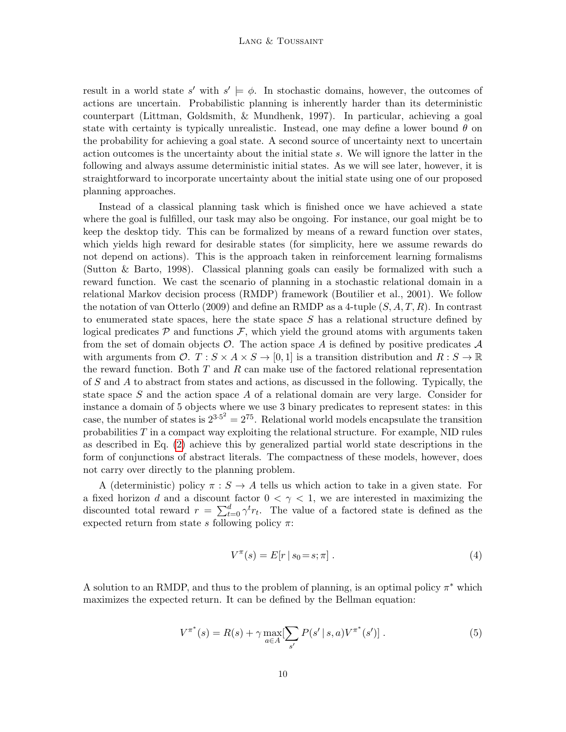result in a world state $s'$ with $s' \models \phi$. In stochastic domains, however, the outcomes of actions are uncertain. Probabilistic planning is inherently harder than its deterministic counterpart (Littman, Goldsmith, & Mundhenk, 1997). In particular, achieving a goal state with certainty is typically unrealistic. Instead, one may define a lower bound $\theta$ on the probability for achieving a goal state. A second source of uncertainty next to uncertain action outcomes is the uncertainty about the initial state $s$. We will ignore the latter in the following and always assume deterministic initial states. As we will see later, however, it is straightforward to incorporate uncertainty about the initial state using one of our proposed planning approaches.

Instead of a classical planning task which is finished once we have achieved a state where the goal is fulfilled, our task may also be ongoing. For instance, our goal might be to keep the desktop tidy. This can be formalized by means of a reward function over states, which yields high reward for desirable states (for simplicity, here we assume rewards do not depend on actions). This is the approach taken in reinforcement learning formalisms (Sutton & Barto, 1998). Classical planning goals can easily be formalized with such a reward function. We cast the scenario of planning in a stochastic relational domain in a relational Markov decision process (RMDP) framework (Boutilier et al., 2001). We follow the notation of van Otterlo (2009) and define an RMDP as a 4-tuple $(S, A, T, R)$. In contrast to enumerated state spaces, here the state space $S$ has a relational structure defined by logical predicates $\mathcal{P}$ and functions $\mathcal{F}$, which yield the ground atoms with arguments taken from the set of domain objects $\mathcal{O}$. The action space $A$ is defined by positive predicates $\mathcal{A}$ with arguments from $\mathcal{O}$. $T : S \times A \times S \to [0, 1]$ is a transition distribution and $R : S \to \mathbb{R}$ the reward function. Both $T$ and $R$ can make use of the factored relational representation of $S$ and $A$ to abstract from states and actions, as discussed in the following. Typically, the state space $S$ and the action space $A$ of a relational domain are very large. Consider for instance a domain of 5 objects where we use 3 binary predicates to represent states: in this case, the number of states is $2^{3 \cdot 5^2} = 2^{75}$. Relational world models encapsulate the transition probabilities $T$ in a compact way exploiting the relational structure. For example, NID rules as described in Eq. (2) achieve this by generalized partial world state descriptions in the form of conjunctions of abstract literals. The compactness of these models, however, does not carry over directly to the planning problem.

A (deterministic) policy $\pi : S \to A$ tells us which action to take in a given state. For a fixed horizon $d$ and a discount factor $0 < \gamma < 1$, we are interested in maximizing the discounted total reward $r = \sum_{t=0}^{d} \gamma^t r_t$. The value of a factored state is defined as the expected return from state $s$ following policy $\pi$:

$$V^{\pi}(s) = E[r \mid s_0 = s; \pi] \,. \tag{4}$$

A solution to an RMDP, and thus to the problem of planning, is an optimal policy $\pi^*$ which maximizes the expected return. It can be defined by the Bellman equation:

$$V^{\pi^*}(s) = R(s) + \gamma \max_{a \in A} [\sum_{s'} P(s' \mid s, a) V^{\pi^*}(s')] \,. \tag{5}$$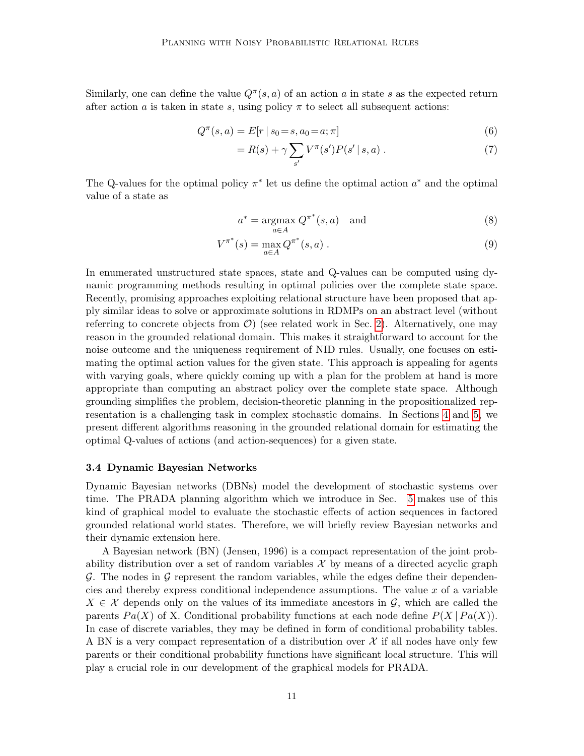Similarly, one can define the value $Q^\pi(s, a)$ of an action $a$ in state $s$ as the expected return after action $a$ is taken in state $s$, using policy $\pi$ to select all subsequent actions:

$$Q^\pi(s, a) = E[r \mid s_0 = s, a_0 = a; \pi] \tag{6}$$

$$= R(s) + \gamma \sum_{s'} V^\pi(s') P(s' \mid s, a) \; . \tag{7}$$

The Q-values for the optimal policy $\pi^*$ let us define the optimal action $a^*$ and the optimal value of a state as

$$a^* = \operatorname*{argmax}_{a \in A} Q^{\pi^*}(s, a) \quad \text{and} \tag{8}$$

$$V^{\pi^*}(s) = \max_{a \in A} Q^{\pi^*}(s, a) \; . \tag{9}$$

In enumerated unstructured state spaces, state and Q-values can be computed using dynamic programming methods resulting in optimal policies over the complete state space. Recently, promising approaches exploiting relational structure have been proposed that apply similar ideas to solve or approximate solutions in RDMPs on an abstract level (without referring to concrete objects from $\mathcal{O}$) (see related work in Sec. 2). Alternatively, one may reason in the grounded relational domain. This makes it straightforward to account for the noise outcome and the uniqueness requirement of NID rules. Usually, one focuses on estimating the optimal action values for the given state. This approach is appealing for agents with varying goals, where quickly coming up with a plan for the problem at hand is more appropriate than computing an abstract policy over the complete state space. Although grounding simplifies the problem, decision-theoretic planning in the propositionalized representation is a challenging task in complex stochastic domains. In Sections 4 and 5, we present different algorithms reasoning in the grounded relational domain for estimating the optimal Q-values of actions (and action-sequences) for a given state.

### 3.4 Dynamic Bayesian Networks

Dynamic Bayesian networks (DBNs) model the development of stochastic systems over time. The PRADA planning algorithm which we introduce in Sec. 5 makes use of this kind of graphical model to evaluate the stochastic effects of action sequences in factored grounded relational world states. Therefore, we will briefly review Bayesian networks and their dynamic extension here.

A Bayesian network (BN) (Jensen, 1996) is a compact representation of the joint probability distribution over a set of random variables $\mathcal{X}$ by means of a directed acyclic graph $\mathcal{G}$. The nodes in $\mathcal{G}$ represent the random variables, while the edges define their dependencies and thereby express conditional independence assumptions. The value $x$ of a variable $X \in \mathcal{X}$ depends only on the values of its immediate ancestors in $\mathcal{G}$, which are called the parents $Pa(X)$ of X. Conditional probability functions at each node define $P(X \mid Pa(X))$. In case of discrete variables, they may be defined in form of conditional probability tables. A BN is a very compact representation of a distribution over $\mathcal{X}$ if all nodes have only few parents or their conditional probability functions have significant local structure. This will play a crucial role in our development of the graphical models for PRADA.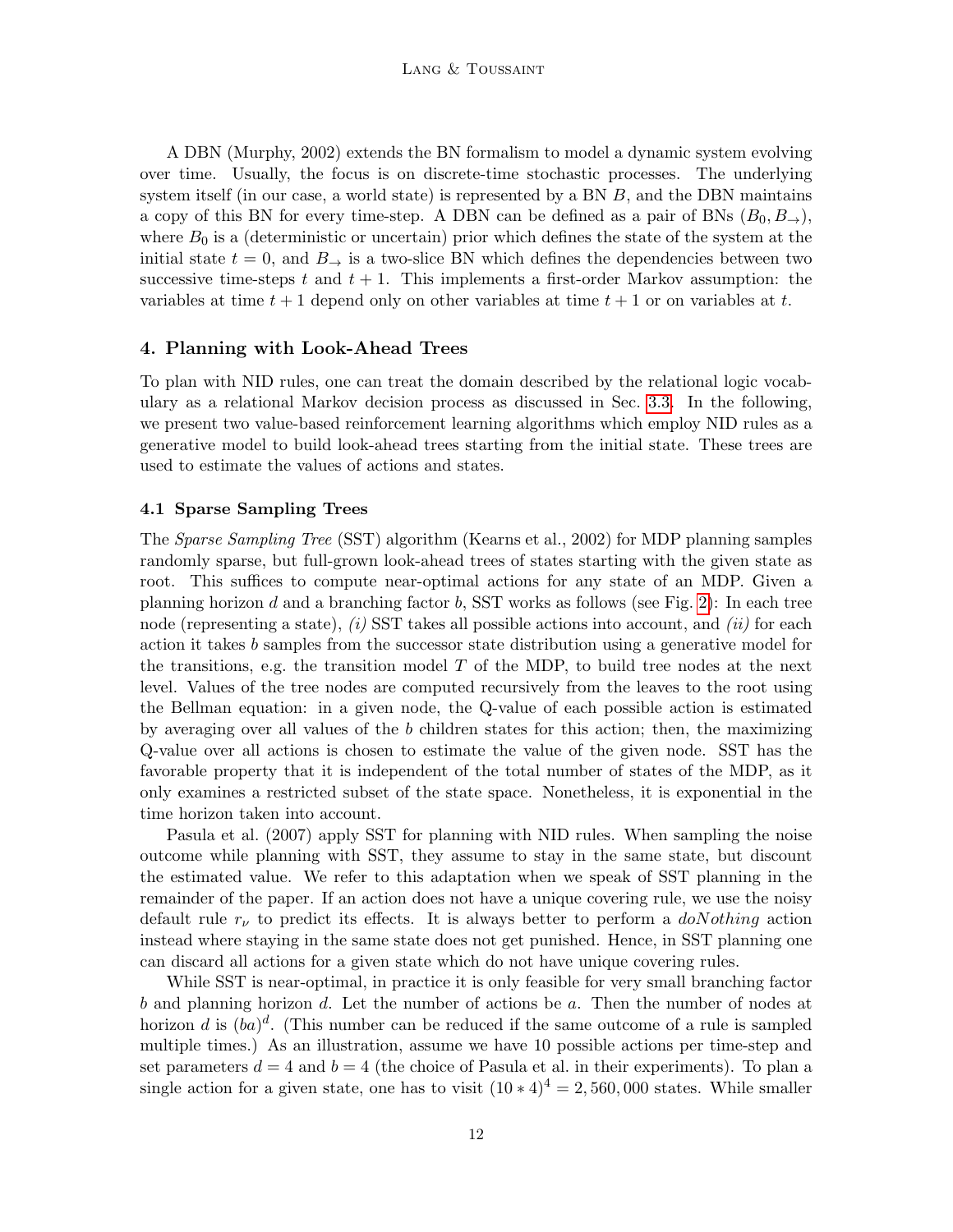A DBN (Murphy, 2002) extends the BN formalism to model a dynamic system evolving over time. Usually, the focus is on discrete-time stochastic processes. The underlying system itself (in our case, a world state) is represented by a BN $B$, and the DBN maintains a copy of this BN for every time-step. A DBN can be defined as a pair of BNs $(B_0, B_{\rightarrow})$, where $B_0$ is a (deterministic or uncertain) prior which defines the state of the system at the initial state $t = 0$, and $B_{\rightarrow}$ is a two-slice BN which defines the dependencies between two successive time-steps $t$ and $t + 1$. This implements a first-order Markov assumption: the variables at time $t + 1$ depend only on other variables at time $t + 1$ or on variables at $t$.

## 4. Planning with Look-Ahead Trees

To plan with NID rules, one can treat the domain described by the relational logic vocabulary as a relational Markov decision process as discussed in Sec. 3.3. In the following, we present two value-based reinforcement learning algorithms which employ NID rules as a generative model to build look-ahead trees starting from the initial state. These trees are used to estimate the values of actions and states.

### 4.1 Sparse Sampling Trees

The *Sparse Sampling Tree* (SST) algorithm (Kearns et al., 2002) for MDP planning samples randomly sparse, but full-grown look-ahead trees of states starting with the given state as root. This suffices to compute near-optimal actions for any state of an MDP. Given a planning horizon $d$ and a branching factor $b$, SST works as follows (see Fig. 2): In each tree node (representing a state), *(i)* SST takes all possible actions into account, and *(ii)* for each action it takes $b$ samples from the successor state distribution using a generative model for the transitions, e.g. the transition model $T$ of the MDP, to build tree nodes at the next level. Values of the tree nodes are computed recursively from the leaves to the root using the Bellman equation: in a given node, the Q-value of each possible action is estimated by averaging over all values of the $b$ children states for this action; then, the maximizing Q-value over all actions is chosen to estimate the value of the given node. SST has the favorable property that it is independent of the total number of states of the MDP, as it only examines a restricted subset of the state space. Nonetheless, it is exponential in the time horizon taken into account.

Pasula et al. (2007) apply SST for planning with NID rules. When sampling the noise outcome while planning with SST, they assume to stay in the same state, but discount the estimated value. We refer to this adaptation when we speak of SST planning in the remainder of the paper. If an action does not have a unique covering rule, we use the noisy default rule $r_{\nu}$ to predict its effects. It is always better to perform a *doNothing* action instead where staying in the same state does not get punished. Hence, in SST planning one can discard all actions for a given state which do not have unique covering rules.

While SST is near-optimal, in practice it is only feasible for very small branching factor $b$ and planning horizon $d$. Let the number of actions be $a$. Then the number of nodes at horizon $d$ is $(ba)^d$. (This number can be reduced if the same outcome of a rule is sampled multiple times.) As an illustration, assume we have 10 possible actions per time-step and set parameters $d = 4$ and $b = 4$ (the choice of Pasula et al. in their experiments). To plan a single action for a given state, one has to visit $(10 * 4)^4 = 2,560,000$ states. While smaller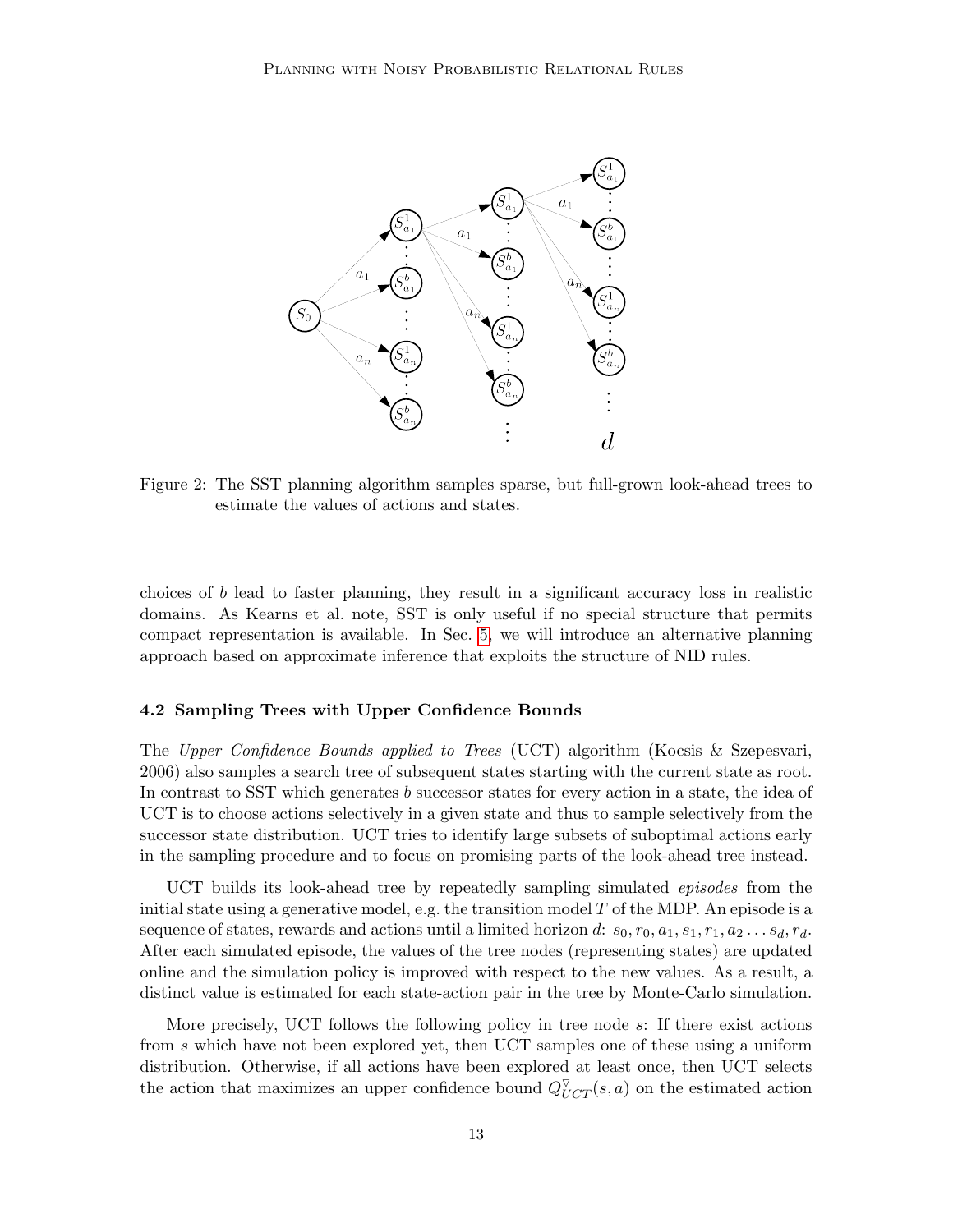Figure 2: The SST planning algorithm samples sparse, but full-grown look-ahead trees to estimate the values of actions and states.

choices of $b$ lead to faster planning, they result in a significant accuracy loss in realistic domains. As Kearns et al. note, SST is only useful if no special structure that permits compact representation is available. In Sec. 5, we will introduce an alternative planning approach based on approximate inference that exploits the structure of NID rules.

### 4.2 Sampling Trees with Upper Confidence Bounds

The *Upper Confidence Bounds applied to Trees* (UCT) algorithm (Kocsis & Szepesvari, 2006) also samples a search tree of subsequent states starting with the current state as root. In contrast to SST which generates $b$ successor states for every action in a state, the idea of UCT is to choose actions selectively in a given state and thus to sample selectively from the successor state distribution. UCT tries to identify large subsets of suboptimal actions early in the sampling procedure and to focus on promising parts of the look-ahead tree instead.

UCT builds its look-ahead tree by repeatedly sampling simulated *episodes* from the initial state using a generative model, e.g. the transition model $T$ of the MDP. An episode is a sequence of states, rewards and actions until a limited horizon $d$: $s_0, r_0, a_1, s_1, r_1, a_2 \ldots s_d, r_d$. After each simulated episode, the values of the tree nodes (representing states) are updated online and the simulation policy is improved with respect to the new values. As a result, a distinct value is estimated for each state-action pair in the tree by Monte-Carlo simulation.

More precisely, UCT follows the following policy in tree node $s$: If there exist actions from $s$ which have not been explored yet, then UCT samples one of these using a uniform distribution. Otherwise, if all actions have been explored at least once, then UCT selects the action that maximizes an upper confidence bound $Q^{\triangledown}_{UCT}(s, a)$ on the estimated action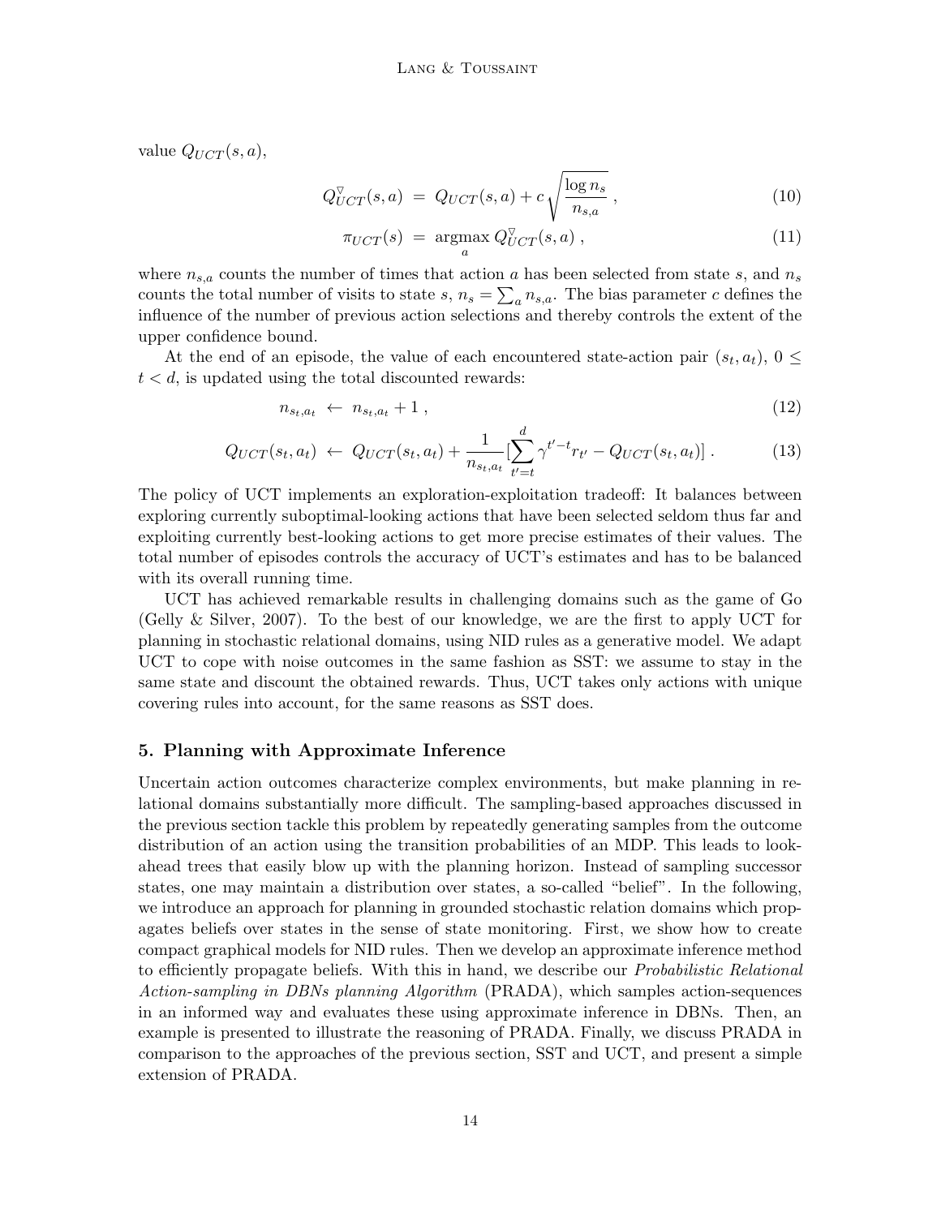value $Q_{UCT}(s, a)$,

$$Q^{\triangledown}_{UCT}(s, a) \ = \ Q_{UCT}(s, a) + c\sqrt{\frac{\log n_s}{n_{s,a}}} \ , \tag{10}$$

$$\pi_{UCT}(s) \ = \ \operatorname*{argmax}_a Q^{\triangledown}_{UCT}(s, a) \ , \tag{11}$$

where $n_{s,a}$ counts the number of times that action $a$ has been selected from state $s$, and $n_s$ counts the total number of visits to state $s$, $n_s = \sum_a n_{s,a}$. The bias parameter $c$ defines the influence of the number of previous action selections and thereby controls the extent of the upper confidence bound.

At the end of an episode, the value of each encountered state-action pair $(s_t, a_t)$, $0 \leq t < d$, is updated using the total discounted rewards:

$$n_{s_t,a_t} \ \leftarrow \ n_{s_t,a_t} + 1 \ , \tag{12}$$

$$Q_{UCT}(s_t, a_t) \ \leftarrow \ Q_{UCT}(s_t, a_t) + \frac{1}{n_{s_t,a_t}}[\sum_{t'=t}^{d} \gamma^{t'-t} r_{t'} - Q_{UCT}(s_t, a_t)] \ . \tag{13}$$

The policy of UCT implements an exploration-exploitation tradeoff: It balances between exploring currently suboptimal-looking actions that have been selected seldom thus far and exploiting currently best-looking actions to get more precise estimates of their values. The total number of episodes controls the accuracy of UCT's estimates and has to be balanced with its overall running time.

UCT has achieved remarkable results in challenging domains such as the game of Go (Gelly & Silver, 2007). To the best of our knowledge, we are the first to apply UCT for planning in stochastic relational domains, using NID rules as a generative model. We adapt UCT to cope with noise outcomes in the same fashion as SST: we assume to stay in the same state and discount the obtained rewards. Thus, UCT takes only actions with unique covering rules into account, for the same reasons as SST does.

## 5. Planning with Approximate Inference

Uncertain action outcomes characterize complex environments, but make planning in relational domains substantially more difficult. The sampling-based approaches discussed in the previous section tackle this problem by repeatedly generating samples from the outcome distribution of an action using the transition probabilities of an MDP. This leads to look-ahead trees that easily blow up with the planning horizon. Instead of sampling successor states, one may maintain a distribution over states, a so-called "belief". In the following, we introduce an approach for planning in grounded stochastic relation domains which propagates beliefs over states in the sense of state monitoring. First, we show how to create compact graphical models for NID rules. Then we develop an approximate inference method to efficiently propagate beliefs. With this in hand, we describe our *Probabilistic Relational Action-sampling in DBNs planning Algorithm* (PRADA), which samples action-sequences in an informed way and evaluates these using approximate inference in DBNs. Then, an example is presented to illustrate the reasoning of PRADA. Finally, we discuss PRADA in comparison to the approaches of the previous section, SST and UCT, and present a simple extension of PRADA.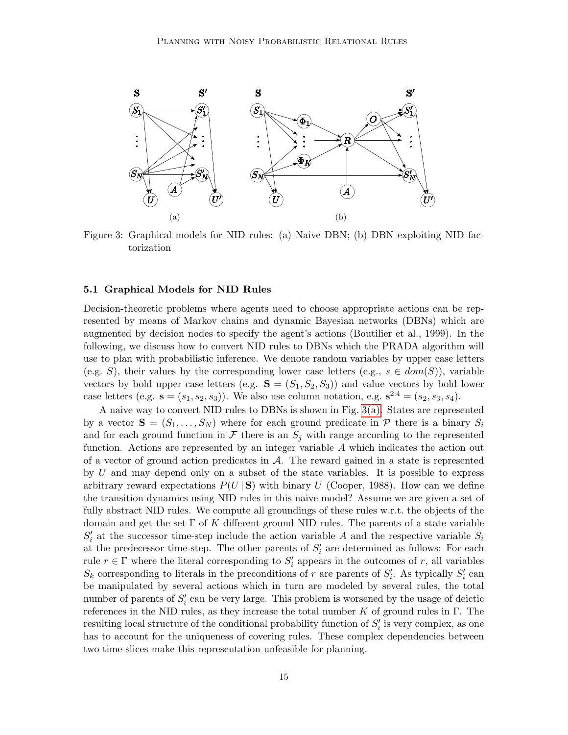Figure 3: Graphical models for NID rules: (a) Naive DBN; (b) DBN exploiting NID factorization

### 5.1 Graphical Models for NID Rules

Decision-theoretic problems where agents need to choose appropriate actions can be represented by means of Markov chains and dynamic Bayesian networks (DBNs) which are augmented by decision nodes to specify the agent's actions (Boutilier et al., 1999). In the following, we discuss how to convert NID rules to DBNs which the PRADA algorithm will use to plan with probabilistic inference. We denote random variables by upper case letters (e.g. $S$), their values by the corresponding lower case letters (e.g., $s \in dom(S)$), variable vectors by bold upper case letters (e.g. $\mathbf{S} = (S_1, S_2, S_3)$) and value vectors by bold lower case letters (e.g. $\mathbf{s} = (s_1, s_2, s_3)$). We also use column notation, e.g. $\mathbf{s}^{2:4} = (s_2, s_3, s_4)$.

A naive way to convert NID rules to DBNs is shown in Fig. 3(a). States are represented by a vector $\mathbf{S} = (S_1, \ldots, S_N)$ where for each ground predicate in $\mathcal{P}$ there is a binary $S_i$ and for each ground function in $\mathcal{F}$ there is an $S_j$ with range according to the represented function. Actions are represented by an integer variable $A$ which indicates the action out of a vector of ground action predicates in $\mathcal{A}$. The reward gained in a state is represented by $U$ and may depend only on a subset of the state variables. It is possible to express arbitrary reward expectations $P(U \mid \mathbf{S})$ with binary $U$ (Cooper, 1988). How can we define the transition dynamics using NID rules in this naive model? Assume we are given a set of fully abstract NID rules. We compute all groundings of these rules w.r.t. the objects of the domain and get the set $\Gamma$ of $K$ different ground NID rules. The parents of a state variable $S'_i$ at the successor time-step include the action variable $A$ and the respective variable $S_i$ at the predecessor time-step. The other parents of $S'_i$ are determined as follows: For each rule $r \in \Gamma$ where the literal corresponding to $S'_i$ appears in the outcomes of $r$, all variables $S_k$ corresponding to literals in the preconditions of $r$ are parents of $S'_i$. As typically $S'_i$ can be manipulated by several actions which in turn are modeled by several rules, the total number of parents of $S'_i$ can be very large. This problem is worsened by the usage of deictic references in the NID rules, as they increase the total number $K$ of ground rules in $\Gamma$. The resulting local structure of the conditional probability function of $S'_i$ is very complex, as one has to account for the uniqueness of covering rules. These complex dependencies between two time-slices make this representation unfeasible for planning.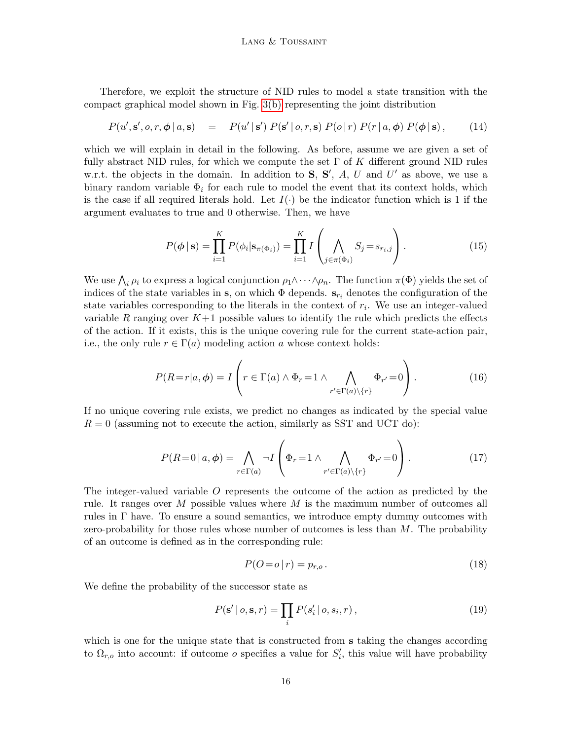Therefore, we exploit the structure of NID rules to model a state transition with the compact graphical model shown in Fig. 3(b) representing the joint distribution

$$P(u', \mathbf{s}', o, r, \boldsymbol{\phi} \mid a, \mathbf{s}) \quad = \quad P(u' \mid \mathbf{s}') \; P(\mathbf{s}' \mid o, r, \mathbf{s}) \; P(o \mid r) \; P(r \mid a, \boldsymbol{\phi}) \; P(\boldsymbol{\phi} \mid \mathbf{s}) \,, \tag{14}$$

which we will explain in detail in the following. As before, assume we are given a set of fully abstract NID rules, for which we compute the set $\Gamma$ of $K$ different ground NID rules w.r.t. the objects in the domain. In addition to $\mathbf{S}$, $\mathbf{S}'$, $A$, $U$ and $U'$ as above, we use a binary random variable $\Phi_i$ for each rule to model the event that its context holds, which is the case if all required literals hold. Let $I(\cdot)$ be the indicator function which is 1 if the argument evaluates to true and 0 otherwise. Then, we have

$$P(\boldsymbol{\phi} \mid \mathbf{s}) = \prod_{i=1}^{K} P(\phi_i | \mathbf{s}_{\pi(\Phi_i)}) = \prod_{i=1}^{K} I\left( \bigwedge_{j \in \pi(\Phi_i)} S_j \!=\! s_{r_i,j} \right). \tag{15}$$

We use $\bigwedge_i \rho_i$ to express a logical conjunction $\rho_1 \wedge \cdots \wedge \rho_n$. The function $\pi(\Phi)$ yields the set of indices of the state variables in $\mathbf{s}$, on which $\Phi$ depends. $\mathbf{s}_{r_i}$ denotes the configuration of the state variables corresponding to the literals in the context of $r_i$. We use an integer-valued variable $R$ ranging over $K\!+\!1$ possible values to identify the rule which predicts the effects of the action. If it exists, this is the unique covering rule for the current state-action pair, i.e., the only rule $r \in \Gamma(a)$ modeling action $a$ whose context holds:

$$P(R\!=\!r | a, \boldsymbol{\phi}) = I\left( r \in \Gamma(a) \wedge \Phi_r \!=\! 1 \wedge \bigwedge_{r' \in \Gamma(a) \setminus \{r\}} \Phi_{r'} \!=\! 0 \right). \tag{16}$$

If no unique covering rule exists, we predict no changes as indicated by the special value $R = 0$ (assuming not to execute the action, similarly as SST and UCT do):

$$P(R\!=\!0 \mid a, \boldsymbol{\phi}) = \bigwedge_{r \in \Gamma(a)} \neg I \left( \Phi_r \!=\! 1 \wedge \bigwedge_{r' \in \Gamma(a) \setminus \{r\}} \Phi_{r'} \!=\! 0 \right). \tag{17}$$

The integer-valued variable $O$ represents the outcome of the action as predicted by the rule. It ranges over $M$ possible values where $M$ is the maximum number of outcomes all rules in $\Gamma$ have. To ensure a sound semantics, we introduce empty dummy outcomes with zero-probability for those rules whose number of outcomes is less than $M$. The probability of an outcome is defined as in the corresponding rule:

$$P(O\!=\!o \mid r) = p_{r,o} \,. \tag{18}$$

We define the probability of the successor state as

$$P(\mathbf{s}' \mid o, \mathbf{s}, r) = \prod_i P(s'_i \mid o, s_i, r) \,, \tag{19}$$

which is one for the unique state that is constructed from $\mathbf{s}$ taking the changes according to $\Omega_{r,o}$ into account: if outcome $o$ specifies a value for $S'_i$, this value will have probability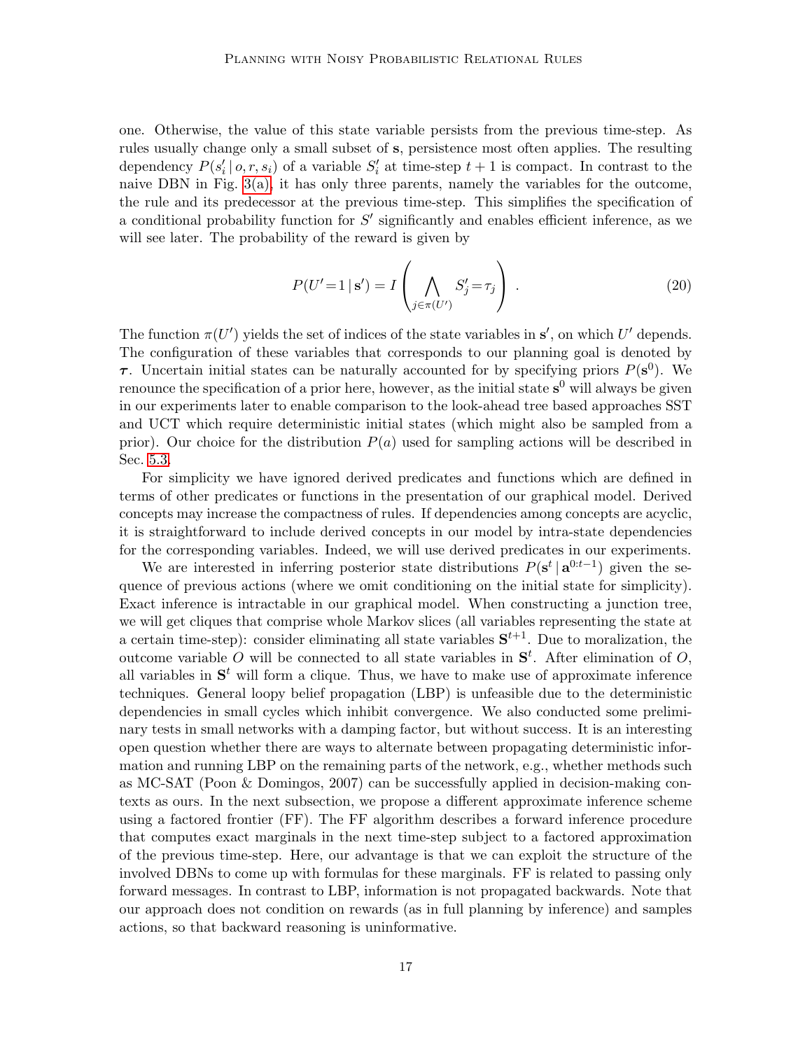one. Otherwise, the value of this state variable persists from the previous time-step. As rules usually change only a small subset of $\mathbf{s}$, persistence most often applies. The resulting dependency $P(s'_i \mid o, r, s_i)$ of a variable $S'_i$ at time-step $t+1$ is compact. In contrast to the naive DBN in Fig. 3(a), it has only three parents, namely the variables for the outcome, the rule and its predecessor at the previous time-step. This simplifies the specification of a conditional probability function for $S'$ significantly and enables efficient inference, as we will see later. The probability of the reward is given by

$$P(U'\!=\!1 \mid \mathbf{s}') = I\left(\bigwedge_{j \in \pi(U')} S'_j \!=\! \tau_j\right) . \tag{20}$$

The function $\pi(U')$ yields the set of indices of the state variables in $\mathbf{s}'$, on which $U'$ depends. The configuration of these variables that corresponds to our planning goal is denoted by $\boldsymbol{\tau}$. Uncertain initial states can be naturally accounted for by specifying priors $P(\mathbf{s}^0)$. We renounce the specification of a prior here, however, as the initial state $\mathbf{s}^0$ will always be given in our experiments later to enable comparison to the look-ahead tree based approaches SST and UCT which require deterministic initial states (which might also be sampled from a prior). Our choice for the distribution $P(a)$ used for sampling actions will be described in Sec. 5.3.

For simplicity we have ignored derived predicates and functions which are defined in terms of other predicates or functions in the presentation of our graphical model. Derived concepts may increase the compactness of rules. If dependencies among concepts are acyclic, it is straightforward to include derived concepts in our model by intra-state dependencies for the corresponding variables. Indeed, we will use derived predicates in our experiments.

We are interested in inferring posterior state distributions $P(\mathbf{s}^t \mid \mathbf{a}^{0:t-1})$ given the sequence of previous actions (where we omit conditioning on the initial state for simplicity). Exact inference is intractable in our graphical model. When constructing a junction tree, we will get cliques that comprise whole Markov slices (all variables representing the state at a certain time-step): consider eliminating all state variables $\mathbf{S}^{t+1}$. Due to moralization, the outcome variable $O$ will be connected to all state variables in $\mathbf{S}^t$. After elimination of $O$, all variables in $\mathbf{S}^t$ will form a clique. Thus, we have to make use of approximate inference techniques. General loopy belief propagation (LBP) is unfeasible due to the deterministic dependencies in small cycles which inhibit convergence. We also conducted some preliminary tests in small networks with a damping factor, but without success. It is an interesting open question whether there are ways to alternate between propagating deterministic information and running LBP on the remaining parts of the network, e.g., whether methods such as MC-SAT (Poon & Domingos, 2007) can be successfully applied in decision-making contexts as ours. In the next subsection, we propose a different approximate inference scheme using a factored frontier (FF). The FF algorithm describes a forward inference procedure that computes exact marginals in the next time-step subject to a factored approximation of the previous time-step. Here, our advantage is that we can exploit the structure of the involved DBNs to come up with formulas for these marginals. FF is related to passing only forward messages. In contrast to LBP, information is not propagated backwards. Note that our approach does not condition on rewards (as in full planning by inference) and samples actions, so that backward reasoning is uninformative.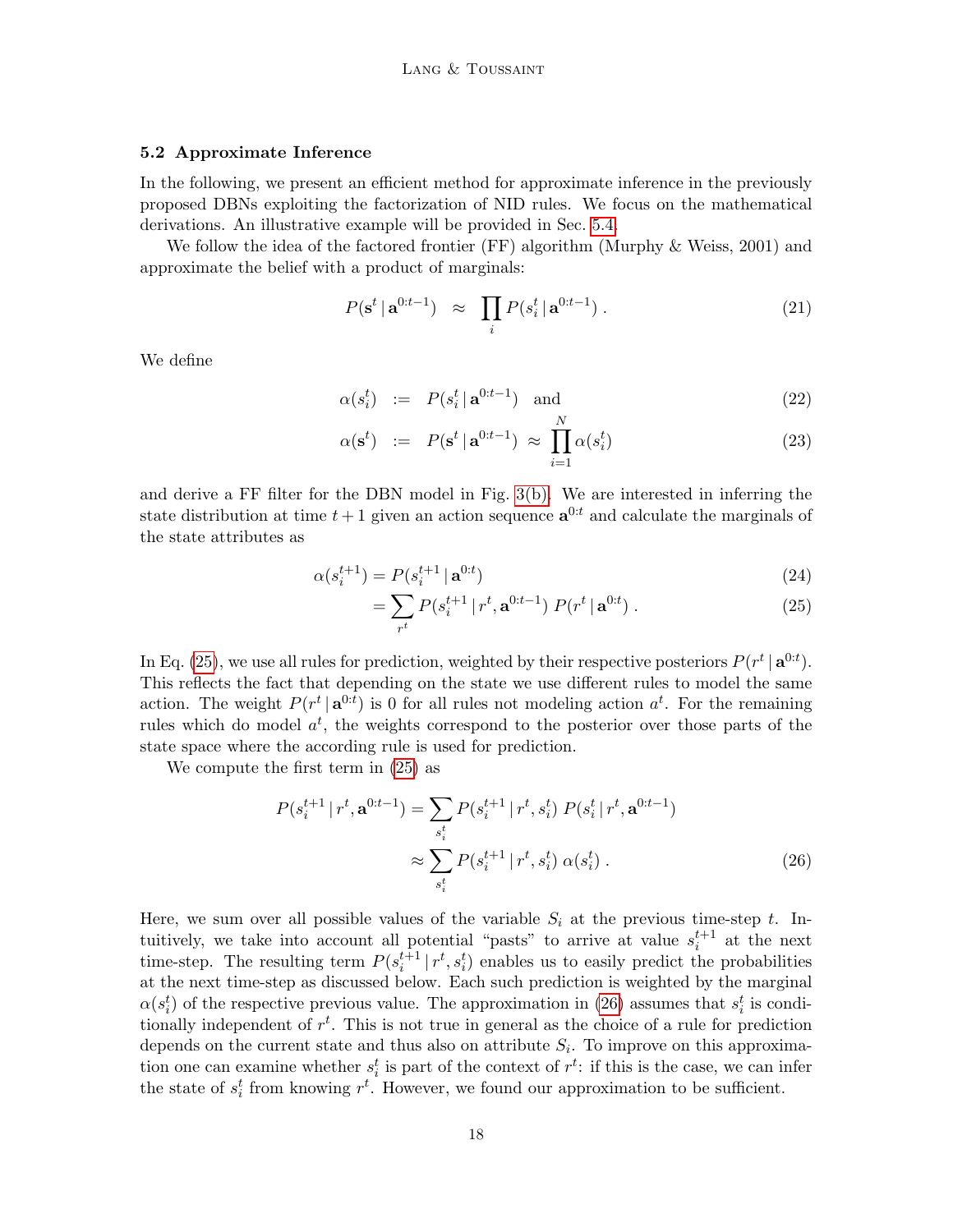### 5.2 Approximate Inference

In the following, we present an efficient method for approximate inference in the previously proposed DBNs exploiting the factorization of NID rules. We focus on the mathematical derivations. An illustrative example will be provided in Sec. 5.4.

We follow the idea of the factored frontier (FF) algorithm (Murphy & Weiss, 2001) and approximate the belief with a product of marginals:

$$P(\mathbf{s}^t \,|\, \mathbf{a}^{0:t-1}) \;\;\approx\;\; \prod_i P(s_i^t \,|\, \mathbf{a}^{0:t-1}) \,. \tag{21}$$

We define

$$\alpha(s_i^t) \;\;:=\;\; P(s_i^t \,|\, \mathbf{a}^{0:t-1}) \quad \text{and} \tag{22}$$

$$\alpha(\mathbf{s}^t) \;\;:=\;\; P(\mathbf{s}^t \,|\, \mathbf{a}^{0:t-1}) \;\approx\; \prod_{i=1}^{N} \alpha(s_i^t) \tag{23}$$

and derive a FF filter for the DBN model in Fig. 3(b). We are interested in inferring the state distribution at time $t+1$ given an action sequence $\mathbf{a}^{0:t}$ and calculate the marginals of the state attributes as

$$\alpha(s_i^{t+1}) = P(s_i^{t+1} \,|\, \mathbf{a}^{0:t}) \tag{24}$$

$$= \sum_{r^t} P(s_i^{t+1} \,|\, r^t, \mathbf{a}^{0:t-1}) \; P(r^t \,|\, \mathbf{a}^{0:t}) \,. \tag{25}$$

In Eq. (25), we use all rules for prediction, weighted by their respective posteriors $P(r^t \,|\, \mathbf{a}^{0:t})$. This reflects the fact that depending on the state we use different rules to model the same action. The weight $P(r^t \,|\, \mathbf{a}^{0:t})$ is 0 for all rules not modeling action $a^t$. For the remaining rules which do model $a^t$, the weights correspond to the posterior over those parts of the state space where the according rule is used for prediction.

We compute the first term in (25) as

$$P(s_i^{t+1} \,|\, r^t, \mathbf{a}^{0:t-1}) = \sum_{s_i^t} P(s_i^{t+1} \,|\, r^t, s_i^t) \; P(s_i^t \,|\, r^t, \mathbf{a}^{0:t-1})$$

$$\approx \sum_{s_i^t} P(s_i^{t+1} \,|\, r^t, s_i^t) \; \alpha(s_i^t) \,. \tag{26}$$

Here, we sum over all possible values of the variable $S_i$ at the previous time-step $t$. Intuitively, we take into account all potential "pasts" to arrive at value $s_i^{t+1}$ at the next time-step. The resulting term $P(s_i^{t+1} \,|\, r^t, s_i^t)$ enables us to easily predict the probabilities at the next time-step as discussed below. Each such prediction is weighted by the marginal $\alpha(s_i^t)$ of the respective previous value. The approximation in (26) assumes that $s_i^t$ is conditionally independent of $r^t$. This is not true in general as the choice of a rule for prediction depends on the current state and thus also on attribute $S_i$. To improve on this approximation one can examine whether $s_i^t$ is part of the context of $r^t$: if this is the case, we can infer the state of $s_i^t$ from knowing $r^t$. However, we found our approximation to be sufficient.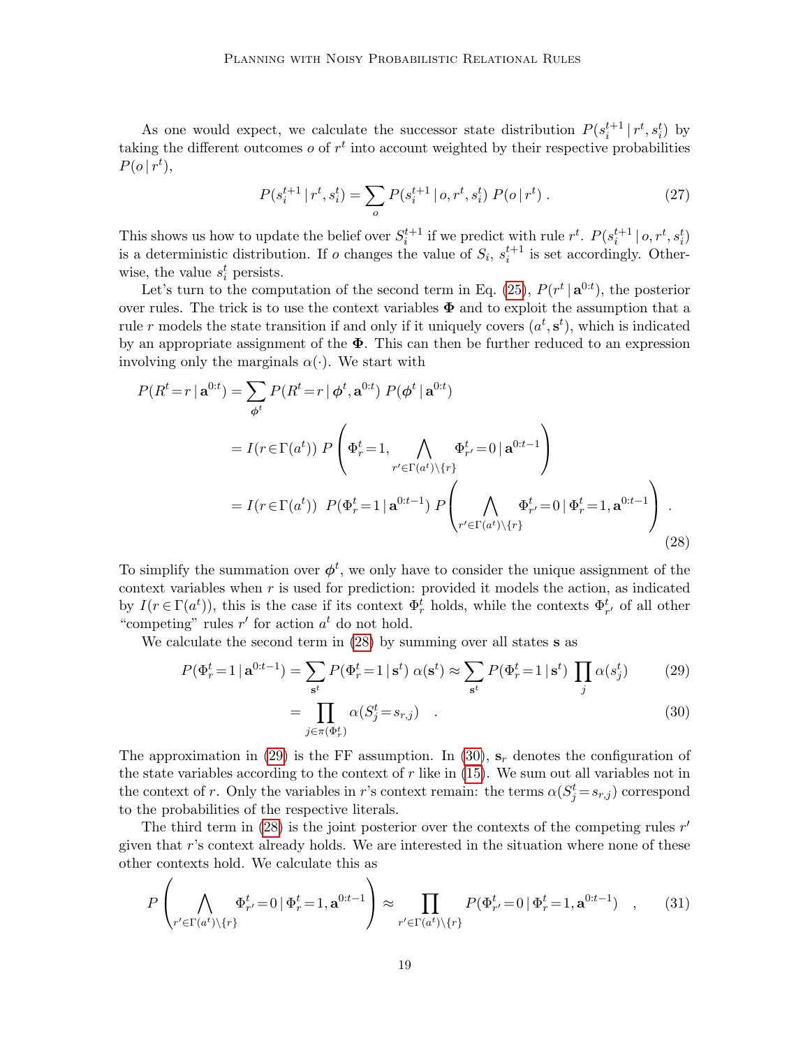As one would expect, we calculate the successor state distribution $P(s_i^{t+1} \,|\, r^t, s_i^t)$ by taking the different outcomes $o$ of $r^t$ into account weighted by their respective probabilities $P(o \,|\, r^t)$,

$$P(s_i^{t+1} \,|\, r^t, s_i^t) = \sum_o P(s_i^{t+1} \,|\, o, r^t, s_i^t) \; P(o \,|\, r^t) \; . \tag{27}$$

This shows us how to update the belief over $S_i^{t+1}$ if we predict with rule $r^t$. $P(s_i^{t+1} \,|\, o, r^t, s_i^t)$ is a deterministic distribution. If $o$ changes the value of $S_i$, $s_i^{t+1}$ is set accordingly. Otherwise, the value $s_i^t$ persists.

Let's turn to the computation of the second term in Eq. (25), $P(r^t \,|\, \mathbf{a}^{0:t})$, the posterior over rules. The trick is to use the context variables $\mathbf{\Phi}$ and to exploit the assumption that a rule $r$ models the state transition if and only if it uniquely covers $(a^t, \mathbf{s}^t)$, which is indicated by an appropriate assignment of the $\mathbf{\Phi}$. This can then be further reduced to an expression involving only the marginals $\alpha(\cdot)$. We start with

$$\begin{aligned}
P(R^t\!=\!r \,|\, \mathbf{a}^{0:t}) &= \sum_{\boldsymbol{\phi}^t} P(R^t\!=\!r \,|\, \boldsymbol{\phi}^t, \mathbf{a}^{0:t}) \; P(\boldsymbol{\phi}^t \,|\, \mathbf{a}^{0:t}) \\
&= I(r \!\in\! \Gamma(a^t)) \; P\left(\Phi_r^t\!=\!1, \bigwedge_{r' \in \Gamma(a^t) \setminus \{r\}} \Phi_{r'}^t\!=\!0 \,|\, \mathbf{a}^{0:t-1}\right) \\
&= I(r \!\in\! \Gamma(a^t)) \;\; P(\Phi_r^t\!=\!1 \,|\, \mathbf{a}^{0:t-1}) \; P\left(\bigwedge_{r' \in \Gamma(a^t) \setminus \{r\}} \Phi_{r'}^t\!=\!0 \,|\, \Phi_r^t\!=\!1, \mathbf{a}^{0:t-1}\right) \; .
\end{aligned} \tag{28}$$

To simplify the summation over $\boldsymbol{\phi}^t$, we only have to consider the unique assignment of the context variables when $r$ is used for prediction: provided it models the action, as indicated by $I(r \in \Gamma(a^t))$, this is the case if its context $\Phi_r^t$ holds, while the contexts $\Phi_{r'}^t$ of all other "competing" rules $r'$ for action $a^t$ do not hold.

We calculate the second term in (28) by summing over all states $\mathbf{s}$ as

$$P(\Phi_r^t\!=\!1 \,|\, \mathbf{a}^{0:t-1}) = \sum_{\mathbf{s}^t} P(\Phi_r^t\!=\!1 \,|\, \mathbf{s}^t) \; \alpha(\mathbf{s}^t) \approx \sum_{\mathbf{s}^t} P(\Phi_r^t\!=\!1 \,|\, \mathbf{s}^t) \; \prod_j \alpha(s_j^t) \tag{29}$$

$$= \prod_{j \in \pi(\Phi_r^t)} \alpha(S_j^t\!=\!s_{r,j}) \quad . \tag{30}$$

The approximation in (29) is the FF assumption. In (30), $\mathbf{s}_r$ denotes the configuration of the state variables according to the context of $r$ like in (15). We sum out all variables not in the context of $r$. Only the variables in $r$'s context remain: the terms $\alpha(S_j^t\!=\!s_{r,j})$ correspond to the probabilities of the respective literals.

The third term in (28) is the joint posterior over the contexts of the competing rules $r'$ given that $r$'s context already holds. We are interested in the situation where none of these other contexts hold. We calculate this as

$$P\left(\bigwedge_{r' \in \Gamma(a^t) \setminus \{r\}} \Phi_{r'}^t\!=\!0 \,|\, \Phi_r^t\!=\!1, \mathbf{a}^{0:t-1}\right) \approx \prod_{r' \in \Gamma(a^t) \setminus \{r\}} P(\Phi_{r'}^t\!=\!0 \,|\, \Phi_r^t\!=\!1, \mathbf{a}^{0:t-1}) \quad , \tag{31}$$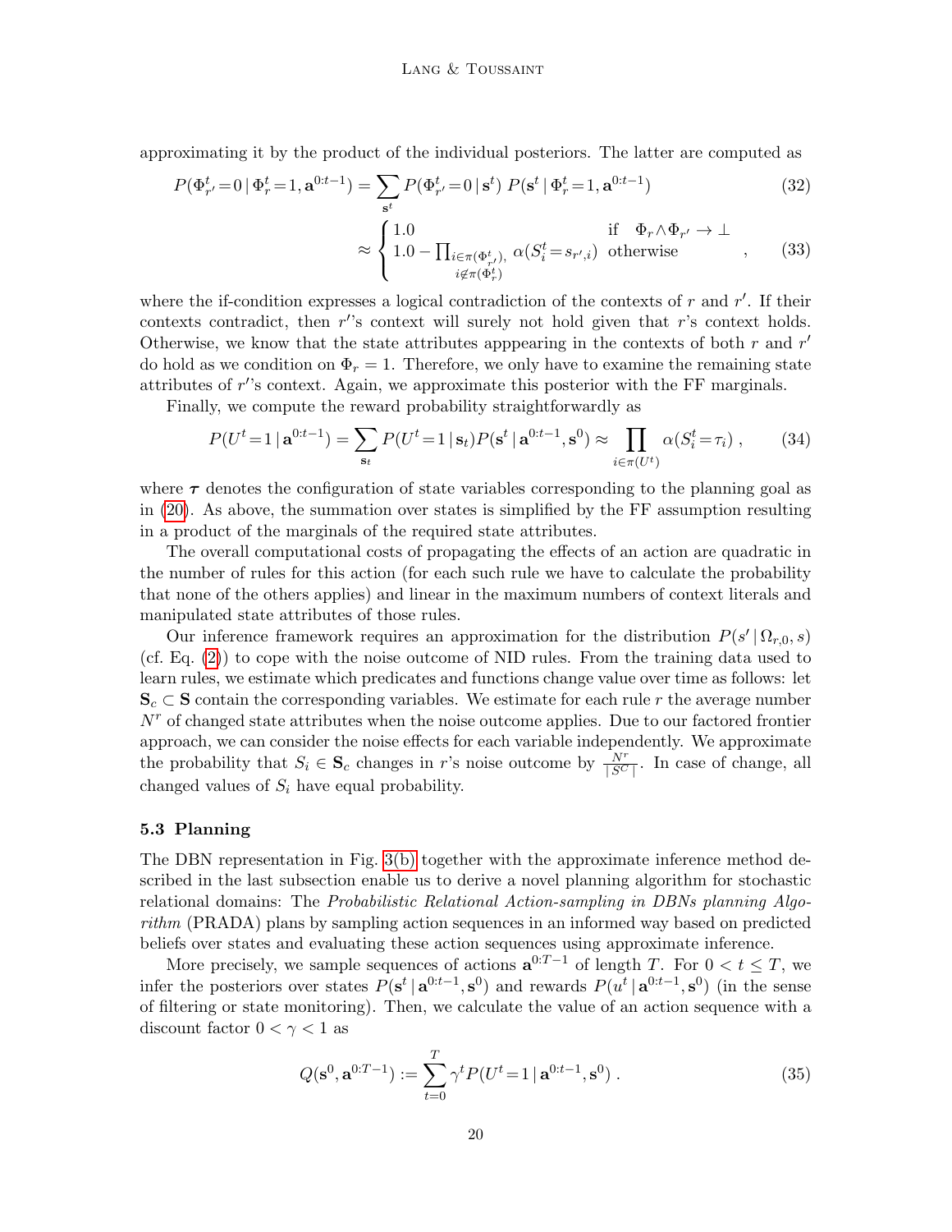approximating it by the product of the individual posteriors. The latter are computed as

$$P(\Phi_{r'}^t = 0 \,|\, \Phi_r^t = 1, \mathbf{a}^{0:t-1}) = \sum_{\mathbf{s}^t} P(\Phi_{r'}^t = 0 \,|\, \mathbf{s}^t)\; P(\mathbf{s}^t \,|\, \Phi_r^t = 1, \mathbf{a}^{0:t-1}) \tag{32}$$

$$\approx \begin{cases} 1.0 & \text{if} \quad \Phi_r \wedge \Phi_{r'} \rightarrow \perp \\ 1.0 - \prod_{\substack{i \in \pi(\Phi_{r'}^t), \\ i \notin \pi(\Phi_r^t)}} \alpha(S_i^t = s_{r',i}) & \text{otherwise} \end{cases} \;, \tag{33}$$

where the if-condition expresses a logical contradiction of the contexts of $r$ and $r'$. If their contexts contradict, then $r'$'s context will surely not hold given that $r$'s context holds. Otherwise, we know that the state attributes apppearing in the contexts of both $r$ and $r'$ do hold as we condition on $\Phi_r = 1$. Therefore, we only have to examine the remaining state attributes of $r'$'s context. Again, we approximate this posterior with the FF marginals.

Finally, we compute the reward probability straightforwardly as

$$P(U^t = 1 \,|\, \mathbf{a}^{0:t-1}) = \sum_{\mathbf{s}_t} P(U^t = 1 \,|\, \mathbf{s}_t) P(\mathbf{s}^t \,|\, \mathbf{a}^{0:t-1}, \mathbf{s}^0) \approx \prod_{i \in \pi(U^t)} \alpha(S_i^t = \tau_i) \;, \tag{34}$$

where $\boldsymbol{\tau}$ denotes the configuration of state variables corresponding to the planning goal as in (20). As above, the summation over states is simplified by the FF assumption resulting in a product of the marginals of the required state attributes.

The overall computational costs of propagating the effects of an action are quadratic in the number of rules for this action (for each such rule we have to calculate the probability that none of the others applies) and linear in the maximum numbers of context literals and manipulated state attributes of those rules.

Our inference framework requires an approximation for the distribution $P(s' \,|\, \Omega_{r,0}, s)$ (cf. Eq. (2)) to cope with the noise outcome of NID rules. From the training data used to learn rules, we estimate which predicates and functions change value over time as follows: let $\mathbf{S}_c \subset \mathbf{S}$ contain the corresponding variables. We estimate for each rule $r$ the average number $N^r$ of changed state attributes when the noise outcome applies. Due to our factored frontier approach, we can consider the noise effects for each variable independently. We approximate the probability that $S_i \in \mathbf{S}_c$ changes in $r$'s noise outcome by $\frac{N^r}{|S^C|}$. In case of change, all changed values of $S_i$ have equal probability.

### 5.3 Planning

The DBN representation in Fig. 3(b) together with the approximate inference method described in the last subsection enable us to derive a novel planning algorithm for stochastic relational domains: The *Probabilistic Relational Action-sampling in DBNs planning Algorithm* (PRADA) plans by sampling action sequences in an informed way based on predicted beliefs over states and evaluating these action sequences using approximate inference.

More precisely, we sample sequences of actions $\mathbf{a}^{0:T-1}$ of length $T$. For $0 < t \leq T$, we infer the posteriors over states $P(\mathbf{s}^t \,|\, \mathbf{a}^{0:t-1}, \mathbf{s}^0)$ and rewards $P(u^t \,|\, \mathbf{a}^{0:t-1}, \mathbf{s}^0)$ (in the sense of filtering or state monitoring). Then, we calculate the value of an action sequence with a discount factor $0 < \gamma < 1$ as

$$Q(\mathbf{s}^0, \mathbf{a}^{0:T-1}) := \sum_{t=0}^{T} \gamma^t P(U^t = 1 \,|\, \mathbf{a}^{0:t-1}, \mathbf{s}^0) \;. \tag{35}$$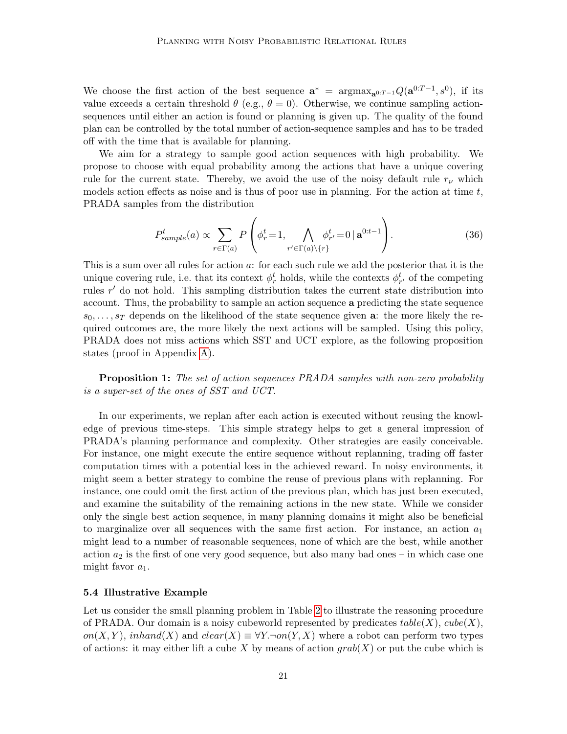We choose the first action of the best sequence $\mathbf{a}^* = \text{argmax}_{\mathbf{a}^{0:T-1}} Q(\mathbf{a}^{0:T-1}, s^0)$, if its value exceeds a certain threshold $\theta$ (e.g., $\theta = 0$). Otherwise, we continue sampling action-sequences until either an action is found or planning is given up. The quality of the found plan can be controlled by the total number of action-sequence samples and has to be traded off with the time that is available for planning.

We aim for a strategy to sample good action sequences with high probability. We propose to choose with equal probability among the actions that have a unique covering rule for the current state. Thereby, we avoid the use of the noisy default rule $r_\nu$ which models action effects as noise and is thus of poor use in planning. For the action at time $t$, PRADA samples from the distribution

$$P^t_{sample}(a) \propto \sum_{r \in \Gamma(a)} P\left(\phi^t_r = 1, \bigwedge_{r' \in \Gamma(a) \setminus \{r\}} \phi^t_{r'} = 0 \,|\, \mathbf{a}^{0:t-1}\right). \tag{36}$$

This is a sum over all rules for action $a$: for each such rule we add the posterior that it is the unique covering rule, i.e. that its context $\phi^t_r$ holds, while the contexts $\phi^t_{r'}$ of the competing rules $r'$ do not hold. This sampling distribution takes the current state distribution into account. Thus, the probability to sample an action sequence $\mathbf{a}$ predicting the state sequence $s_0, \ldots, s_T$ depends on the likelihood of the state sequence given $\mathbf{a}$: the more likely the required outcomes are, the more likely the next actions will be sampled. Using this policy, PRADA does not miss actions which SST and UCT explore, as the following proposition states (proof in Appendix A).

**Proposition 1:** *The set of action sequences PRADA samples with non-zero probability is a super-set of the ones of SST and UCT.*

In our experiments, we replan after each action is executed without reusing the knowledge of previous time-steps. This simple strategy helps to get a general impression of PRADA's planning performance and complexity. Other strategies are easily conceivable. For instance, one might execute the entire sequence without replanning, trading off faster computation times with a potential loss in the achieved reward. In noisy environments, it might seem a better strategy to combine the reuse of previous plans with replanning. For instance, one could omit the first action of the previous plan, which has just been executed, and examine the suitability of the remaining actions in the new state. While we consider only the single best action sequence, in many planning domains it might also be beneficial to marginalize over all sequences with the same first action. For instance, an action $a_1$ might lead to a number of reasonable sequences, none of which are the best, while another action $a_2$ is the first of one very good sequence, but also many bad ones – in which case one might favor $a_1$.

### 5.4 Illustrative Example

Let us consider the small planning problem in Table 2 to illustrate the reasoning procedure of PRADA. Our domain is a noisy cubeworld represented by predicates $table(X)$, $cube(X)$, $on(X, Y)$, $inhand(X)$ and $clear(X) \equiv \forall Y. \neg on(Y, X)$ where a robot can perform two types of actions: it may either lift a cube $X$ by means of action $grab(X)$ or put the cube which is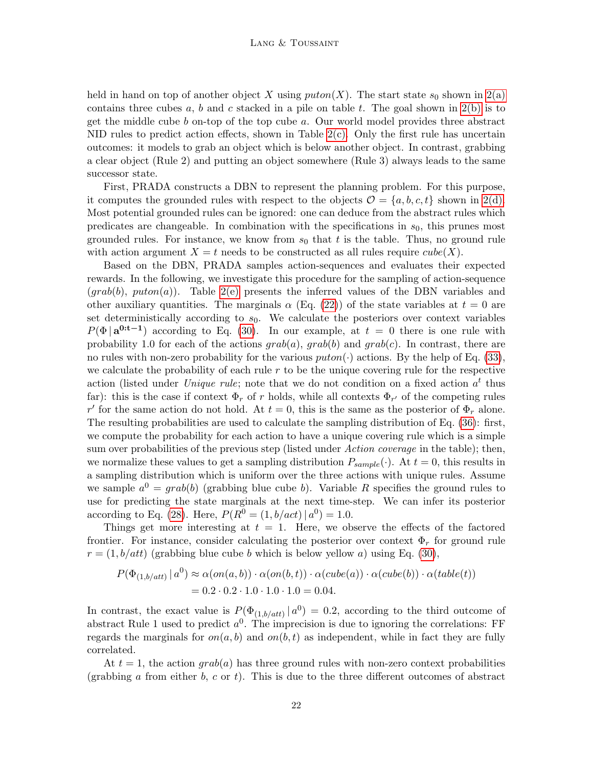held in hand on top of another object $X$ using $puton(X)$. The start state $s_0$ shown in 2(a) contains three cubes $a$, $b$ and $c$ stacked in a pile on table $t$. The goal shown in 2(b) is to get the middle cube $b$ on-top of the top cube $a$. Our world model provides three abstract NID rules to predict action effects, shown in Table 2(c). Only the first rule has uncertain outcomes: it models to grab an object which is below another object. In contrast, grabbing a clear object (Rule 2) and putting an object somewhere (Rule 3) always leads to the same successor state.

First, PRADA constructs a DBN to represent the planning problem. For this purpose, it computes the grounded rules with respect to the objects $\mathcal{O} = \{a, b, c, t\}$ shown in 2(d). Most potential grounded rules can be ignored: one can deduce from the abstract rules which predicates are changeable. In combination with the specifications in $s_0$, this prunes most grounded rules. For instance, we know from $s_0$ that $t$ is the table. Thus, no ground rule with action argument $X = t$ needs to be constructed as all rules require $cube(X)$.

Based on the DBN, PRADA samples action-sequences and evaluates their expected rewards. In the following, we investigate this procedure for the sampling of action-sequence ($grab(b)$, $puton(a)$). Table 2(e) presents the inferred values of the DBN variables and other auxiliary quantities. The marginals $\alpha$ (Eq. (22)) of the state variables at $t = 0$ are set deterministically according to $s_0$. We calculate the posteriors over context variables $P(\Phi \,|\, \mathbf{a^{0:t-1}})$ according to Eq. (30). In our example, at $t = 0$ there is one rule with probability 1.0 for each of the actions $grab(a)$, $grab(b)$ and $grab(c)$. In contrast, there are no rules with non-zero probability for the various $puton(\cdot)$ actions. By the help of Eq. (33), we calculate the probability of each rule $r$ to be the unique covering rule for the respective action (listed under *Unique rule*; note that we do not condition on a fixed action $a^t$ thus far): this is the case if context $\Phi_r$ of $r$ holds, while all contexts $\Phi_{r'}$ of the competing rules $r'$ for the same action do not hold. At $t = 0$, this is the same as the posterior of $\Phi_r$ alone. The resulting probabilities are used to calculate the sampling distribution of Eq. (36): first, we compute the probability for each action to have a unique covering rule which is a simple sum over probabilities of the previous step (listed under *Action coverage* in the table); then, we normalize these values to get a sampling distribution $P_{sample}(\cdot)$. At $t = 0$, this results in a sampling distribution which is uniform over the three actions with unique rules. Assume we sample $a^0 = grab(b)$ (grabbing blue cube $b$). Variable $R$ specifies the ground rules to use for predicting the state marginals at the next time-step. We can infer its posterior according to Eq. (28). Here, $P(R^0 = (1, b/act) \,|\, a^0) = 1.0$.

Things get more interesting at $t = 1$. Here, we observe the effects of the factored frontier. For instance, consider calculating the posterior over context $\Phi_r$ for ground rule $r = (1, b/att)$ (grabbing blue cube $b$ which is below yellow $a$) using Eq. (30),

$$
\begin{aligned}
P(\Phi_{(1,b/att)} \,|\, a^0) &\approx \alpha(on(a,b)) \cdot \alpha(on(b,t)) \cdot \alpha(cube(a)) \cdot \alpha(cube(b)) \cdot \alpha(table(t)) \\
&= 0.2 \cdot 0.2 \cdot 1.0 \cdot 1.0 \cdot 1.0 = 0.04.
\end{aligned}
$$

In contrast, the exact value is $P(\Phi_{(1,b/att)} \,|\, a^0) = 0.2$, according to the third outcome of abstract Rule 1 used to predict $a^0$. The imprecision is due to ignoring the correlations: FF regards the marginals for $on(a,b)$ and $on(b,t)$ as independent, while in fact they are fully correlated.

At $t = 1$, the action $grab(a)$ has three ground rules with non-zero context probabilities (grabbing $a$ from either $b$, $c$ or $t$). This is due to the three different outcomes of abstract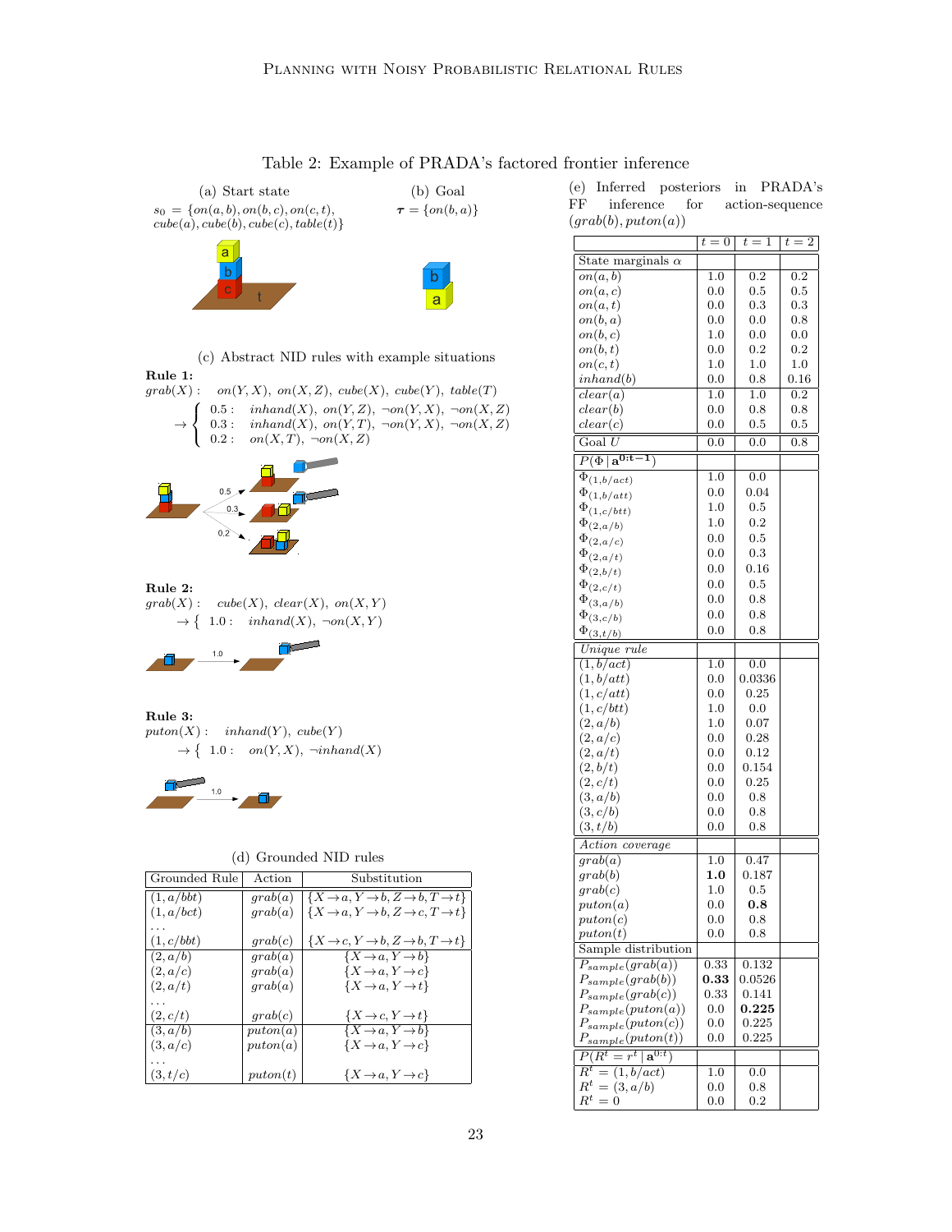# Table 2: Example of PRADA's factored frontier inference

(a) Start state

$s_0 = \{on(a,b), on(b,c), on(c,t), cube(a), cube(b), cube(c), table(t)\}$

(b) Goal

$\boldsymbol{\tau} = \{on(b,a)\}$

(c) Abstract NID rules with example situations

**Rule 1:**

$grab(X): \quad on(Y,X),\ on(X,Z),\ cube(X),\ cube(Y),\ table(T)$

$$\rightarrow \begin{cases} 0.5: & inhand(X),\ on(Y,Z),\ \neg on(Y,X),\ \neg on(X,Z) \\ 0.3: & inhand(X),\ on(Y,T),\ \neg on(Y,X),\ \neg on(X,Z) \\ 0.2: & on(X,T),\ \neg on(X,Z) \end{cases}$$

**Rule 2:**

$grab(X): \quad cube(X),\ clear(X),\ on(X,Y)$

$$\rightarrow \{\ 1.0: \quad inhand(X),\ \neg on(X,Y)$$

**Rule 3:**

$puton(X): \quad inhand(Y),\ cube(Y)$

$$\rightarrow \{\ 1.0: \quad on(Y,X),\ \neg inhand(X)$$

(d) Grounded NID rules

| Grounded Rule | Action | Substitution |
|---|---|---|
| $(1, a/bbt)$ | $grab(a)$ | $\{X \rightarrow a, Y \rightarrow b, Z \rightarrow b, T \rightarrow t\}$ |
| $(1, a/bct)$ | $grab(a)$ | $\{X \rightarrow a, Y \rightarrow b, Z \rightarrow c, T \rightarrow t\}$ |
| ... | | |
| $(1, c/bbt)$ | $grab(c)$ | $\{X \rightarrow c, Y \rightarrow b, Z \rightarrow b, T \rightarrow t\}$ |
| $(2, a/b)$ | $grab(a)$ | $\{X \rightarrow a, Y \rightarrow b\}$ |
| $(2, a/c)$ | $grab(a)$ | $\{X \rightarrow a, Y \rightarrow c\}$ |
| $(2, a/t)$ | $grab(a)$ | $\{X \rightarrow a, Y \rightarrow t\}$ |
| ... | | |
| $(2, c/t)$ | $grab(c)$ | $\{X \rightarrow c, Y \rightarrow t\}$ |
| $(3, a/b)$ | $puton(a)$ | $\{X \rightarrow a, Y \rightarrow b\}$ |
| $(3, a/c)$ | $puton(a)$ | $\{X \rightarrow a, Y \rightarrow c\}$ |
| ... | | |
| $(3, t/c)$ | $puton(t)$ | $\{X \rightarrow a, Y \rightarrow c\}$ |

(e) Inferred posteriors in PRADA's FF inference for action-sequence $(grab(b), puton(a))$

| | $t=0$ | $t=1$ | $t=2$ |
|---|---|---|---|
| State marginals $\alpha$ | | | |
| $on(a,b)$ | 1.0 | 0.2 | 0.2 |
| $on(a,c)$ | 0.0 | 0.5 | 0.5 |
| $on(a,t)$ | 0.0 | 0.3 | 0.3 |
| $on(b,a)$ | 0.0 | 0.0 | 0.8 |
| $on(b,c)$ | 1.0 | 0.0 | 0.0 |
| $on(b,t)$ | 0.0 | 0.2 | 0.2 |
| $on(c,t)$ | 1.0 | 1.0 | 1.0 |
| $inhand(b)$ | 0.0 | 0.8 | 0.16 |
| $clear(a)$ | 1.0 | 1.0 | 0.2 |
| $clear(b)$ | 0.0 | 0.8 | 0.8 |
| $clear(c)$ | 0.0 | 0.5 | 0.5 |
| Goal $U$ | 0.0 | 0.0 | 0.8 |
| $P(\Phi \mid \mathbf{a^{0:t-1}})$ | | | |
| $\Phi_{(1,b/act)}$ | 1.0 | 0.0 | |
| $\Phi_{(1,b/att)}$ | 0.0 | 0.04 | |
| $\Phi_{(1,c/btt)}$ | 1.0 | 0.5 | |
| $\Phi_{(2,a/b)}$ | 1.0 | 0.2 | |
| $\Phi_{(2,a/c)}$ | 0.0 | 0.5 | |
| $\Phi_{(2,a/t)}$ | 0.0 | 0.3 | |
| $\Phi_{(2,b/t)}$ | 0.0 | 0.16 | |
| $\Phi_{(2,c/t)}$ | 0.0 | 0.5 | |
| $\Phi_{(3,a/b)}$ | 0.0 | 0.8 | |
| $\Phi_{(3,c/b)}$ | 0.0 | 0.8 | |
| $\Phi_{(3,t/b)}$ | 0.0 | 0.8 | |
| *Unique rule* | | | |
| $(1, b/act)$ | 1.0 | 0.0 | |
| $(1, b/att)$ | 0.0 | 0.0336 | |
| $(1, c/att)$ | 0.0 | 0.25 | |
| $(1, c/btt)$ | 1.0 | 0.0 | |
| $(2, a/b)$ | 1.0 | 0.07 | |
| $(2, a/c)$ | 0.0 | 0.28 | |
| $(2, a/t)$ | 0.0 | 0.12 | |
| $(2, b/t)$ | 0.0 | 0.154 | |
| $(2, c/t)$ | 0.0 | 0.25 | |
| $(3, a/b)$ | 0.0 | 0.8 | |
| $(3, c/b)$ | 0.0 | 0.8 | |
| $(3, t/b)$ | 0.0 | 0.8 | |
| *Action coverage* | | | |
| $grab(a)$ | 1.0 | 0.47 | |
| $grab(b)$ | **1.0** | 0.187 | |
| $grab(c)$ | 1.0 | 0.5 | |
| $puton(a)$ | 0.0 | **0.8** | |
| $puton(c)$ | 0.0 | 0.8 | |
| $puton(t)$ | 0.0 | 0.8 | |
| Sample distribution | | | |
| $P_{sample}(grab(a))$ | 0.33 | 0.132 | |
| $P_{sample}(grab(b))$ | **0.33** | 0.0526 | |
| $P_{sample}(grab(c))$ | 0.33 | 0.141 | |
| $P_{sample}(puton(a))$ | 0.0 | **0.225** | |
| $P_{sample}(puton(c))$ | 0.0 | 0.225 | |
| $P_{sample}(puton(t))$ | 0.0 | 0.225 | |
| $P(R^t = r^t \mid \mathbf{a}^{0:t})$ | | | |
| $R^t = (1, b/act)$ | 1.0 | 0.0 | |
| $R^t = (3, a/b)$ | 0.0 | 0.8 | |
| $R^t = 0$ | 0.0 | 0.2 | |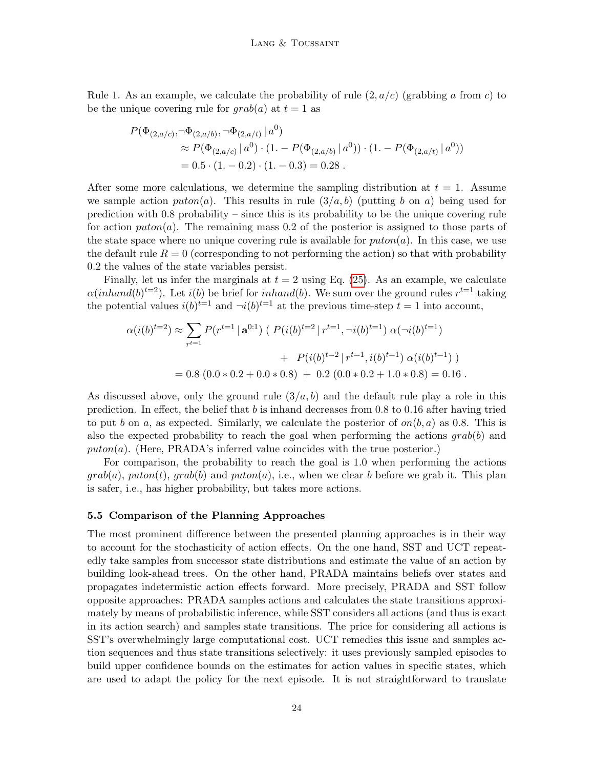Rule 1. As an example, we calculate the probability of rule $(2, a/c)$ (grabbing $a$ from $c$) to be the unique covering rule for $grab(a)$ at $t = 1$ as

$$
\begin{aligned}
P(\Phi_{(2,a/c)}, &\neg\Phi_{(2,a/b)}, \neg\Phi_{(2,a/t)} \,|\, a^0) \\
&\approx P(\Phi_{(2,a/c)} \,|\, a^0) \cdot (1. - P(\Phi_{(2,a/b)} \,|\, a^0)) \cdot (1. - P(\Phi_{(2,a/t)} \,|\, a^0)) \\
&= 0.5 \cdot (1. - 0.2) \cdot (1. - 0.3) = 0.28 \,.
\end{aligned}
$$

After some more calculations, we determine the sampling distribution at $t = 1$. Assume we sample action $puton(a)$. This results in rule $(3/a, b)$ (putting $b$ on $a$) being used for prediction with 0.8 probability – since this is its probability to be the unique covering rule for action $puton(a)$. The remaining mass 0.2 of the posterior is assigned to those parts of the state space where no unique covering rule is available for $puton(a)$. In this case, we use the default rule $R = 0$ (corresponding to not performing the action) so that with probability 0.2 the values of the state variables persist.

Finally, let us infer the marginals at $t = 2$ using Eq. (25). As an example, we calculate $\alpha(inhand(b)^{t=2})$. Let $i(b)$ be brief for $inhand(b)$. We sum over the ground rules $r^{t=1}$ taking the potential values $i(b)^{t=1}$ and $\neg i(b)^{t=1}$ at the previous time-step $t = 1$ into account,

$$
\begin{aligned}
\alpha(i(b)^{t=2}) \approx \sum_{r^{t=1}} P(r^{t=1} \,|\, \mathbf{a}^{0:1}) \; ( \; & P(i(b)^{t=2} \,|\, r^{t=1}, \neg i(b)^{t=1}) \; \alpha(\neg i(b)^{t=1}) \\
& + \; P(i(b)^{t=2} \,|\, r^{t=1}, i(b)^{t=1}) \; \alpha(i(b)^{t=1}) \; ) \\
= 0.8 \; (0.0 * 0.2 + 0.0 * 0.8) \; + \; & 0.2 \; (0.0 * 0.2 + 1.0 * 0.8) = 0.16 \,.
\end{aligned}
$$

As discussed above, only the ground rule $(3/a, b)$ and the default rule play a role in this prediction. In effect, the belief that $b$ is inhand decreases from 0.8 to 0.16 after having tried to put $b$ on $a$, as expected. Similarly, we calculate the posterior of $on(b, a)$ as 0.8. This is also the expected probability to reach the goal when performing the actions $grab(b)$ and $puton(a)$. (Here, PRADA's inferred value coincides with the true posterior.)

For comparison, the probability to reach the goal is 1.0 when performing the actions $grab(a)$, $puton(t)$, $grab(b)$ and $puton(a)$, i.e., when we clear $b$ before we grab it. This plan is safer, i.e., has higher probability, but takes more actions.

### 5.5 Comparison of the Planning Approaches

The most prominent difference between the presented planning approaches is in their way to account for the stochasticity of action effects. On the one hand, SST and UCT repeatedly take samples from successor state distributions and estimate the value of an action by building look-ahead trees. On the other hand, PRADA maintains beliefs over states and propagates indeterministic action effects forward. More precisely, PRADA and SST follow opposite approaches: PRADA samples actions and calculates the state transitions approximately by means of probabilistic inference, while SST considers all actions (and thus is exact in its action search) and samples state transitions. The price for considering all actions is SST's overwhelmingly large computational cost. UCT remedies this issue and samples action sequences and thus state transitions selectively: it uses previously sampled episodes to build upper confidence bounds on the estimates for action values in specific states, which are used to adapt the policy for the next episode. It is not straightforward to translate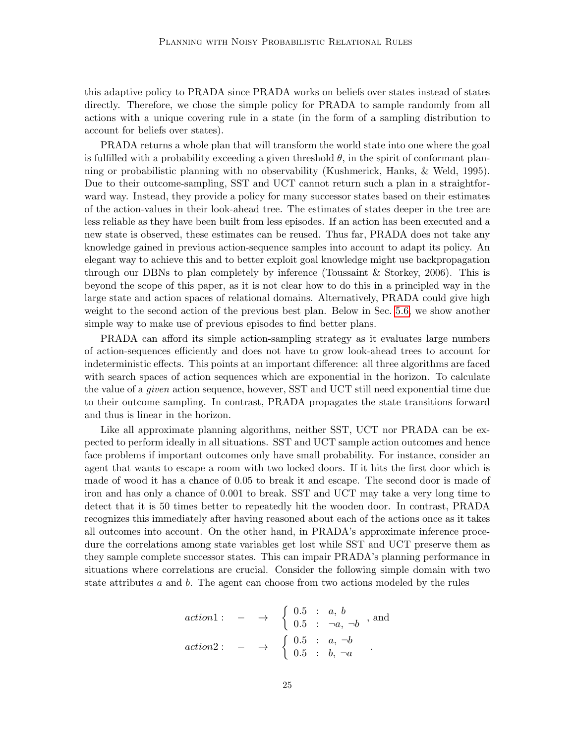this adaptive policy to PRADA since PRADA works on beliefs over states instead of states directly. Therefore, we chose the simple policy for PRADA to sample randomly from all actions with a unique covering rule in a state (in the form of a sampling distribution to account for beliefs over states).

PRADA returns a whole plan that will transform the world state into one where the goal is fulfilled with a probability exceeding a given threshold $\theta$, in the spirit of conformant planning or probabilistic planning with no observability (Kushmerick, Hanks, & Weld, 1995). Due to their outcome-sampling, SST and UCT cannot return such a plan in a straightforward way. Instead, they provide a policy for many successor states based on their estimates of the action-values in their look-ahead tree. The estimates of states deeper in the tree are less reliable as they have been built from less episodes. If an action has been executed and a new state is observed, these estimates can be reused. Thus far, PRADA does not take any knowledge gained in previous action-sequence samples into account to adapt its policy. An elegant way to achieve this and to better exploit goal knowledge might use backpropagation through our DBNs to plan completely by inference (Toussaint & Storkey, 2006). This is beyond the scope of this paper, as it is not clear how to do this in a principled way in the large state and action spaces of relational domains. Alternatively, PRADA could give high weight to the second action of the previous best plan. Below in Sec. 5.6, we show another simple way to make use of previous episodes to find better plans.

PRADA can afford its simple action-sampling strategy as it evaluates large numbers of action-sequences efficiently and does not have to grow look-ahead trees to account for indeterministic effects. This points at an important difference: all three algorithms are faced with search spaces of action sequences which are exponential in the horizon. To calculate the value of a *given* action sequence, however, SST and UCT still need exponential time due to their outcome sampling. In contrast, PRADA propagates the state transitions forward and thus is linear in the horizon.

Like all approximate planning algorithms, neither SST, UCT nor PRADA can be expected to perform ideally in all situations. SST and UCT sample action outcomes and hence face problems if important outcomes only have small probability. For instance, consider an agent that wants to escape a room with two locked doors. If it hits the first door which is made of wood it has a chance of 0.05 to break it and escape. The second door is made of iron and has only a chance of 0.001 to break. SST and UCT may take a very long time to detect that it is 50 times better to repeatedly hit the wooden door. In contrast, PRADA recognizes this immediately after having reasoned about each of the actions once as it takes all outcomes into account. On the other hand, in PRADA's approximate inference procedure the correlations among state variables get lost while SST and UCT preserve them as they sample complete successor states. This can impair PRADA's planning performance in situations where correlations are crucial. Consider the following simple domain with two state attributes $a$ and $b$. The agent can choose from two actions modeled by the rules

$$
\begin{aligned}
action1: \quad - \quad &\rightarrow \quad \begin{cases} 0.5 & : \; a,\, b \\ 0.5 & : \; \neg a,\, \neg b \end{cases}, \text{ and} \\
action2: \quad - \quad &\rightarrow \quad \begin{cases} 0.5 & : \; a,\, \neg b \\ 0.5 & : \; b,\, \neg a \end{cases} \quad .
\end{aligned}
$$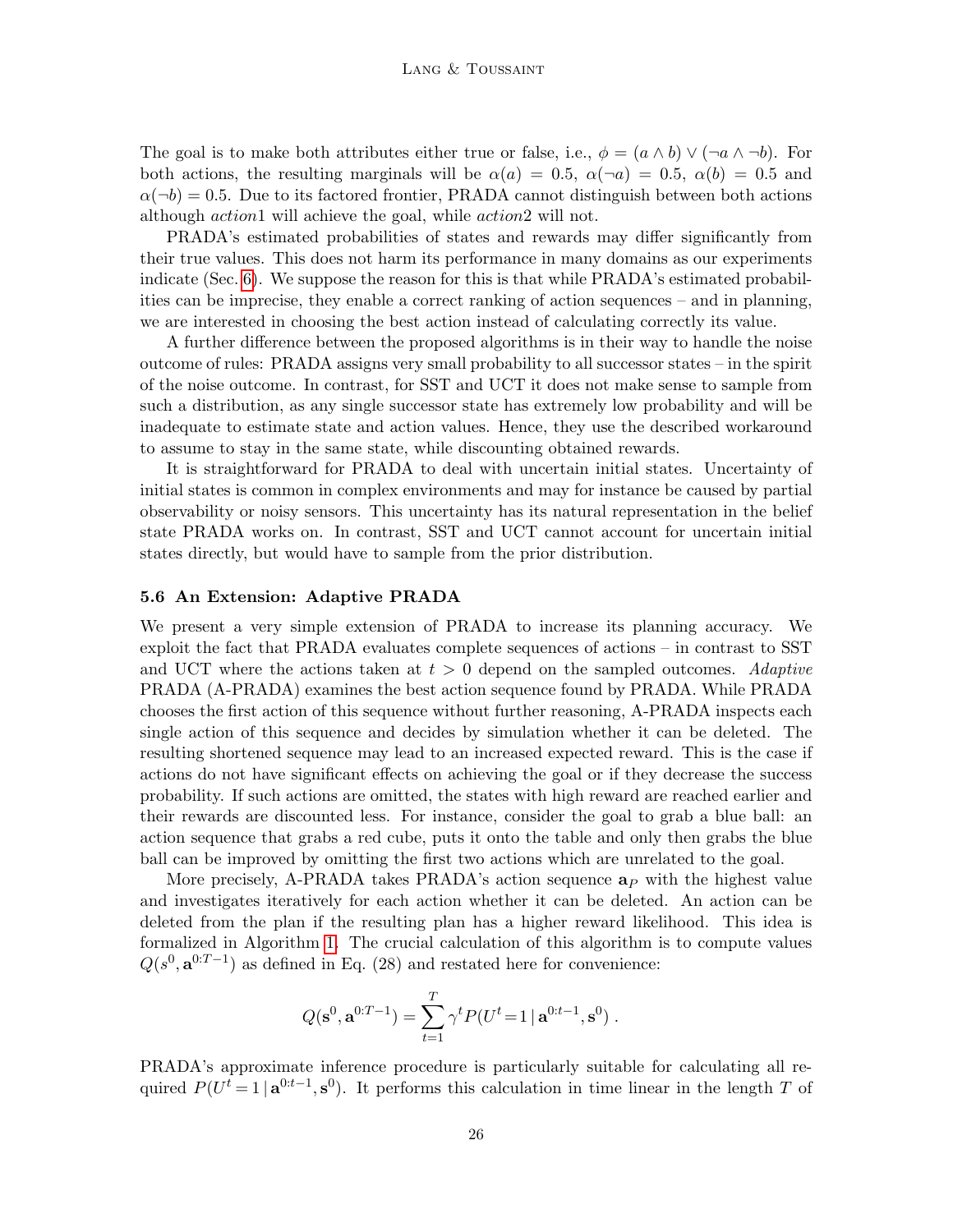The goal is to make both attributes either true or false, i.e., $\phi = (a \wedge b) \vee (\neg a \wedge \neg b)$. For both actions, the resulting marginals will be $\alpha(a) = 0.5$, $\alpha(\neg a) = 0.5$, $\alpha(b) = 0.5$ and $\alpha(\neg b) = 0.5$. Due to its factored frontier, PRADA cannot distinguish between both actions although *action*1 will achieve the goal, while *action*2 will not.

PRADA's estimated probabilities of states and rewards may differ significantly from their true values. This does not harm its performance in many domains as our experiments indicate (Sec. 6). We suppose the reason for this is that while PRADA's estimated probabilities can be imprecise, they enable a correct ranking of action sequences – and in planning, we are interested in choosing the best action instead of calculating correctly its value.

A further difference between the proposed algorithms is in their way to handle the noise outcome of rules: PRADA assigns very small probability to all successor states – in the spirit of the noise outcome. In contrast, for SST and UCT it does not make sense to sample from such a distribution, as any single successor state has extremely low probability and will be inadequate to estimate state and action values. Hence, they use the described workaround to assume to stay in the same state, while discounting obtained rewards.

It is straightforward for PRADA to deal with uncertain initial states. Uncertainty of initial states is common in complex environments and may for instance be caused by partial observability or noisy sensors. This uncertainty has its natural representation in the belief state PRADA works on. In contrast, SST and UCT cannot account for uncertain initial states directly, but would have to sample from the prior distribution.

### 5.6 An Extension: Adaptive PRADA

We present a very simple extension of PRADA to increase its planning accuracy. We exploit the fact that PRADA evaluates complete sequences of actions – in contrast to SST and UCT where the actions taken at $t > 0$ depend on the sampled outcomes. *Adaptive* PRADA (A-PRADA) examines the best action sequence found by PRADA. While PRADA chooses the first action of this sequence without further reasoning, A-PRADA inspects each single action of this sequence and decides by simulation whether it can be deleted. The resulting shortened sequence may lead to an increased expected reward. This is the case if actions do not have significant effects on achieving the goal or if they decrease the success probability. If such actions are omitted, the states with high reward are reached earlier and their rewards are discounted less. For instance, consider the goal to grab a blue ball: an action sequence that grabs a red cube, puts it onto the table and only then grabs the blue ball can be improved by omitting the first two actions which are unrelated to the goal.

More precisely, A-PRADA takes PRADA's action sequence $\mathbf{a}_P$ with the highest value and investigates iteratively for each action whether it can be deleted. An action can be deleted from the plan if the resulting plan has a higher reward likelihood. This idea is formalized in Algorithm 1. The crucial calculation of this algorithm is to compute values $Q(s^0, \mathbf{a}^{0:T-1})$ as defined in Eq. (28) and restated here for convenience:

$$Q(\mathbf{s}^0, \mathbf{a}^{0:T-1}) = \sum_{t=1}^{T} \gamma^t P(U^t = 1 \mid \mathbf{a}^{0:t-1}, \mathbf{s}^0) \; .$$

PRADA's approximate inference procedure is particularly suitable for calculating all required $P(U^t = 1 \mid \mathbf{a}^{0:t-1}, \mathbf{s}^0)$. It performs this calculation in time linear in the length $T$ of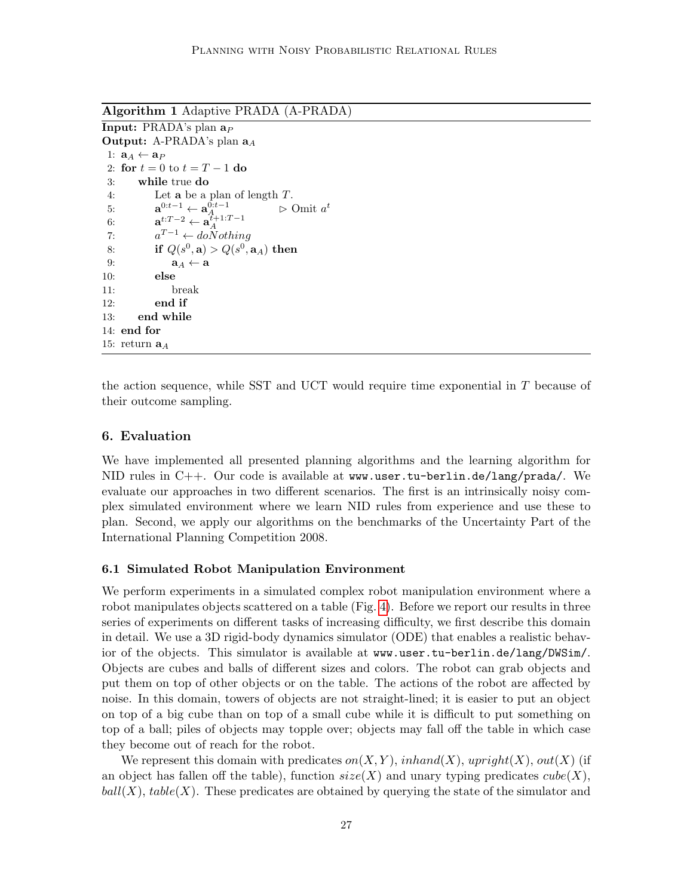**Algorithm 1** Adaptive PRADA (A-PRADA)

```
Input: PRADA's plan a_P
Output: A-PRADA's plan a_A
 1: a_A ← a_P
 2: for t = 0 to t = T − 1 do
 3:     while true do
 4:         Let a be a plan of length T.
 5:         a^{0:t−1} ← a_A^{0:t−1}          ▷ Omit a^t
 6:         a^{t:T−2} ← a_A^{t+1:T−1}
 7:         a^{T−1} ← doNothing
 8:         if Q(s^0, a) > Q(s^0, a_A) then
 9:             a_A ← a
10:         else
11:             break
12:         end if
13:     end while
14: end for
15: return a_A
```

the action sequence, while SST and UCT would require time exponential in $T$ because of their outcome sampling.

## 6. Evaluation

We have implemented all presented planning algorithms and the learning algorithm for NID rules in C++. Our code is available at `www.user.tu-berlin.de/lang/prada/`. We evaluate our approaches in two different scenarios. The first is an intrinsically noisy complex simulated environment where we learn NID rules from experience and use these to plan. Second, we apply our algorithms on the benchmarks of the Uncertainty Part of the International Planning Competition 2008.

### 6.1 Simulated Robot Manipulation Environment

We perform experiments in a simulated complex robot manipulation environment where a robot manipulates objects scattered on a table (Fig. 4). Before we report our results in three series of experiments on different tasks of increasing difficulty, we first describe this domain in detail. We use a 3D rigid-body dynamics simulator (ODE) that enables a realistic behavior of the objects. This simulator is available at `www.user.tu-berlin.de/lang/DWSim/`. Objects are cubes and balls of different sizes and colors. The robot can grab objects and put them on top of other objects or on the table. The actions of the robot are affected by noise. In this domain, towers of objects are not straight-lined; it is easier to put an object on top of a big cube than on top of a small cube while it is difficult to put something on top of a ball; piles of objects may topple over; objects may fall off the table in which case they become out of reach for the robot.

We represent this domain with predicates $on(X, Y)$, $inhand(X)$, $upright(X)$, $out(X)$ (if an object has fallen off the table), function $size(X)$ and unary typing predicates $cube(X)$, $ball(X)$, $table(X)$. These predicates are obtained by querying the state of the simulator and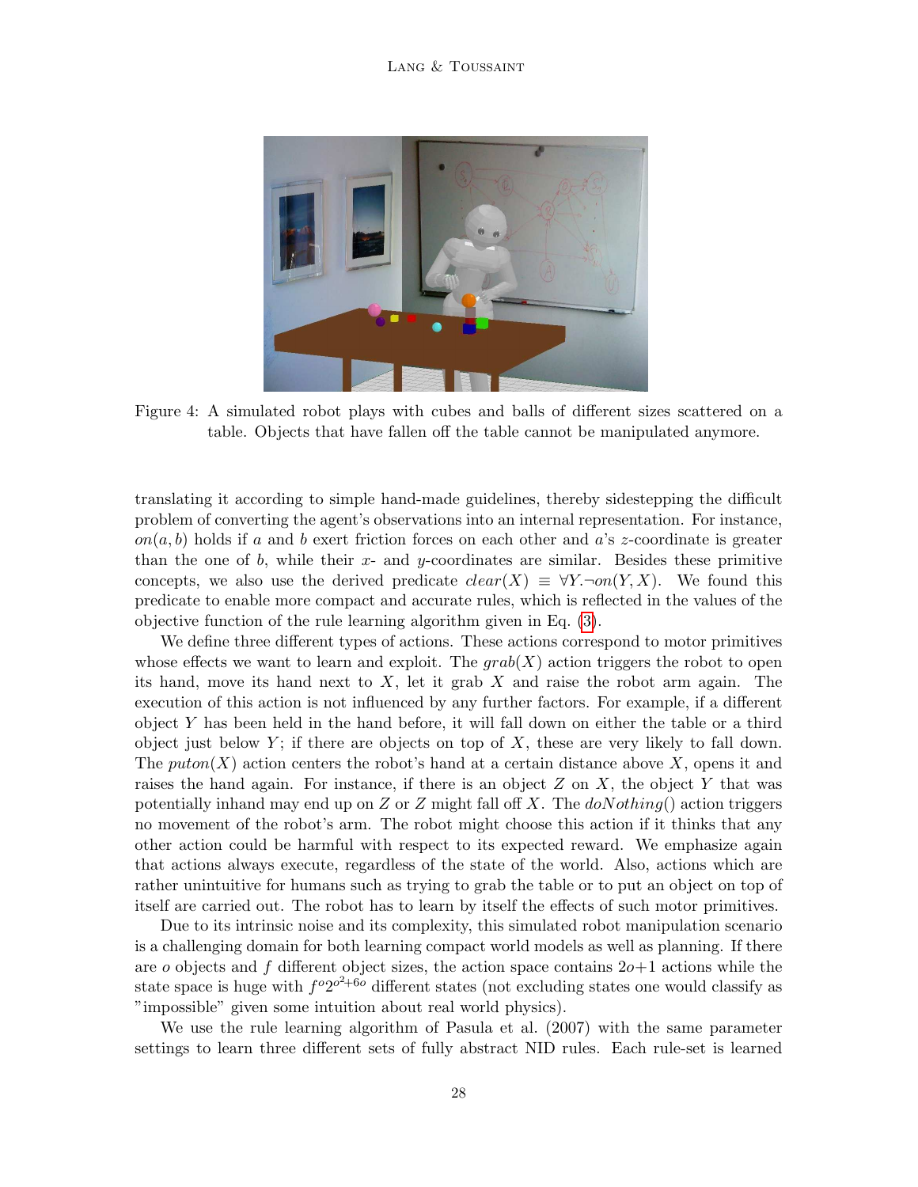Figure 4: A simulated robot plays with cubes and balls of different sizes scattered on a table. Objects that have fallen off the table cannot be manipulated anymore.

translating it according to simple hand-made guidelines, thereby sidestepping the difficult problem of converting the agent's observations into an internal representation. For instance, $on(a, b)$ holds if $a$ and $b$ exert friction forces on each other and $a$'s $z$-coordinate is greater than the one of $b$, while their $x$- and $y$-coordinates are similar. Besides these primitive concepts, we also use the derived predicate $clear(X) \equiv \forall Y. \neg on(Y, X)$. We found this predicate to enable more compact and accurate rules, which is reflected in the values of the objective function of the rule learning algorithm given in Eq. (3).

We define three different types of actions. These actions correspond to motor primitives whose effects we want to learn and exploit. The $grab(X)$ action triggers the robot to open its hand, move its hand next to $X$, let it grab $X$ and raise the robot arm again. The execution of this action is not influenced by any further factors. For example, if a different object $Y$ has been held in the hand before, it will fall down on either the table or a third object just below $Y$; if there are objects on top of $X$, these are very likely to fall down. The $puton(X)$ action centers the robot's hand at a certain distance above $X$, opens it and raises the hand again. For instance, if there is an object $Z$ on $X$, the object $Y$ that was potentially inhand may end up on $Z$ or $Z$ might fall off $X$. The $doNothing()$ action triggers no movement of the robot's arm. The robot might choose this action if it thinks that any other action could be harmful with respect to its expected reward. We emphasize again that actions always execute, regardless of the state of the world. Also, actions which are rather unintuitive for humans such as trying to grab the table or to put an object on top of itself are carried out. The robot has to learn by itself the effects of such motor primitives.

Due to its intrinsic noise and its complexity, this simulated robot manipulation scenario is a challenging domain for both learning compact world models as well as planning. If there are $o$ objects and $f$ different object sizes, the action space contains $2o+1$ actions while the state space is huge with $f^o 2^{o^2+6o}$ different states (not excluding states one would classify as "impossible" given some intuition about real world physics).

We use the rule learning algorithm of Pasula et al. (2007) with the same parameter settings to learn three different sets of fully abstract NID rules. Each rule-set is learned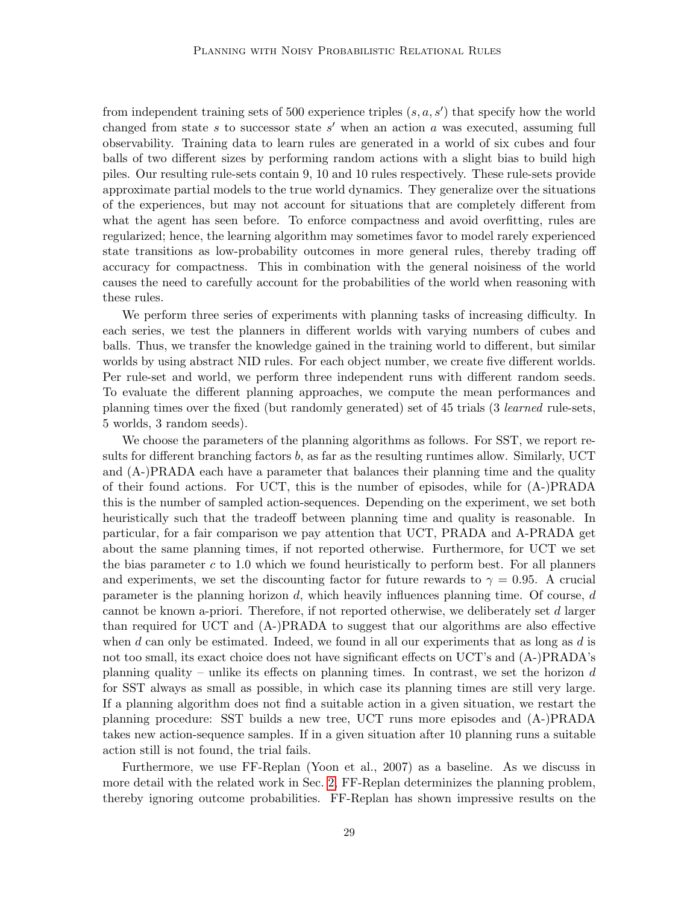from independent training sets of 500 experience triples $(s, a, s')$ that specify how the world changed from state $s$ to successor state $s'$ when an action $a$ was executed, assuming full observability. Training data to learn rules are generated in a world of six cubes and four balls of two different sizes by performing random actions with a slight bias to build high piles. Our resulting rule-sets contain 9, 10 and 10 rules respectively. These rule-sets provide approximate partial models to the true world dynamics. They generalize over the situations of the experiences, but may not account for situations that are completely different from what the agent has seen before. To enforce compactness and avoid overfitting, rules are regularized; hence, the learning algorithm may sometimes favor to model rarely experienced state transitions as low-probability outcomes in more general rules, thereby trading off accuracy for compactness. This in combination with the general noisiness of the world causes the need to carefully account for the probabilities of the world when reasoning with these rules.

We perform three series of experiments with planning tasks of increasing difficulty. In each series, we test the planners in different worlds with varying numbers of cubes and balls. Thus, we transfer the knowledge gained in the training world to different, but similar worlds by using abstract NID rules. For each object number, we create five different worlds. Per rule-set and world, we perform three independent runs with different random seeds. To evaluate the different planning approaches, we compute the mean performances and planning times over the fixed (but randomly generated) set of 45 trials (3 *learned* rule-sets, 5 worlds, 3 random seeds).

We choose the parameters of the planning algorithms as follows. For SST, we report results for different branching factors $b$, as far as the resulting runtimes allow. Similarly, UCT and (A-)PRADA each have a parameter that balances their planning time and the quality of their found actions. For UCT, this is the number of episodes, while for (A-)PRADA this is the number of sampled action-sequences. Depending on the experiment, we set both heuristically such that the tradeoff between planning time and quality is reasonable. In particular, for a fair comparison we pay attention that UCT, PRADA and A-PRADA get about the same planning times, if not reported otherwise. Furthermore, for UCT we set the bias parameter $c$ to 1.0 which we found heuristically to perform best. For all planners and experiments, we set the discounting factor for future rewards to $\gamma = 0.95$. A crucial parameter is the planning horizon $d$, which heavily influences planning time. Of course, $d$ cannot be known a-priori. Therefore, if not reported otherwise, we deliberately set $d$ larger than required for UCT and (A-)PRADA to suggest that our algorithms are also effective when $d$ can only be estimated. Indeed, we found in all our experiments that as long as $d$ is not too small, its exact choice does not have significant effects on UCT's and (A-)PRADA's planning quality – unlike its effects on planning times. In contrast, we set the horizon $d$ for SST always as small as possible, in which case its planning times are still very large. If a planning algorithm does not find a suitable action in a given situation, we restart the planning procedure: SST builds a new tree, UCT runs more episodes and (A-)PRADA takes new action-sequence samples. If in a given situation after 10 planning runs a suitable action still is not found, the trial fails.

Furthermore, we use FF-Replan (Yoon et al., 2007) as a baseline. As we discuss in more detail with the related work in Sec. 2, FF-Replan determinizes the planning problem, thereby ignoring outcome probabilities. FF-Replan has shown impressive results on the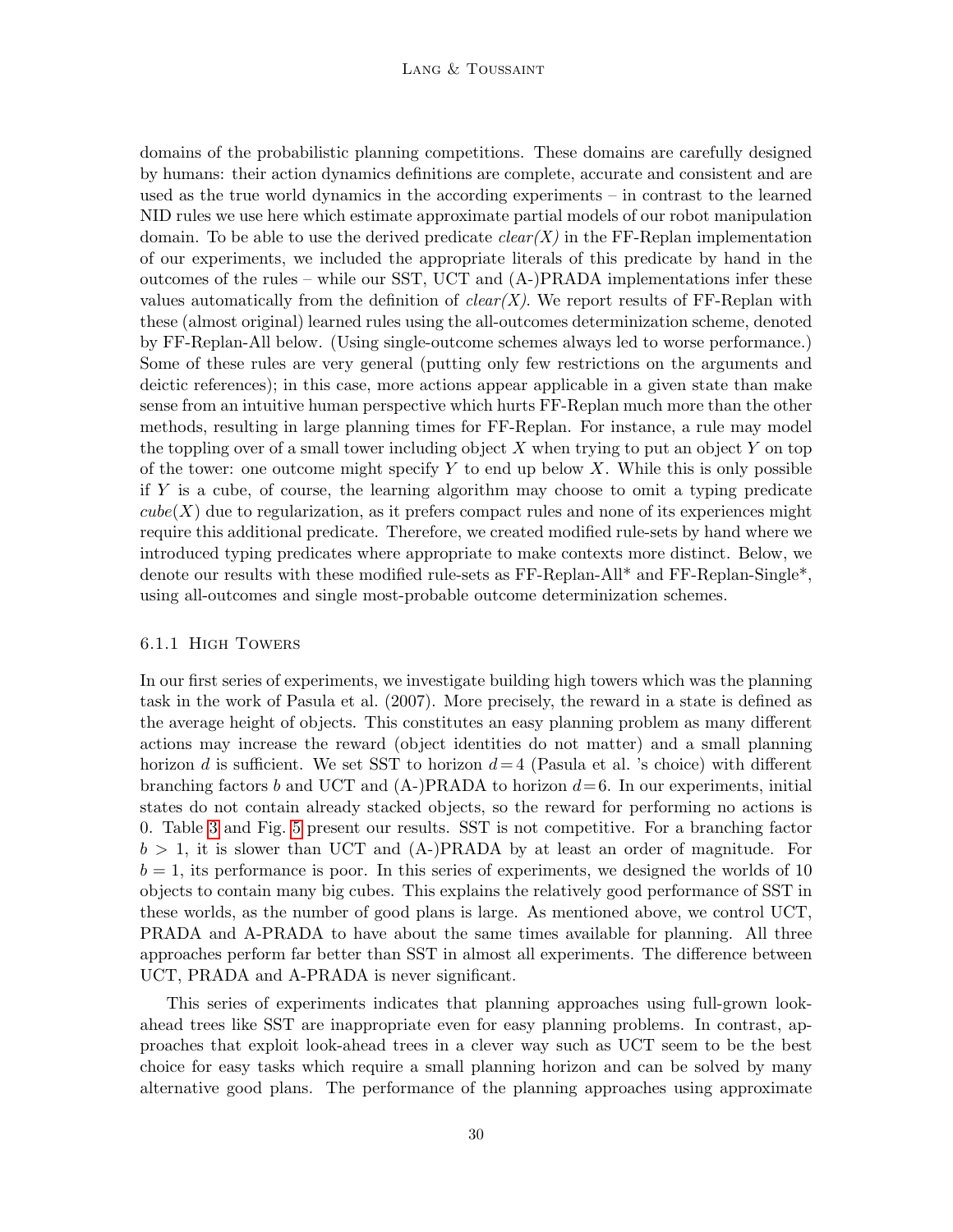domains of the probabilistic planning competitions. These domains are carefully designed by humans: their action dynamics definitions are complete, accurate and consistent and are used as the true world dynamics in the according experiments – in contrast to the learned NID rules we use here which estimate approximate partial models of our robot manipulation domain. To be able to use the derived predicate *clear(X)* in the FF-Replan implementation of our experiments, we included the appropriate literals of this predicate by hand in the outcomes of the rules – while our SST, UCT and (A-)PRADA implementations infer these values automatically from the definition of *clear(X)*. We report results of FF-Replan with these (almost original) learned rules using the all-outcomes determinization scheme, denoted by FF-Replan-All below. (Using single-outcome schemes always led to worse performance.) Some of these rules are very general (putting only few restrictions on the arguments and deictic references); in this case, more actions appear applicable in a given state than make sense from an intuitive human perspective which hurts FF-Replan much more than the other methods, resulting in large planning times for FF-Replan. For instance, a rule may model the toppling over of a small tower including object $X$ when trying to put an object $Y$ on top of the tower: one outcome might specify $Y$ to end up below $X$. While this is only possible if $Y$ is a cube, of course, the learning algorithm may choose to omit a typing predicate $cube(X)$ due to regularization, as it prefers compact rules and none of its experiences might require this additional predicate. Therefore, we created modified rule-sets by hand where we introduced typing predicates where appropriate to make contexts more distinct. Below, we denote our results with these modified rule-sets as FF-Replan-All* and FF-Replan-Single*, using all-outcomes and single most-probable outcome determinization schemes.

### 6.1.1 High Towers

In our first series of experiments, we investigate building high towers which was the planning task in the work of Pasula et al. (2007). More precisely, the reward in a state is defined as the average height of objects. This constitutes an easy planning problem as many different actions may increase the reward (object identities do not matter) and a small planning horizon $d$ is sufficient. We set SST to horizon $d = 4$ (Pasula et al. 's choice) with different branching factors $b$ and UCT and (A-)PRADA to horizon $d = 6$. In our experiments, initial states do not contain already stacked objects, so the reward for performing no actions is 0. Table 3 and Fig. 5 present our results. SST is not competitive. For a branching factor $b > 1$, it is slower than UCT and (A-)PRADA by at least an order of magnitude. For $b = 1$, its performance is poor. In this series of experiments, we designed the worlds of 10 objects to contain many big cubes. This explains the relatively good performance of SST in these worlds, as the number of good plans is large. As mentioned above, we control UCT, PRADA and A-PRADA to have about the same times available for planning. All three approaches perform far better than SST in almost all experiments. The difference between UCT, PRADA and A-PRADA is never significant.

This series of experiments indicates that planning approaches using full-grown look-ahead trees like SST are inappropriate even for easy planning problems. In contrast, approaches that exploit look-ahead trees in a clever way such as UCT seem to be the best choice for easy tasks which require a small planning horizon and can be solved by many alternative good plans. The performance of the planning approaches using approximate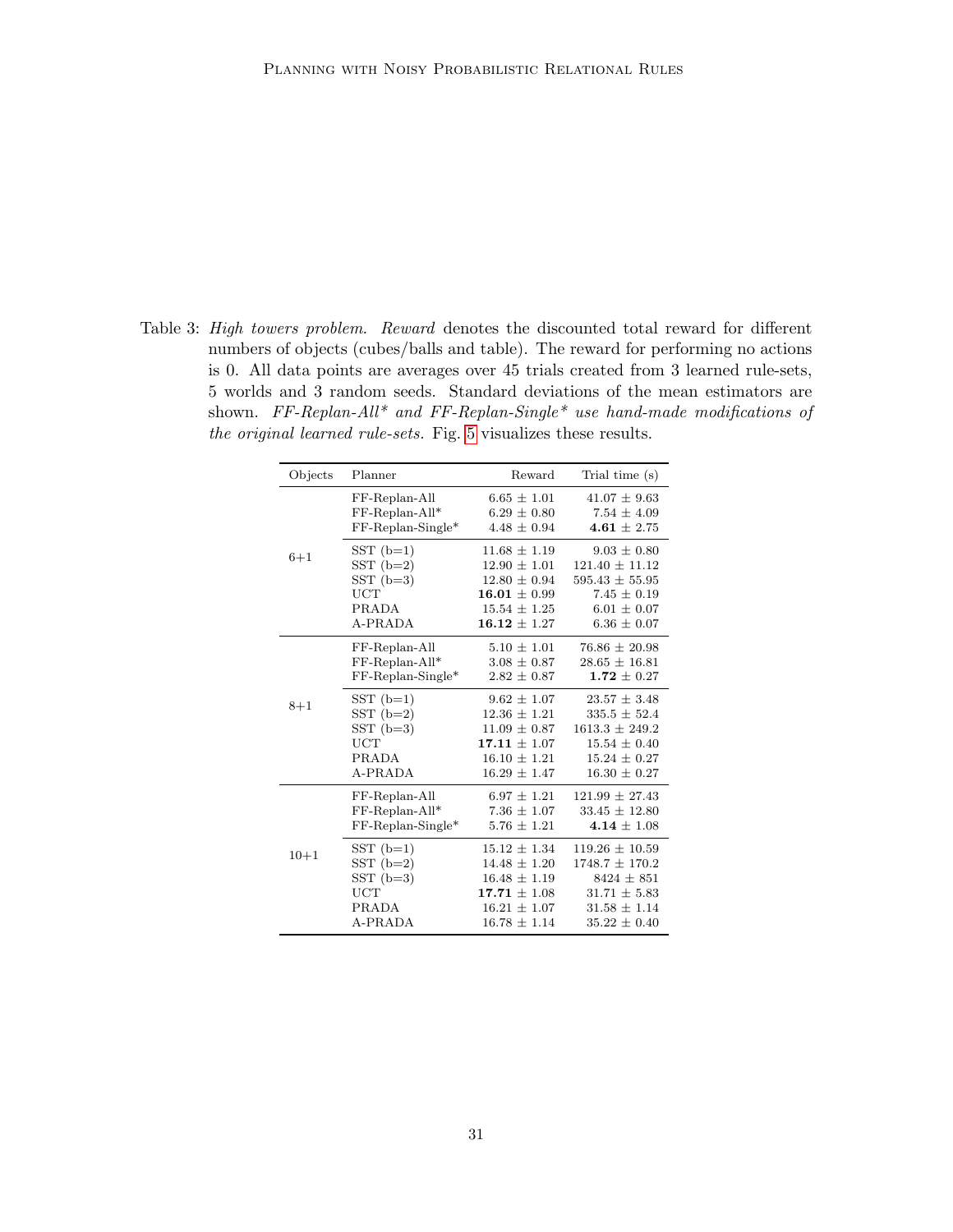Table 3: *High towers problem. Reward* denotes the discounted total reward for different numbers of objects (cubes/balls and table). The reward for performing no actions is 0. All data points are averages over 45 trials created from 3 learned rule-sets, 5 worlds and 3 random seeds. Standard deviations of the mean estimators are shown. *FF-Replan-All\* and FF-Replan-Single\* use hand-made modifications of the original learned rule-sets.* Fig. 5 visualizes these results.

| Objects | Planner | Reward | Trial time (s) |
|---|---|---|---|
| 6+1 | FF-Replan-All | 6.65 ± 1.01 | 41.07 ± 9.63 |
| | FF-Replan-All* | 6.29 ± 0.80 | 7.54 ± 4.09 |
| | FF-Replan-Single* | 4.48 ± 0.94 | **4.61** ± 2.75 |
| | SST (b=1) | 11.68 ± 1.19 | 9.03 ± 0.80 |
| | SST (b=2) | 12.90 ± 1.01 | 121.40 ± 11.12 |
| | SST (b=3) | 12.80 ± 0.94 | 595.43 ± 55.95 |
| | UCT | **16.01** ± 0.99 | 7.45 ± 0.19 |
| | PRADA | 15.54 ± 1.25 | 6.01 ± 0.07 |
| | A-PRADA | **16.12** ± 1.27 | 6.36 ± 0.07 |
| 8+1 | FF-Replan-All | 5.10 ± 1.01 | 76.86 ± 20.98 |
| | FF-Replan-All* | 3.08 ± 0.87 | 28.65 ± 16.81 |
| | FF-Replan-Single* | 2.82 ± 0.87 | **1.72** ± 0.27 |
| | SST (b=1) | 9.62 ± 1.07 | 23.57 ± 3.48 |
| | SST (b=2) | 12.36 ± 1.21 | 335.5 ± 52.4 |
| | SST (b=3) | 11.09 ± 0.87 | 1613.3 ± 249.2 |
| | UCT | **17.11** ± 1.07 | 15.54 ± 0.40 |
| | PRADA | 16.10 ± 1.21 | 15.24 ± 0.27 |
| | A-PRADA | 16.29 ± 1.47 | 16.30 ± 0.27 |
| 10+1 | FF-Replan-All | 6.97 ± 1.21 | 121.99 ± 27.43 |
| | FF-Replan-All* | 7.36 ± 1.07 | 33.45 ± 12.80 |
| | FF-Replan-Single* | 5.76 ± 1.21 | **4.14** ± 1.08 |
| | SST (b=1) | 15.12 ± 1.34 | 119.26 ± 10.59 |
| | SST (b=2) | 14.48 ± 1.20 | 1748.7 ± 170.2 |
| | SST (b=3) | 16.48 ± 1.19 | 8424 ± 851 |
| | UCT | **17.71** ± 1.08 | 31.71 ± 5.83 |
| | PRADA | 16.21 ± 1.07 | 31.58 ± 1.14 |
| | A-PRADA | 16.78 ± 1.14 | 35.22 ± 0.40 |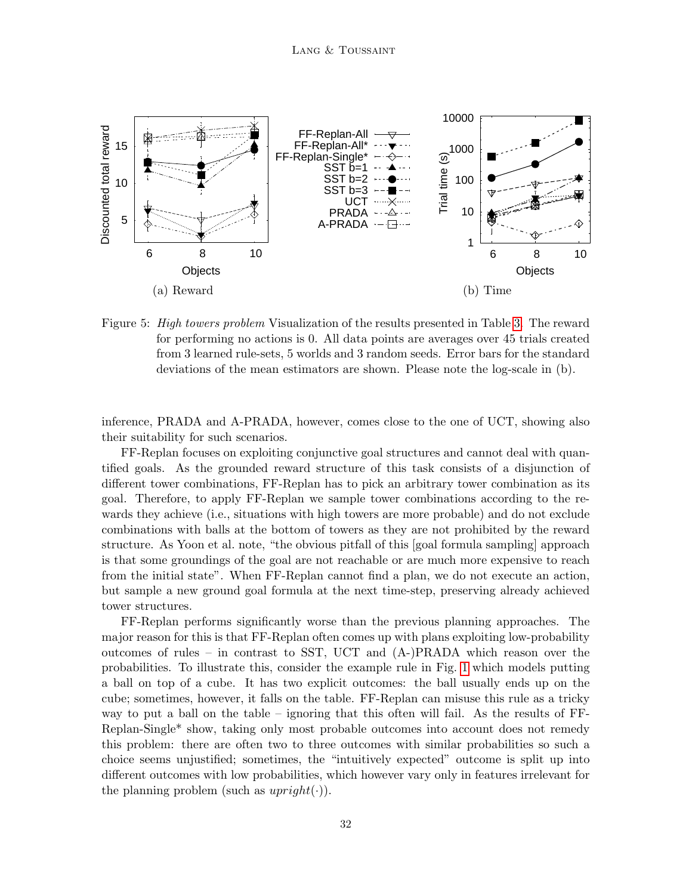(a) Reward

(b) Time

Figure 5: *High towers problem* Visualization of the results presented in Table 3. The reward for performing no actions is 0. All data points are averages over 45 trials created from 3 learned rule-sets, 5 worlds and 3 random seeds. Error bars for the standard deviations of the mean estimators are shown. Please note the log-scale in (b).

inference, PRADA and A-PRADA, however, comes close to the one of UCT, showing also their suitability for such scenarios.

FF-Replan focuses on exploiting conjunctive goal structures and cannot deal with quantified goals. As the grounded reward structure of this task consists of a disjunction of different tower combinations, FF-Replan has to pick an arbitrary tower combination as its goal. Therefore, to apply FF-Replan we sample tower combinations according to the rewards they achieve (i.e., situations with high towers are more probable) and do not exclude combinations with balls at the bottom of towers as they are not prohibited by the reward structure. As Yoon et al. note, "the obvious pitfall of this [goal formula sampling] approach is that some groundings of the goal are not reachable or are much more expensive to reach from the initial state". When FF-Replan cannot find a plan, we do not execute an action, but sample a new ground goal formula at the next time-step, preserving already achieved tower structures.

FF-Replan performs significantly worse than the previous planning approaches. The major reason for this is that FF-Replan often comes up with plans exploiting low-probability outcomes of rules – in contrast to SST, UCT and (A-)PRADA which reason over the probabilities. To illustrate this, consider the example rule in Fig. 1 which models putting a ball on top of a cube. It has two explicit outcomes: the ball usually ends up on the cube; sometimes, however, it falls on the table. FF-Replan can misuse this rule as a tricky way to put a ball on the table – ignoring that this often will fail. As the results of FF-Replan-Single* show, taking only most probable outcomes into account does not remedy this problem: there are often two to three outcomes with similar probabilities so such a choice seems unjustified; sometimes, the "intuitively expected" outcome is split up into different outcomes with low probabilities, which however vary only in features irrelevant for the planning problem (such as *upright*(·)).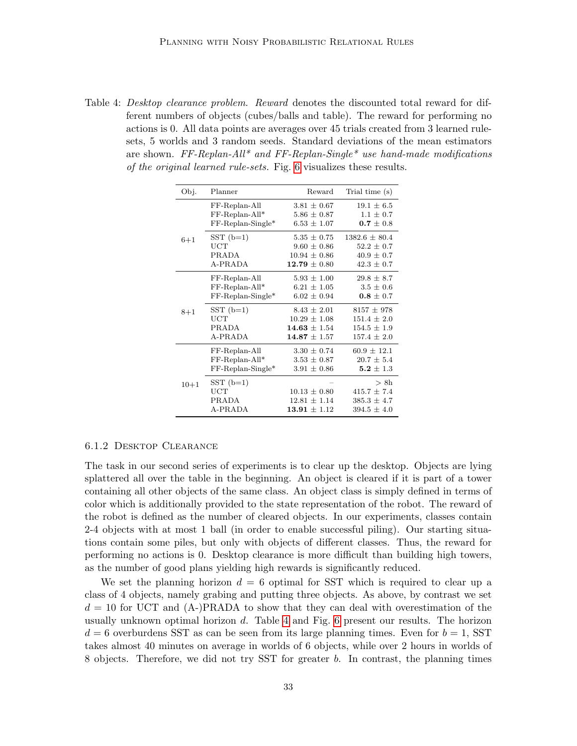Table 4: *Desktop clearance problem*. *Reward* denotes the discounted total reward for different numbers of objects (cubes/balls and table). The reward for performing no actions is 0. All data points are averages over 45 trials created from 3 learned rule-sets, 5 worlds and 3 random seeds. Standard deviations of the mean estimators are shown. *FF-Replan-All\* and FF-Replan-Single\* use hand-made modifications of the original learned rule-sets.* Fig. 6 visualizes these results.

| Obj. | Planner | Reward | Trial time (s) |
|---|---|---|---|
| 6+1 | FF-Replan-All | $3.81 \pm 0.67$ | $19.1 \pm 6.5$ |
| | FF-Replan-All* | $5.86 \pm 0.87$ | $1.1 \pm 0.7$ |
| | FF-Replan-Single* | $6.53 \pm 1.07$ | $\mathbf{0.7} \pm 0.8$ |
| | SST (b=1) | $5.35 \pm 0.75$ | $1382.6 \pm 80.4$ |
| | UCT | $9.60 \pm 0.86$ | $52.2 \pm 0.7$ |
| | PRADA | $10.94 \pm 0.86$ | $40.9 \pm 0.7$ |
| | A-PRADA | $\mathbf{12.79} \pm 0.80$ | $42.3 \pm 0.7$ |
| 8+1 | FF-Replan-All | $5.93 \pm 1.00$ | $29.8 \pm 8.7$ |
| | FF-Replan-All* | $6.21 \pm 1.05$ | $3.5 \pm 0.6$ |
| | FF-Replan-Single* | $6.02 \pm 0.94$ | $\mathbf{0.8} \pm 0.7$ |
| | SST (b=1) | $8.43 \pm 2.01$ | $8157 \pm 978$ |
| | UCT | $10.29 \pm 1.08$ | $151.4 \pm 2.0$ |
| | PRADA | $\mathbf{14.63} \pm 1.54$ | $154.5 \pm 1.9$ |
| | A-PRADA | $\mathbf{14.87} \pm 1.57$ | $157.4 \pm 2.0$ |
| 10+1 | FF-Replan-All | $3.30 \pm 0.74$ | $60.9 \pm 12.1$ |
| | FF-Replan-All* | $3.53 \pm 0.87$ | $20.7 \pm 5.4$ |
| | FF-Replan-Single* | $3.91 \pm 0.86$ | $\mathbf{5.2} \pm 1.3$ |
| | SST (b=1) | – | > 8h |
| | UCT | $10.13 \pm 0.80$ | $415.7 \pm 7.4$ |
| | PRADA | $12.81 \pm 1.14$ | $385.3 \pm 4.7$ |
| | A-PRADA | $\mathbf{13.91} \pm 1.12$ | $394.5 \pm 4.0$ |

### 6.1.2 Desktop Clearance

The task in our second series of experiments is to clear up the desktop. Objects are lying splattered all over the table in the beginning. An object is cleared if it is part of a tower containing all other objects of the same class. An object class is simply defined in terms of color which is additionally provided to the state representation of the robot. The reward of the robot is defined as the number of cleared objects. In our experiments, classes contain 2-4 objects with at most 1 ball (in order to enable successful piling). Our starting situations contain some piles, but only with objects of different classes. Thus, the reward for performing no actions is 0. Desktop clearance is more difficult than building high towers, as the number of good plans yielding high rewards is significantly reduced.

We set the planning horizon $d = 6$ optimal for SST which is required to clear up a class of 4 objects, namely grabing and putting three objects. As above, by contrast we set $d = 10$ for UCT and (A-)PRADA to show that they can deal with overestimation of the usually unknown optimal horizon $d$. Table 4 and Fig. 6 present our results. The horizon $d = 6$ overburdens SST as can be seen from its large planning times. Even for $b = 1$, SST takes almost 40 minutes on average in worlds of 6 objects, while over 2 hours in worlds of 8 objects. Therefore, we did not try SST for greater $b$. In contrast, the planning times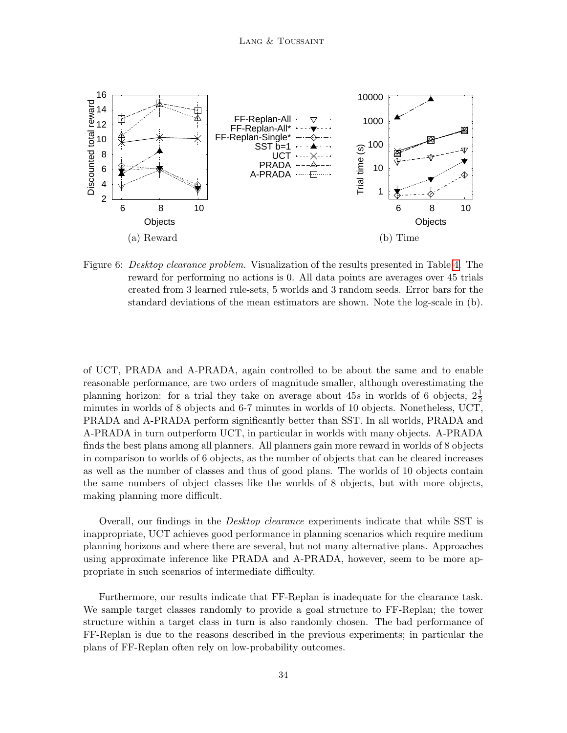Figure 6: *Desktop clearance problem.* Visualization of the results presented in Table 4. The reward for performing no actions is 0. All data points are averages over 45 trials created from 3 learned rule-sets, 5 worlds and 3 random seeds. Error bars for the standard deviations of the mean estimators are shown. Note the log-scale in (b).

of UCT, PRADA and A-PRADA, again controlled to be about the same and to enable reasonable performance, are two orders of magnitude smaller, although overestimating the planning horizon: for a trial they take on average about $45s$ in worlds of 6 objects, $2\frac{1}{2}$ minutes in worlds of 8 objects and 6-7 minutes in worlds of 10 objects. Nonetheless, UCT, PRADA and A-PRADA perform significantly better than SST. In all worlds, PRADA and A-PRADA in turn outperform UCT, in particular in worlds with many objects. A-PRADA finds the best plans among all planners. All planners gain more reward in worlds of 8 objects in comparison to worlds of 6 objects, as the number of objects that can be cleared increases as well as the number of classes and thus of good plans. The worlds of 10 objects contain the same numbers of object classes like the worlds of 8 objects, but with more objects, making planning more difficult.

Overall, our findings in the *Desktop clearance* experiments indicate that while SST is inappropriate, UCT achieves good performance in planning scenarios which require medium planning horizons and where there are several, but not many alternative plans. Approaches using approximate inference like PRADA and A-PRADA, however, seem to be more appropriate in such scenarios of intermediate difficulty.

Furthermore, our results indicate that FF-Replan is inadequate for the clearance task. We sample target classes randomly to provide a goal structure to FF-Replan; the tower structure within a target class in turn is also randomly chosen. The bad performance of FF-Replan is due to the reasons described in the previous experiments; in particular the plans of FF-Replan often rely on low-probability outcomes.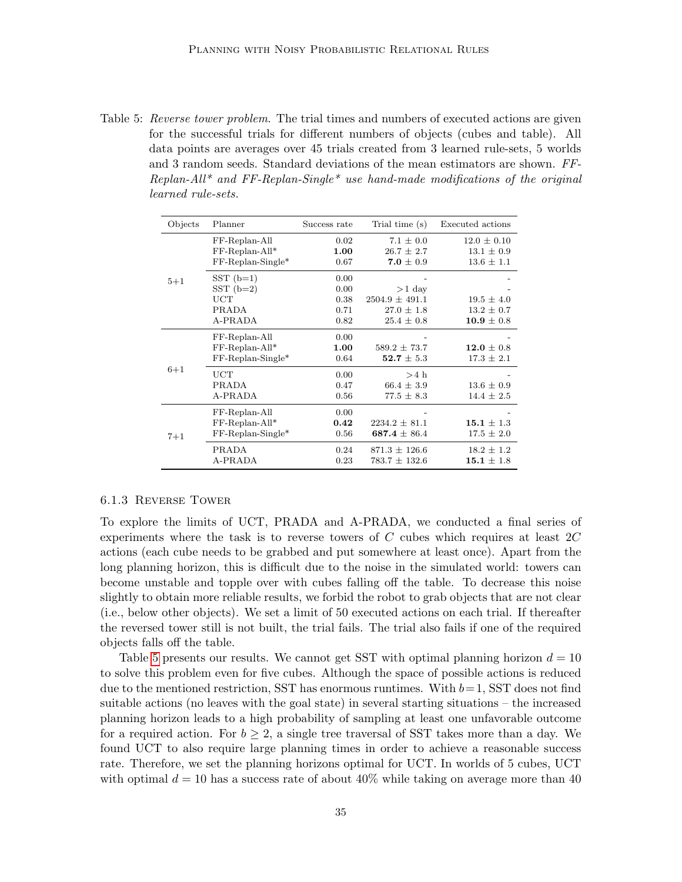Table 5: *Reverse tower problem.* The trial times and numbers of executed actions are given for the successful trials for different numbers of objects (cubes and table). All data points are averages over 45 trials created from 3 learned rule-sets, 5 worlds and 3 random seeds. Standard deviations of the mean estimators are shown. *FF-Replan-All\* and FF-Replan-Single\* use hand-made modifications of the original learned rule-sets.*

| Objects | Planner | Success rate | Trial time (s) | Executed actions |
|---|---|---|---|---|
| 5+1 | FF-Replan-All | 0.02 | 7.1 ± 0.0 | 12.0 ± 0.10 |
| | FF-Replan-All* | **1.00** | 26.7 ± 2.7 | 13.1 ± 0.9 |
| | FF-Replan-Single* | 0.67 | **7.0** ± 0.9 | 13.6 ± 1.1 |
| | SST (b=1) | 0.00 | - | - |
| | SST (b=2) | 0.00 | >1 day | - |
| | UCT | 0.38 | 2504.9 ± 491.1 | 19.5 ± 4.0 |
| | PRADA | 0.71 | 27.0 ± 1.8 | 13.2 ± 0.7 |
| | A-PRADA | 0.82 | 25.4 ± 0.8 | **10.9** ± 0.8 |
| 6+1 | FF-Replan-All | 0.00 | - | - |
| | FF-Replan-All* | **1.00** | 589.2 ± 73.7 | **12.0** ± 0.8 |
| | FF-Replan-Single* | 0.64 | **52.7** ± 5.3 | 17.3 ± 2.1 |
| | UCT | 0.00 | >4 h | - |
| | PRADA | 0.47 | 66.4 ± 3.9 | 13.6 ± 0.9 |
| | A-PRADA | 0.56 | 77.5 ± 8.3 | 14.4 ± 2.5 |
| 7+1 | FF-Replan-All | 0.00 | - | - |
| | FF-Replan-All* | **0.42** | 2234.2 ± 81.1 | **15.1** ± 1.3 |
| | FF-Replan-Single* | 0.56 | **687.4** ± 86.4 | 17.5 ± 2.0 |
| | PRADA | 0.24 | 871.3 ± 126.6 | 18.2 ± 1.2 |
| | A-PRADA | 0.23 | 783.7 ± 132.6 | **15.1** ± 1.8 |

### 6.1.3 Reverse Tower

To explore the limits of UCT, PRADA and A-PRADA, we conducted a final series of experiments where the task is to reverse towers of $C$ cubes which requires at least $2C$ actions (each cube needs to be grabbed and put somewhere at least once). Apart from the long planning horizon, this is difficult due to the noise in the simulated world: towers can become unstable and topple over with cubes falling off the table. To decrease this noise slightly to obtain more reliable results, we forbid the robot to grab objects that are not clear (i.e., below other objects). We set a limit of 50 executed actions on each trial. If thereafter the reversed tower still is not built, the trial fails. The trial also fails if one of the required objects falls off the table.

Table 5 presents our results. We cannot get SST with optimal planning horizon $d = 10$ to solve this problem even for five cubes. Although the space of possible actions is reduced due to the mentioned restriction, SST has enormous runtimes. With $b = 1$, SST does not find suitable actions (no leaves with the goal state) in several starting situations – the increased planning horizon leads to a high probability of sampling at least one unfavorable outcome for a required action. For $b \geq 2$, a single tree traversal of SST takes more than a day. We found UCT to also require large planning times in order to achieve a reasonable success rate. Therefore, we set the planning horizons optimal for UCT. In worlds of 5 cubes, UCT with optimal $d = 10$ has a success rate of about 40% while taking on average more than 40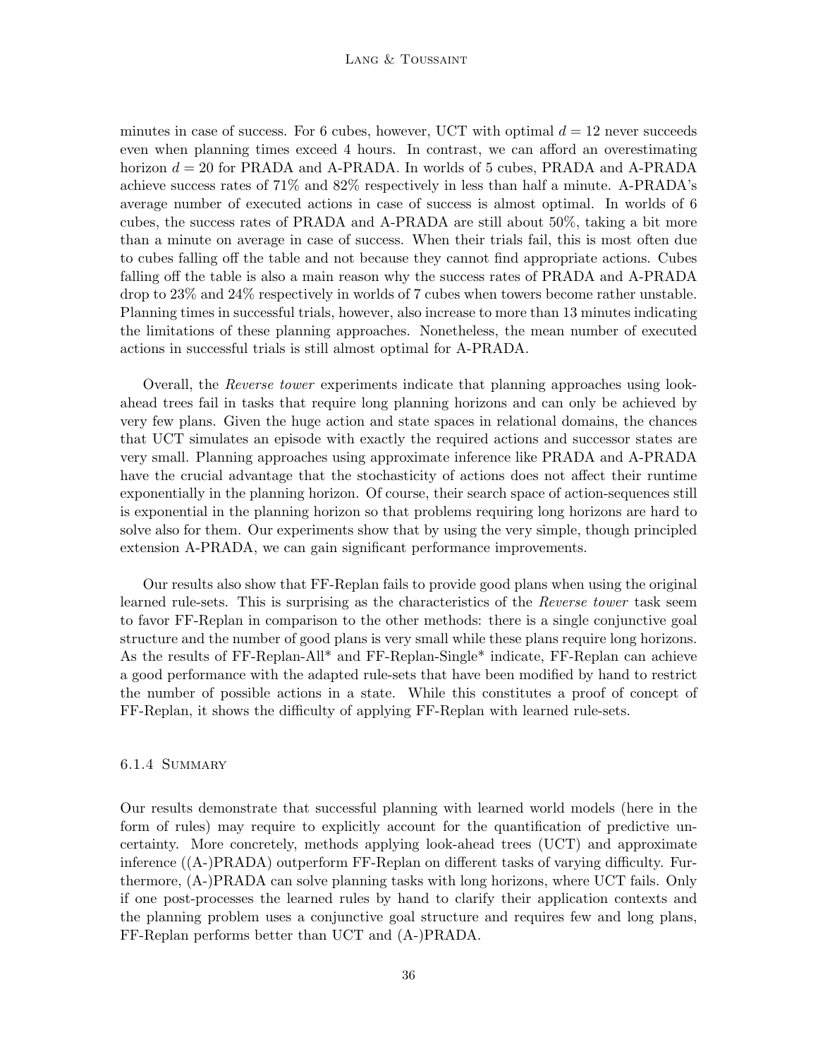minutes in case of success. For 6 cubes, however, UCT with optimal $d = 12$ never succeeds even when planning times exceed 4 hours. In contrast, we can afford an overestimating horizon $d = 20$ for PRADA and A-PRADA. In worlds of 5 cubes, PRADA and A-PRADA achieve success rates of 71% and 82% respectively in less than half a minute. A-PRADA's average number of executed actions in case of success is almost optimal. In worlds of 6 cubes, the success rates of PRADA and A-PRADA are still about 50%, taking a bit more than a minute on average in case of success. When their trials fail, this is most often due to cubes falling off the table and not because they cannot find appropriate actions. Cubes falling off the table is also a main reason why the success rates of PRADA and A-PRADA drop to 23% and 24% respectively in worlds of 7 cubes when towers become rather unstable. Planning times in successful trials, however, also increase to more than 13 minutes indicating the limitations of these planning approaches. Nonetheless, the mean number of executed actions in successful trials is still almost optimal for A-PRADA.

Overall, the *Reverse tower* experiments indicate that planning approaches using look-ahead trees fail in tasks that require long planning horizons and can only be achieved by very few plans. Given the huge action and state spaces in relational domains, the chances that UCT simulates an episode with exactly the required actions and successor states are very small. Planning approaches using approximate inference like PRADA and A-PRADA have the crucial advantage that the stochasticity of actions does not affect their runtime exponentially in the planning horizon. Of course, their search space of action-sequences still is exponential in the planning horizon so that problems requiring long horizons are hard to solve also for them. Our experiments show that by using the very simple, though principled extension A-PRADA, we can gain significant performance improvements.

Our results also show that FF-Replan fails to provide good plans when using the original learned rule-sets. This is surprising as the characteristics of the *Reverse tower* task seem to favor FF-Replan in comparison to the other methods: there is a single conjunctive goal structure and the number of good plans is very small while these plans require long horizons. As the results of FF-Replan-All* and FF-Replan-Single* indicate, FF-Replan can achieve a good performance with the adapted rule-sets that have been modified by hand to restrict the number of possible actions in a state. While this constitutes a proof of concept of FF-Replan, it shows the difficulty of applying FF-Replan with learned rule-sets.

#### 6.1.4 Summary

Our results demonstrate that successful planning with learned world models (here in the form of rules) may require to explicitly account for the quantification of predictive uncertainty. More concretely, methods applying look-ahead trees (UCT) and approximate inference ((A-)PRADA) outperform FF-Replan on different tasks of varying difficulty. Furthermore, (A-)PRADA can solve planning tasks with long horizons, where UCT fails. Only if one post-processes the learned rules by hand to clarify their application contexts and the planning problem uses a conjunctive goal structure and requires few and long plans, FF-Replan performs better than UCT and (A-)PRADA.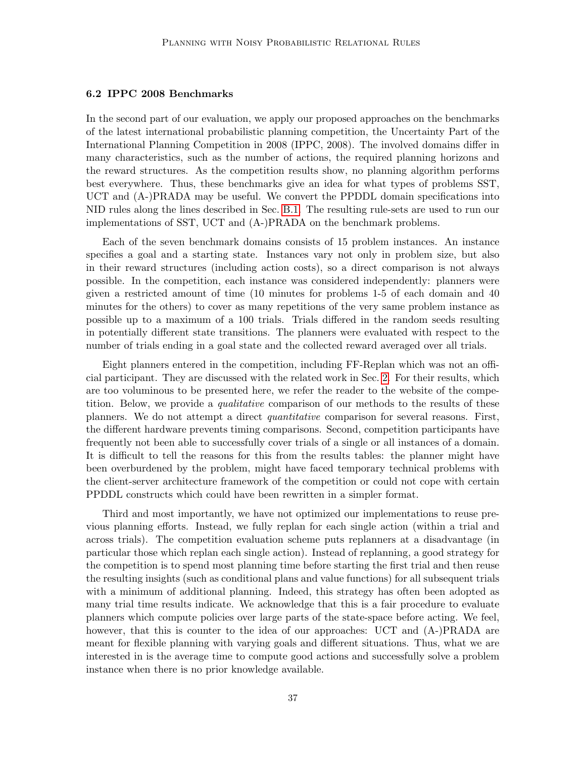### 6.2 IPPC 2008 Benchmarks

In the second part of our evaluation, we apply our proposed approaches on the benchmarks of the latest international probabilistic planning competition, the Uncertainty Part of the International Planning Competition in 2008 (IPPC, 2008). The involved domains differ in many characteristics, such as the number of actions, the required planning horizons and the reward structures. As the competition results show, no planning algorithm performs best everywhere. Thus, these benchmarks give an idea for what types of problems SST, UCT and (A-)PRADA may be useful. We convert the PPDDL domain specifications into NID rules along the lines described in Sec. B.1. The resulting rule-sets are used to run our implementations of SST, UCT and (A-)PRADA on the benchmark problems.

Each of the seven benchmark domains consists of 15 problem instances. An instance specifies a goal and a starting state. Instances vary not only in problem size, but also in their reward structures (including action costs), so a direct comparison is not always possible. In the competition, each instance was considered independently: planners were given a restricted amount of time (10 minutes for problems 1-5 of each domain and 40 minutes for the others) to cover as many repetitions of the very same problem instance as possible up to a maximum of a 100 trials. Trials differed in the random seeds resulting in potentially different state transitions. The planners were evaluated with respect to the number of trials ending in a goal state and the collected reward averaged over all trials.

Eight planners entered in the competition, including FF-Replan which was not an official participant. They are discussed with the related work in Sec. 2. For their results, which are too voluminous to be presented here, we refer the reader to the website of the competition. Below, we provide a *qualitative* comparison of our methods to the results of these planners. We do not attempt a direct *quantitative* comparison for several reasons. First, the different hardware prevents timing comparisons. Second, competition participants have frequently not been able to successfully cover trials of a single or all instances of a domain. It is difficult to tell the reasons for this from the results tables: the planner might have been overburdened by the problem, might have faced temporary technical problems with the client-server architecture framework of the competition or could not cope with certain PPDDL constructs which could have been rewritten in a simpler format.

Third and most importantly, we have not optimized our implementations to reuse previous planning efforts. Instead, we fully replan for each single action (within a trial and across trials). The competition evaluation scheme puts replanners at a disadvantage (in particular those which replan each single action). Instead of replanning, a good strategy for the competition is to spend most planning time before starting the first trial and then reuse the resulting insights (such as conditional plans and value functions) for all subsequent trials with a minimum of additional planning. Indeed, this strategy has often been adopted as many trial time results indicate. We acknowledge that this is a fair procedure to evaluate planners which compute policies over large parts of the state-space before acting. We feel, however, that this is counter to the idea of our approaches: UCT and (A-)PRADA are meant for flexible planning with varying goals and different situations. Thus, what we are interested in is the average time to compute good actions and successfully solve a problem instance when there is no prior knowledge available.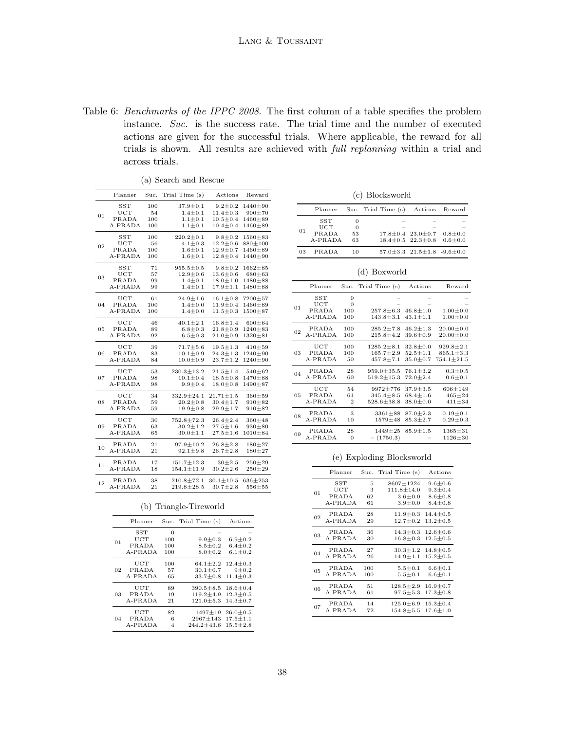Table 6: *Benchmarks of the IPPC 2008.* The first column of a table specifies the problem instance. *Suc.* is the success rate. The trial time and the number of executed actions are given for the successful trials. Where applicable, the reward for all trials is shown. All results are achieved with *full replanning* within a trial and across trials.

(a) Search and Rescue

| | Planner | Suc. | Trial Time (s) | Actions | Reward |
|---|---|---|---|---|---|
| 01 | SST | 100 | 37.9±0.1 | 9.2±0.2 | 1440±90 |
| | UCT | 54 | 1.4±0.1 | 11.4±0.3 | 900±70 |
| | PRADA | 100 | 1.1±0.1 | 10.5±0.4 | 1460±89 |
| | A-PRADA | 100 | 1.1±0.1 | 10.4±0.4 | 1460±89 |
| 02 | SST | 100 | 220.2±0.1 | 9.8±0.2 | 1560±83 |
| | UCT | 56 | 4.1±0.3 | 12.2±0.6 | 880±100 |
| | PRADA | 100 | 1.6±0.1 | 12.9±0.7 | 1460±89 |
| | A-PRADA | 100 | 1.6±0.1 | 12.8±0.4 | 1440±90 |
| 03 | SST | 71 | 955.5±0.5 | 9.8±0.2 | 1662±85 |
| | UCT | 57 | 12.9±0.6 | 13.6±0.6 | 680±63 |
| | PRADA | 99 | 1.4±0.1 | 18.0±1.0 | 1480±88 |
| | A-PRADA | 99 | 1.4±0.1 | 17.9±1.1 | 1480±88 |
| 04 | UCT | 61 | 24.9±1.6 | 16.1±0.8 | 7200±57 |
| | PRADA | 100 | 1.4±0.0 | 11.9±0.4 | 1460±89 |
| | A-PRADA | 100 | 1.4±0.0 | 11.5±0.3 | 1500±87 |
| 05 | UCT | 46 | 40.1±2.1 | 16.8±1.4 | 600±64 |
| | PRADA | 89 | 6.8±0.3 | 21.8±0.9 | 1240±83 |
| | A-PRADA | 92 | 6.5±0.3 | 21.0±0.9 | 1320±81 |
| 06 | UCT | 39 | 71.7±5.6 | 19.5±1.3 | 410±59 |
| | PRADA | 83 | 10.1±0.9 | 24.3±1.3 | 1240±90 |
| | A-PRADA | 84 | 10.0±0.9 | 23.7±1.2 | 1240±90 |
| 07 | UCT | 53 | 230.3±13.2 | 21.5±1.4 | 540±62 |
| | PRADA | 98 | 10.1±0.4 | 18.5±0.8 | 1470±88 |
| | A-PRADA | 98 | 9.9±0.4 | 18.0±0.8 | 1490±87 |
| 08 | UCT | 34 | 332.9±24.1 | 21.71±1.5 | 360±59 |
| | PRADA | 59 | 20.2±0.8 | 30.4±1.7 | 910±82 |
| | A-PRADA | 59 | 19.9±0.8 | 29.9±1.7 | 910±82 |
| 09 | UCT | 30 | 752.8±72.3 | 26.4±2.4 | 360±48 |
| | PRADA | 63 | 30.2±1.2 | 27.5±1.6 | 930±80 |
| | A-PRADA | 65 | 30.0±1.1 | 27.5±1.6 | 1010±84 |
| 10 | PRADA | 21 | 97.9±10.2 | 26.8±2.8 | 180±27 |
| | A-PRADA | 21 | 92.1±9.8 | 26.7±2.8 | 180±27 |
| 11 | PRADA | 17 | 151.7±12.3 | 30±2.5 | 250±29 |
| | A-PRADA | 18 | 154.1±11.9 | 30.2±2.6 | 250±29 |
| 12 | PRADA | 38 | 210.8±72.1 | 30.1±10.5 | 636±253 |
| | A-PRADA | 21 | 219.8±28.5 | 30.7±2.8 | 556±55 |

(b) Triangle-Tireworld

| | Planner | Suc. | Trial Time (s) | Actions |
|---|---|---|---|---|
| 01 | SST | 0 | – | – |
| | UCT | 100 | 9.9±0.3 | 6.9±0.2 |
| | PRADA | 100 | 8.5±0.2 | 6.4±0.2 |
| | A-PRADA | 100 | 8.0±0.2 | 6.1±0.2 |
| 02 | UCT | 100 | 64.1±2.2 | 12.4±0.3 |
| | PRADA | 57 | 30.1±0.7 | 9±0.2 |
| | A-PRADA | 65 | 33.7±0.8 | 11.4±0.3 |
| 03 | UCT | 89 | 390.5±8.5 | 18.6±0.4 |
| | PRADA | 19 | 119.2±4.9 | 12.3±0.5 |
| | A-PRADA | 21 | 121.0±5.3 | 14.3±0.7 |
| 04 | UCT | 82 | 1497±19 | 26.0±0.5 |
| | PRADA | 6 | 2967±143 | 17.5±1.1 |
| | A-PRADA | 4 | 244.2±43.6 | 15.5±2.8 |

(c) Blocksworld

| | Planner | Suc. | Trial Time (s) | Actions | Reward |
|---|---|---|---|---|---|
| 01 | SST | 0 | – | – | – |
| | UCT | 0 | – | – | – |
| | PRADA | 53 | 17.8±0.4 | 23.0±0.7 | 0.8±0.0 |
| | A-PRADA | 63 | 18.4±0.5 | 22.3±0.8 | 0.6±0.0 |
| 03 | PRADA | 10 | 57.0±3.3 | 21.5±1.8 | -9.6±0.0 |

(d) Boxworld

| | Planner | Suc. | Trial Time (s) | Actions | Reward |
|---|---|---|---|---|---|
| 01 | SST | 0 | – | – | – |
| | UCT | 0 | – | – | – |
| | PRADA | 100 | 257.8±6.3 | 46.8±1.0 | 1.00±0.0 |
| | A-PRADA | 100 | 143.8±3.1 | 43.1±1.1 | 1.00±0.0 |
| 02 | PRADA | 100 | 285.2±7.8 | 46.2±1.3 | 20.00±0.0 |
| | A-PRADA | 100 | 215.8±4.2 | 39.6±0.9 | 20.00±0.0 |
| 03 | UCT | 100 | 1285.2±8.1 | 32.8±0.0 | 929.8±2.1 |
| | PRADA | 100 | 165.7±2.9 | 52.5±1.1 | 865.1±3.3 |
| | A-PRADA | 50 | 457.8±7.1 | 35.0±0.7 | 754.1±21.5 |
| 04 | PRADA | 28 | 959.0±35.5 | 76.1±3.2 | 0.3±0.5 |
| | A-PRADA | 60 | 519.2±15.3 | 72.0±2.4 | 0.6±0.1 |
| 05 | UCT | 54 | 9972±776 | 37.9±3.5 | 606±149 |
| | PRADA | 61 | 345.4±8.5 | 68.4±1.6 | 465±24 |
| | A-PRADA | 2 | 528.6±38.8 | 38.0±0.0 | 411±34 |
| 08 | PRADA | 3 | 3361±88 | 87.0±2.3 | 0.19±0.1 |
| | A-PRADA | 10 | 1579±48 | 85.3±2.7 | 0.29±0.3 |
| 09 | PRADA | 28 | 1449±25 | 85.9±1.5 | 1365±31 |
| | A-PRADA | 0 | – (1750.3) | – | 1126±30 |

(e) Exploding Blocksworld

| | Planner | Suc. | Trial Time (s) | Actions |
|---|---|---|---|---|
| 01 | SST | 5 | 8607±1224 | 9.6±0.6 |
| | UCT | 3 | 111.8±14.0 | 9.3±0.4 |
| | PRADA | 62 | 3.6±0.0 | 8.6±0.8 |
| | A-PRADA | 61 | 3.9±0.0 | 8.4±0.8 |
| 02 | PRADA | 28 | 11.9±0.3 | 14.4±0.5 |
| | A-PRADA | 29 | 12.7±0.2 | 13.2±0.5 |
| 03 | PRADA | 36 | 14.3±0.3 | 12.6±0.6 |
| | A-PRADA | 30 | 16.8±0.3 | 12.5±0.5 |
| 04 | PRADA | 27 | 30.3±1.2 | 14.8±0.5 |
| | A-PRADA | 26 | 14.9±1.1 | 15.2±0.5 |
| 05 | PRADA | 100 | 5.5±0.1 | 6.6±0.1 |
| | A-PRADA | 100 | 5.5±0.1 | 6.6±0.1 |
| 06 | PRADA | 51 | 128.5±2.9 | 16.9±0.7 |
| | A-PRADA | 61 | 97.5±5.3 | 17.3±0.8 |
| 07 | PRADA | 14 | 125.0±6.9 | 15.3±0.4 |
| | A-PRADA | 72 | 154.8±5.5 | 17.6±1.0 |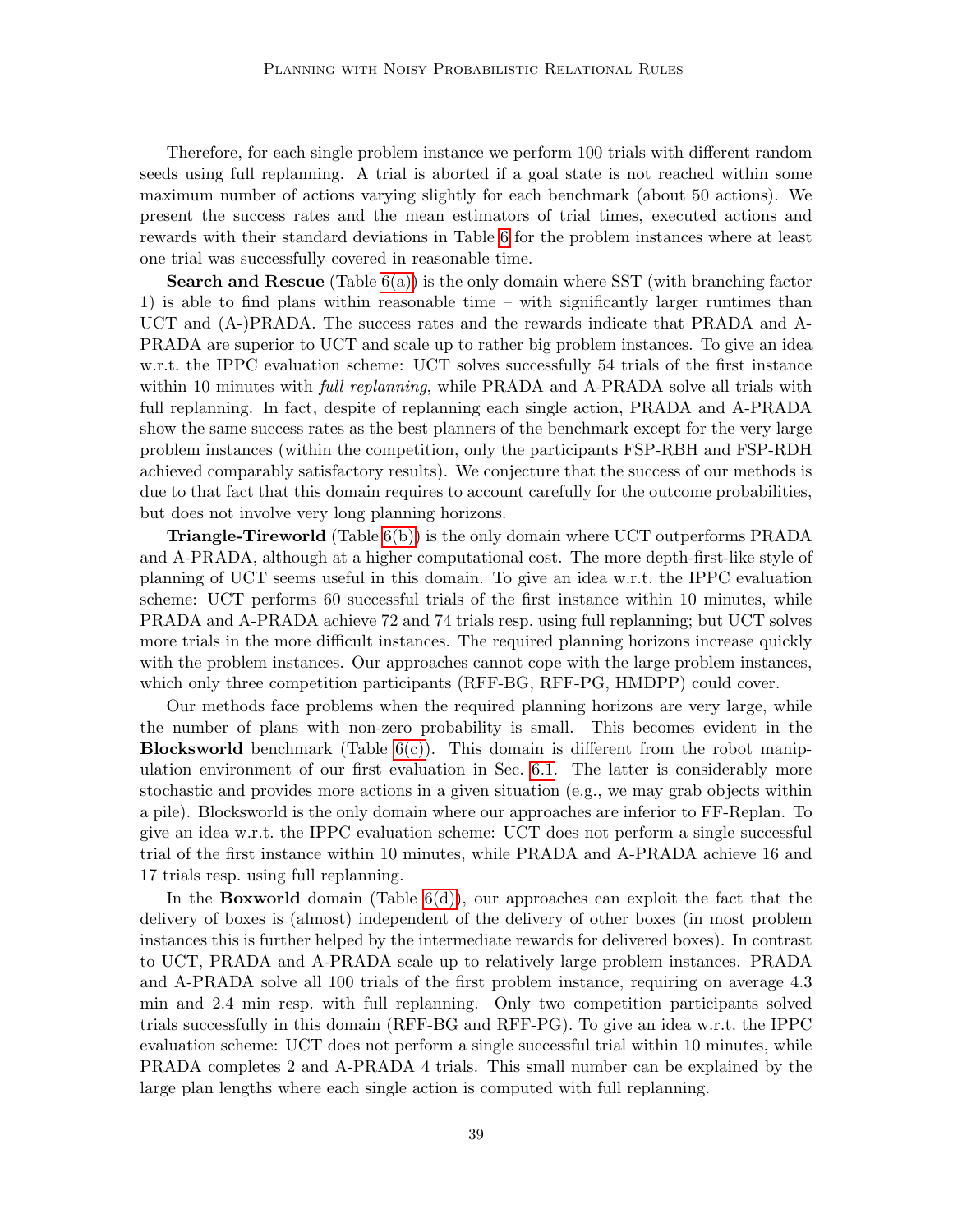Therefore, for each single problem instance we perform 100 trials with different random seeds using full replanning. A trial is aborted if a goal state is not reached within some maximum number of actions varying slightly for each benchmark (about 50 actions). We present the success rates and the mean estimators of trial times, executed actions and rewards with their standard deviations in Table 6 for the problem instances where at least one trial was successfully covered in reasonable time.

**Search and Rescue** (Table 6(a)) is the only domain where SST (with branching factor 1) is able to find plans within reasonable time – with significantly larger runtimes than UCT and (A-)PRADA. The success rates and the rewards indicate that PRADA and A-PRADA are superior to UCT and scale up to rather big problem instances. To give an idea w.r.t. the IPPC evaluation scheme: UCT solves successfully 54 trials of the first instance within 10 minutes with *full replanning*, while PRADA and A-PRADA solve all trials with full replanning. In fact, despite of replanning each single action, PRADA and A-PRADA show the same success rates as the best planners of the benchmark except for the very large problem instances (within the competition, only the participants FSP-RBH and FSP-RDH achieved comparably satisfactory results). We conjecture that the success of our methods is due to that fact that this domain requires to account carefully for the outcome probabilities, but does not involve very long planning horizons.

**Triangle-Tireworld** (Table 6(b)) is the only domain where UCT outperforms PRADA and A-PRADA, although at a higher computational cost. The more depth-first-like style of planning of UCT seems useful in this domain. To give an idea w.r.t. the IPPC evaluation scheme: UCT performs 60 successful trials of the first instance within 10 minutes, while PRADA and A-PRADA achieve 72 and 74 trials resp. using full replanning; but UCT solves more trials in the more difficult instances. The required planning horizons increase quickly with the problem instances. Our approaches cannot cope with the large problem instances, which only three competition participants (RFF-BG, RFF-PG, HMDPP) could cover.

Our methods face problems when the required planning horizons are very large, while the number of plans with non-zero probability is small. This becomes evident in the **Blocksworld** benchmark (Table 6(c)). This domain is different from the robot manipulation environment of our first evaluation in Sec. 6.1. The latter is considerably more stochastic and provides more actions in a given situation (e.g., we may grab objects within a pile). Blocksworld is the only domain where our approaches are inferior to FF-Replan. To give an idea w.r.t. the IPPC evaluation scheme: UCT does not perform a single successful trial of the first instance within 10 minutes, while PRADA and A-PRADA achieve 16 and 17 trials resp. using full replanning.

In the **Boxworld** domain (Table 6(d)), our approaches can exploit the fact that the delivery of boxes is (almost) independent of the delivery of other boxes (in most problem instances this is further helped by the intermediate rewards for delivered boxes). In contrast to UCT, PRADA and A-PRADA scale up to relatively large problem instances. PRADA and A-PRADA solve all 100 trials of the first problem instance, requiring on average 4.3 min and 2.4 min resp. with full replanning. Only two competition participants solved trials successfully in this domain (RFF-BG and RFF-PG). To give an idea w.r.t. the IPPC evaluation scheme: UCT does not perform a single successful trial within 10 minutes, while PRADA completes 2 and A-PRADA 4 trials. This small number can be explained by the large plan lengths where each single action is computed with full replanning.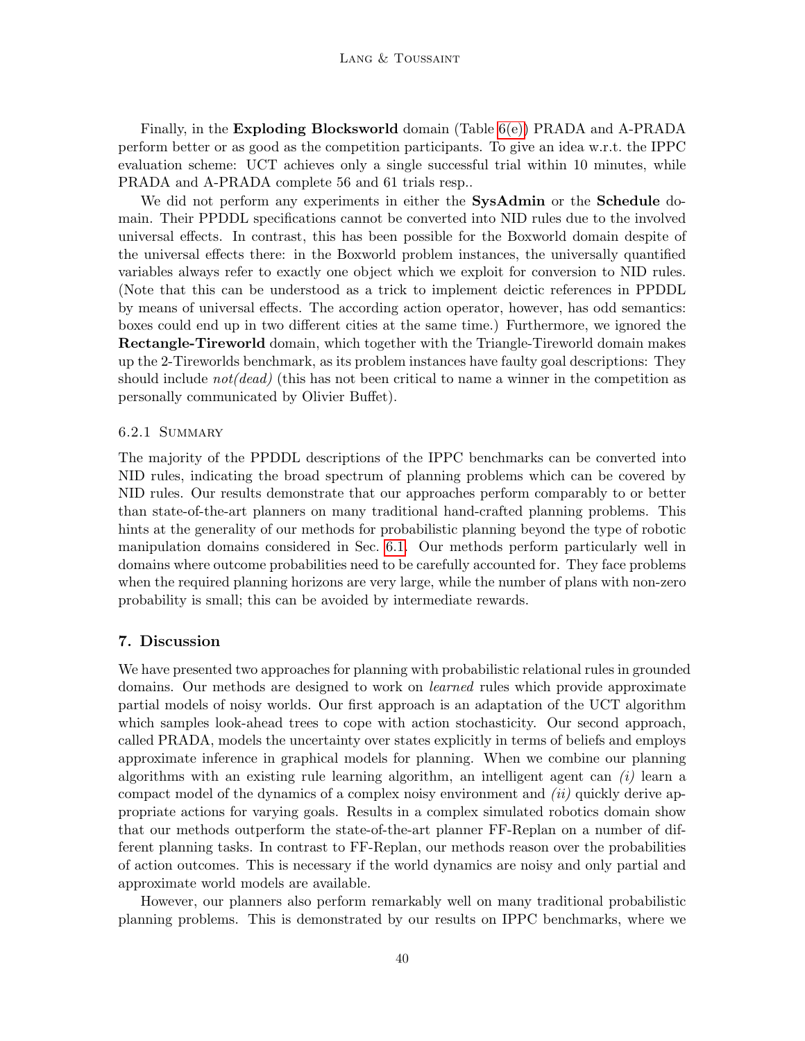Finally, in the **Exploding Blocksworld** domain (Table 6(e)) PRADA and A-PRADA perform better or as good as the competition participants. To give an idea w.r.t. the IPPC evaluation scheme: UCT achieves only a single successful trial within 10 minutes, while PRADA and A-PRADA complete 56 and 61 trials resp..

We did not perform any experiments in either the **SysAdmin** or the **Schedule** domain. Their PPDDL specifications cannot be converted into NID rules due to the involved universal effects. In contrast, this has been possible for the Boxworld domain despite of the universal effects there: in the Boxworld problem instances, the universally quantified variables always refer to exactly one object which we exploit for conversion to NID rules. (Note that this can be understood as a trick to implement deictic references in PPDDL by means of universal effects. The according action operator, however, has odd semantics: boxes could end up in two different cities at the same time.) Furthermore, we ignored the **Rectangle-Tireworld** domain, which together with the Triangle-Tireworld domain makes up the 2-Tireworlds benchmark, as its problem instances have faulty goal descriptions: They should include *not(dead)* (this has not been critical to name a winner in the competition as personally communicated by Olivier Buffet).

#### 6.2.1 Summary

The majority of the PPDDL descriptions of the IPPC benchmarks can be converted into NID rules, indicating the broad spectrum of planning problems which can be covered by NID rules. Our results demonstrate that our approaches perform comparably to or better than state-of-the-art planners on many traditional hand-crafted planning problems. This hints at the generality of our methods for probabilistic planning beyond the type of robotic manipulation domains considered in Sec. 6.1. Our methods perform particularly well in domains where outcome probabilities need to be carefully accounted for. They face problems when the required planning horizons are very large, while the number of plans with non-zero probability is small; this can be avoided by intermediate rewards.

## 7. Discussion

We have presented two approaches for planning with probabilistic relational rules in grounded domains. Our methods are designed to work on *learned* rules which provide approximate partial models of noisy worlds. Our first approach is an adaptation of the UCT algorithm which samples look-ahead trees to cope with action stochasticity. Our second approach, called PRADA, models the uncertainty over states explicitly in terms of beliefs and employs approximate inference in graphical models for planning. When we combine our planning algorithms with an existing rule learning algorithm, an intelligent agent can *(i)* learn a compact model of the dynamics of a complex noisy environment and *(ii)* quickly derive appropriate actions for varying goals. Results in a complex simulated robotics domain show that our methods outperform the state-of-the-art planner FF-Replan on a number of different planning tasks. In contrast to FF-Replan, our methods reason over the probabilities of action outcomes. This is necessary if the world dynamics are noisy and only partial and approximate world models are available.

However, our planners also perform remarkably well on many traditional probabilistic planning problems. This is demonstrated by our results on IPPC benchmarks, where we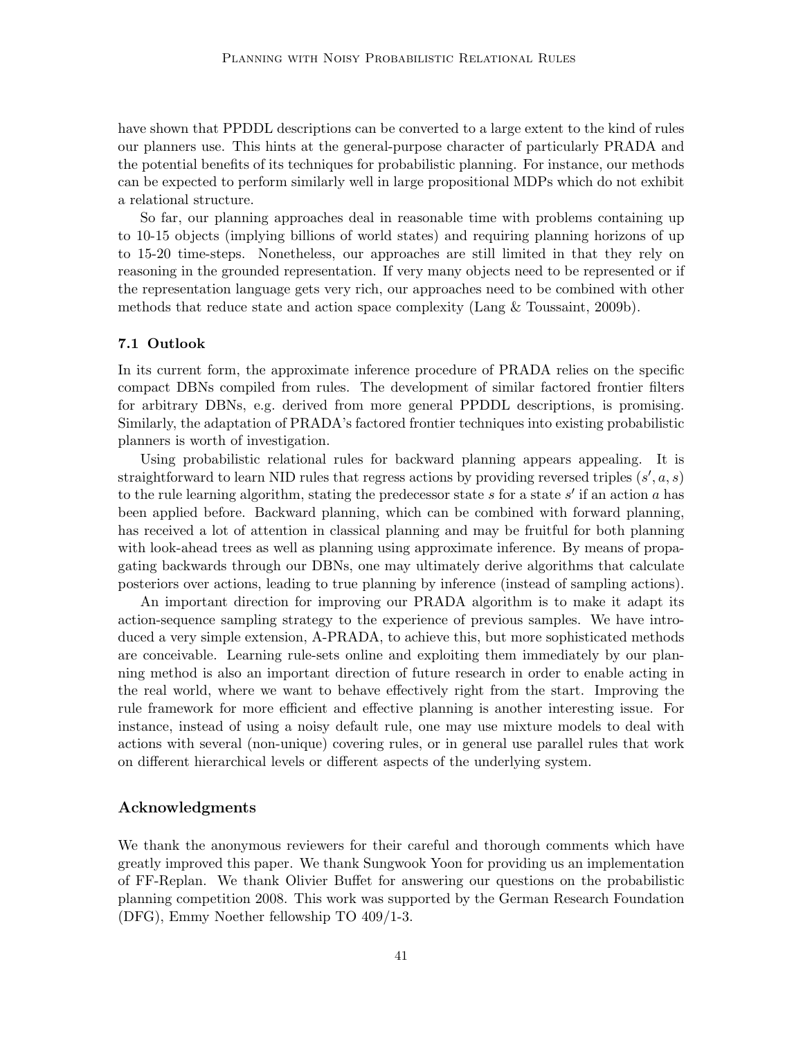have shown that PPDDL descriptions can be converted to a large extent to the kind of rules our planners use. This hints at the general-purpose character of particularly PRADA and the potential benefits of its techniques for probabilistic planning. For instance, our methods can be expected to perform similarly well in large propositional MDPs which do not exhibit a relational structure.

So far, our planning approaches deal in reasonable time with problems containing up to 10-15 objects (implying billions of world states) and requiring planning horizons of up to 15-20 time-steps. Nonetheless, our approaches are still limited in that they rely on reasoning in the grounded representation. If very many objects need to be represented or if the representation language gets very rich, our approaches need to be combined with other methods that reduce state and action space complexity (Lang & Toussaint, 2009b).

### 7.1 Outlook

In its current form, the approximate inference procedure of PRADA relies on the specific compact DBNs compiled from rules. The development of similar factored frontier filters for arbitrary DBNs, e.g. derived from more general PPDDL descriptions, is promising. Similarly, the adaptation of PRADA's factored frontier techniques into existing probabilistic planners is worth of investigation.

Using probabilistic relational rules for backward planning appears appealing. It is straightforward to learn NID rules that regress actions by providing reversed triples $(s', a, s)$ to the rule learning algorithm, stating the predecessor state $s$ for a state $s'$ if an action $a$ has been applied before. Backward planning, which can be combined with forward planning, has received a lot of attention in classical planning and may be fruitful for both planning with look-ahead trees as well as planning using approximate inference. By means of propagating backwards through our DBNs, one may ultimately derive algorithms that calculate posteriors over actions, leading to true planning by inference (instead of sampling actions).

An important direction for improving our PRADA algorithm is to make it adapt its action-sequence sampling strategy to the experience of previous samples. We have introduced a very simple extension, A-PRADA, to achieve this, but more sophisticated methods are conceivable. Learning rule-sets online and exploiting them immediately by our planning method is also an important direction of future research in order to enable acting in the real world, where we want to behave effectively right from the start. Improving the rule framework for more efficient and effective planning is another interesting issue. For instance, instead of using a noisy default rule, one may use mixture models to deal with actions with several (non-unique) covering rules, or in general use parallel rules that work on different hierarchical levels or different aspects of the underlying system.

## Acknowledgments

We thank the anonymous reviewers for their careful and thorough comments which have greatly improved this paper. We thank Sungwook Yoon for providing us an implementation of FF-Replan. We thank Olivier Buffet for answering our questions on the probabilistic planning competition 2008. This work was supported by the German Research Foundation (DFG), Emmy Noether fellowship TO 409/1-3.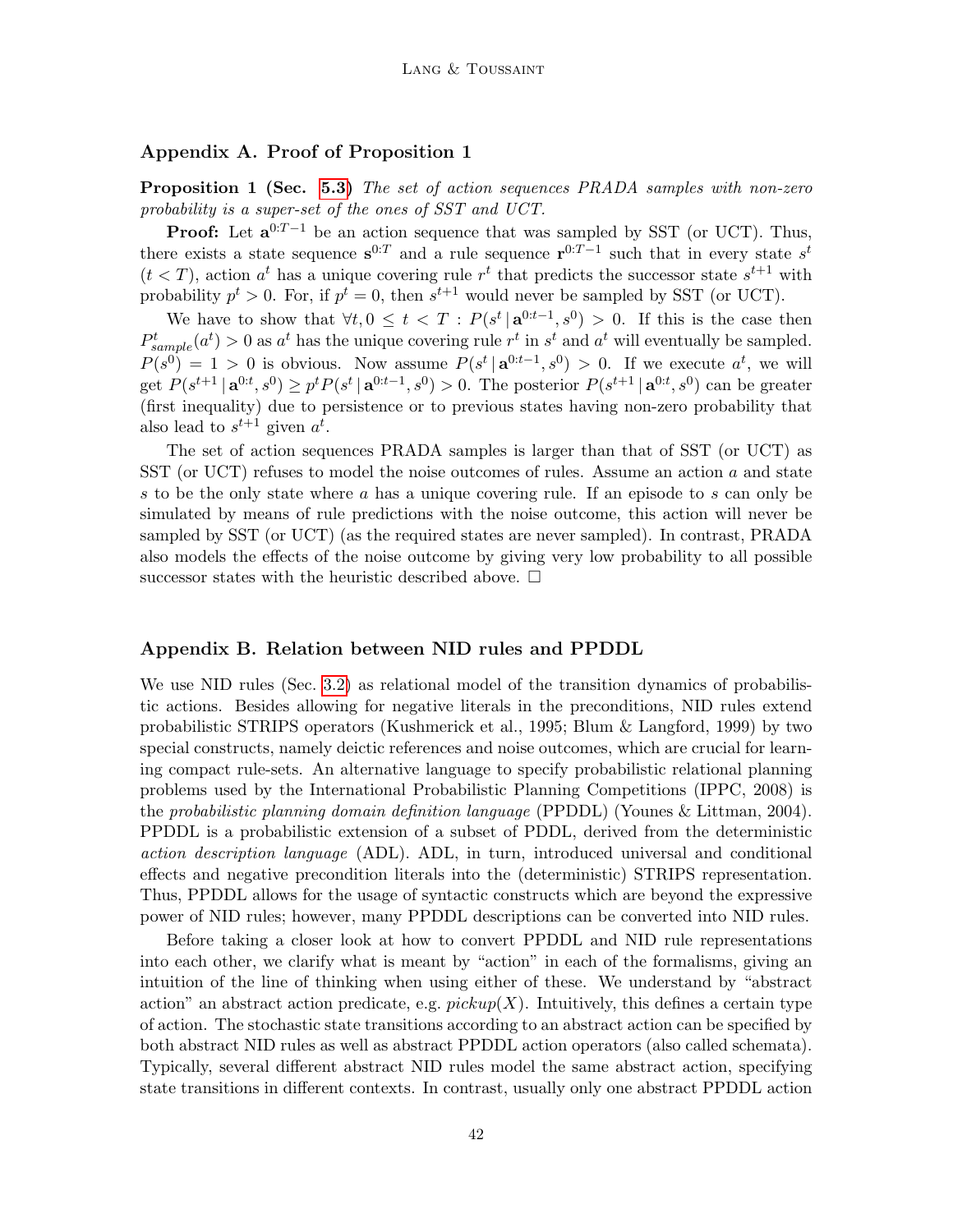## Appendix A. Proof of Proposition 1

**Proposition 1 (Sec. 5.3)** *The set of action sequences PRADA samples with non-zero probability is a super-set of the ones of SST and UCT.*

**Proof:** Let $\mathbf{a}^{0:T-1}$ be an action sequence that was sampled by SST (or UCT). Thus, there exists a state sequence $\mathbf{s}^{0:T}$ and a rule sequence $\mathbf{r}^{0:T-1}$ such that in every state $s^t$ ($t < T$), action $a^t$ has a unique covering rule $r^t$ that predicts the successor state $s^{t+1}$ with probability $p^t > 0$. For, if $p^t = 0$, then $s^{t+1}$ would never be sampled by SST (or UCT).

We have to show that $\forall t, 0 \leq t < T : P(s^t \,|\, \mathbf{a}^{0:t-1}, s^0) > 0$. If this is the case then $P^t_{sample}(a^t) > 0$ as $a^t$ has the unique covering rule $r^t$ in $s^t$ and $a^t$ will eventually be sampled. $P(s^0) = 1 > 0$ is obvious. Now assume $P(s^t \,|\, \mathbf{a}^{0:t-1}, s^0) > 0$. If we execute $a^t$, we will get $P(s^{t+1} \,|\, \mathbf{a}^{0:t}, s^0) \geq p^t P(s^t \,|\, \mathbf{a}^{0:t-1}, s^0) > 0$. The posterior $P(s^{t+1} \,|\, \mathbf{a}^{0:t}, s^0)$ can be greater (first inequality) due to persistence or to previous states having non-zero probability that also lead to $s^{t+1}$ given $a^t$.

The set of action sequences PRADA samples is larger than that of SST (or UCT) as SST (or UCT) refuses to model the noise outcomes of rules. Assume an action $a$ and state $s$ to be the only state where $a$ has a unique covering rule. If an episode to $s$ can only be simulated by means of rule predictions with the noise outcome, this action will never be sampled by SST (or UCT) (as the required states are never sampled). In contrast, PRADA also models the effects of the noise outcome by giving very low probability to all possible successor states with the heuristic described above. □

## Appendix B. Relation between NID rules and PPDDL

We use NID rules (Sec. 3.2) as relational model of the transition dynamics of probabilistic actions. Besides allowing for negative literals in the preconditions, NID rules extend probabilistic STRIPS operators (Kushmerick et al., 1995; Blum & Langford, 1999) by two special constructs, namely deictic references and noise outcomes, which are crucial for learning compact rule-sets. An alternative language to specify probabilistic relational planning problems used by the International Probabilistic Planning Competitions (IPPC, 2008) is the *probabilistic planning domain definition language* (PPDDL) (Younes & Littman, 2004). PPDDL is a probabilistic extension of a subset of PDDL, derived from the deterministic *action description language* (ADL). ADL, in turn, introduced universal and conditional effects and negative precondition literals into the (deterministic) STRIPS representation. Thus, PPDDL allows for the usage of syntactic constructs which are beyond the expressive power of NID rules; however, many PPDDL descriptions can be converted into NID rules.

Before taking a closer look at how to convert PPDDL and NID rule representations into each other, we clarify what is meant by "action" in each of the formalisms, giving an intuition of the line of thinking when using either of these. We understand by "abstract action" an abstract action predicate, e.g. *pickup*$(X)$. Intuitively, this defines a certain type of action. The stochastic state transitions according to an abstract action can be specified by both abstract NID rules as well as abstract PPDDL action operators (also called schemata). Typically, several different abstract NID rules model the same abstract action, specifying state transitions in different contexts. In contrast, usually only one abstract PPDDL action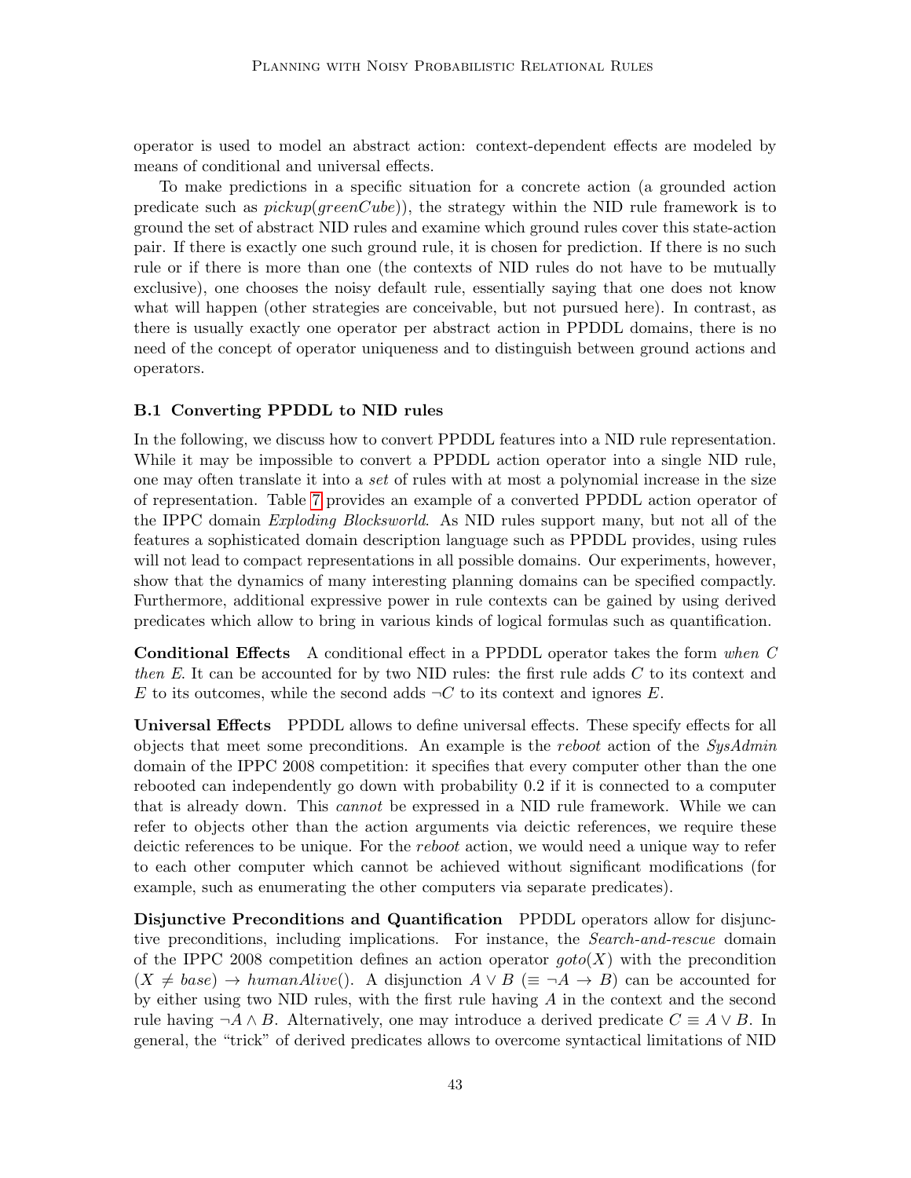operator is used to model an abstract action: context-dependent effects are modeled by means of conditional and universal effects.

To make predictions in a specific situation for a concrete action (a grounded action predicate such as $pickup(greenCube)$), the strategy within the NID rule framework is to ground the set of abstract NID rules and examine which ground rules cover this state-action pair. If there is exactly one such ground rule, it is chosen for prediction. If there is no such rule or if there is more than one (the contexts of NID rules do not have to be mutually exclusive), one chooses the noisy default rule, essentially saying that one does not know what will happen (other strategies are conceivable, but not pursued here). In contrast, as there is usually exactly one operator per abstract action in PPDDL domains, there is no need of the concept of operator uniqueness and to distinguish between ground actions and operators.

### B.1 Converting PPDDL to NID rules

In the following, we discuss how to convert PPDDL features into a NID rule representation. While it may be impossible to convert a PPDDL action operator into a single NID rule, one may often translate it into a *set* of rules with at most a polynomial increase in the size of representation. Table 7 provides an example of a converted PPDDL action operator of the IPPC domain *Exploding Blocksworld*. As NID rules support many, but not all of the features a sophisticated domain description language such as PPDDL provides, using rules will not lead to compact representations in all possible domains. Our experiments, however, show that the dynamics of many interesting planning domains can be specified compactly. Furthermore, additional expressive power in rule contexts can be gained by using derived predicates which allow to bring in various kinds of logical formulas such as quantification.

**Conditional Effects** A conditional effect in a PPDDL operator takes the form *when* $C$ *then* $E$. It can be accounted for by two NID rules: the first rule adds $C$ to its context and $E$ to its outcomes, while the second adds $\neg C$ to its context and ignores $E$.

**Universal Effects** PPDDL allows to define universal effects. These specify effects for all objects that meet some preconditions. An example is the *reboot* action of the *SysAdmin* domain of the IPPC 2008 competition: it specifies that every computer other than the one rebooted can independently go down with probability 0.2 if it is connected to a computer that is already down. This *cannot* be expressed in a NID rule framework. While we can refer to objects other than the action arguments via deictic references, we require these deictic references to be unique. For the *reboot* action, we would need a unique way to refer to each other computer which cannot be achieved without significant modifications (for example, such as enumerating the other computers via separate predicates).

**Disjunctive Preconditions and Quantification** PPDDL operators allow for disjunctive preconditions, including implications. For instance, the *Search-and-rescue* domain of the IPPC 2008 competition defines an action operator $goto(X)$ with the precondition $(X \neq base) \rightarrow humanAlive()$. A disjunction $A \vee B$ ($\equiv \neg A \rightarrow B$) can be accounted for by either using two NID rules, with the first rule having $A$ in the context and the second rule having $\neg A \wedge B$. Alternatively, one may introduce a derived predicate $C \equiv A \vee B$. In general, the "trick" of derived predicates allows to overcome syntactical limitations of NID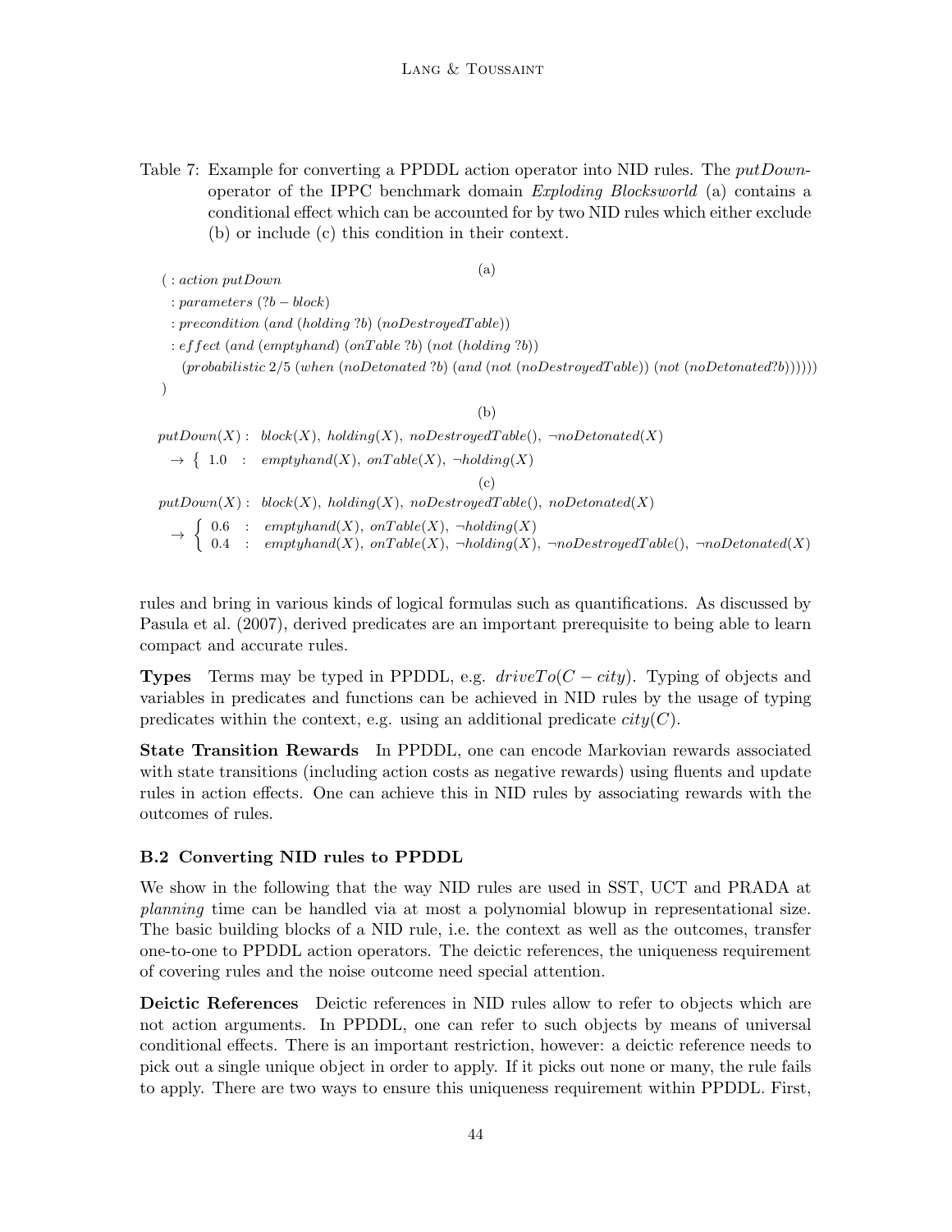Table 7: Example for converting a PPDDL action operator into NID rules. The *putDown*-operator of the IPPC benchmark domain *Exploding Blocksworld* (a) contains a conditional effect which can be accounted for by two NID rules which either exclude (b) or include (c) this condition in their context.

(a)

```
( :action putDown
  :parameters (?b - block)
  :precondition (and (holding ?b) (noDestroyedTable))
  :effect (and (emptyhand) (onTable ?b) (not (holding ?b))
    (probabilistic 2/5 (when (noDetonated ?b) (and (not (noDestroyedTable)) (not (noDetonated?b))))))
)
```

(b)

$$\begin{aligned}
&putDown(X): \; block(X),\; holding(X),\; noDestroyedTable(),\; \neg noDetonated(X)\\
&\quad \rightarrow \left\{ \; 1.0 \; : \; emptyhand(X),\; onTable(X),\; \neg holding(X) \right.
\end{aligned}$$

(c)

$$\begin{aligned}
&putDown(X): \; block(X),\; holding(X),\; noDestroyedTable(),\; noDetonated(X)\\
&\quad \rightarrow \left\{ \begin{array}{lll} 0.6 & : & emptyhand(X),\; onTable(X),\; \neg holding(X) \\ 0.4 & : & emptyhand(X),\; onTable(X),\; \neg holding(X),\; \neg noDestroyedTable(),\; \neg noDetonated(X) \end{array} \right.
\end{aligned}$$

rules and bring in various kinds of logical formulas such as quantifications. As discussed by Pasula et al. (2007), derived predicates are an important prerequisite to being able to learn compact and accurate rules.

**Types** Terms may be typed in PPDDL, e.g. $driveTo(C - city)$. Typing of objects and variables in predicates and functions can be achieved in NID rules by the usage of typing predicates within the context, e.g. using an additional predicate $city(C)$.

**State Transition Rewards** In PPDDL, one can encode Markovian rewards associated with state transitions (including action costs as negative rewards) using fluents and update rules in action effects. One can achieve this in NID rules by associating rewards with the outcomes of rules.

### B.2 Converting NID rules to PPDDL

We show in the following that the way NID rules are used in SST, UCT and PRADA at *planning* time can be handled via at most a polynomial blowup in representational size. The basic building blocks of a NID rule, i.e. the context as well as the outcomes, transfer one-to-one to PPDDL action operators. The deictic references, the uniqueness requirement of covering rules and the noise outcome need special attention.

**Deictic References** Deictic references in NID rules allow to refer to objects which are not action arguments. In PPDDL, one can refer to such objects by means of universal conditional effects. There is an important restriction, however: a deictic reference needs to pick out a single unique object in order to apply. If it picks out none or many, the rule fails to apply. There are two ways to ensure this uniqueness requirement within PPDDL. First,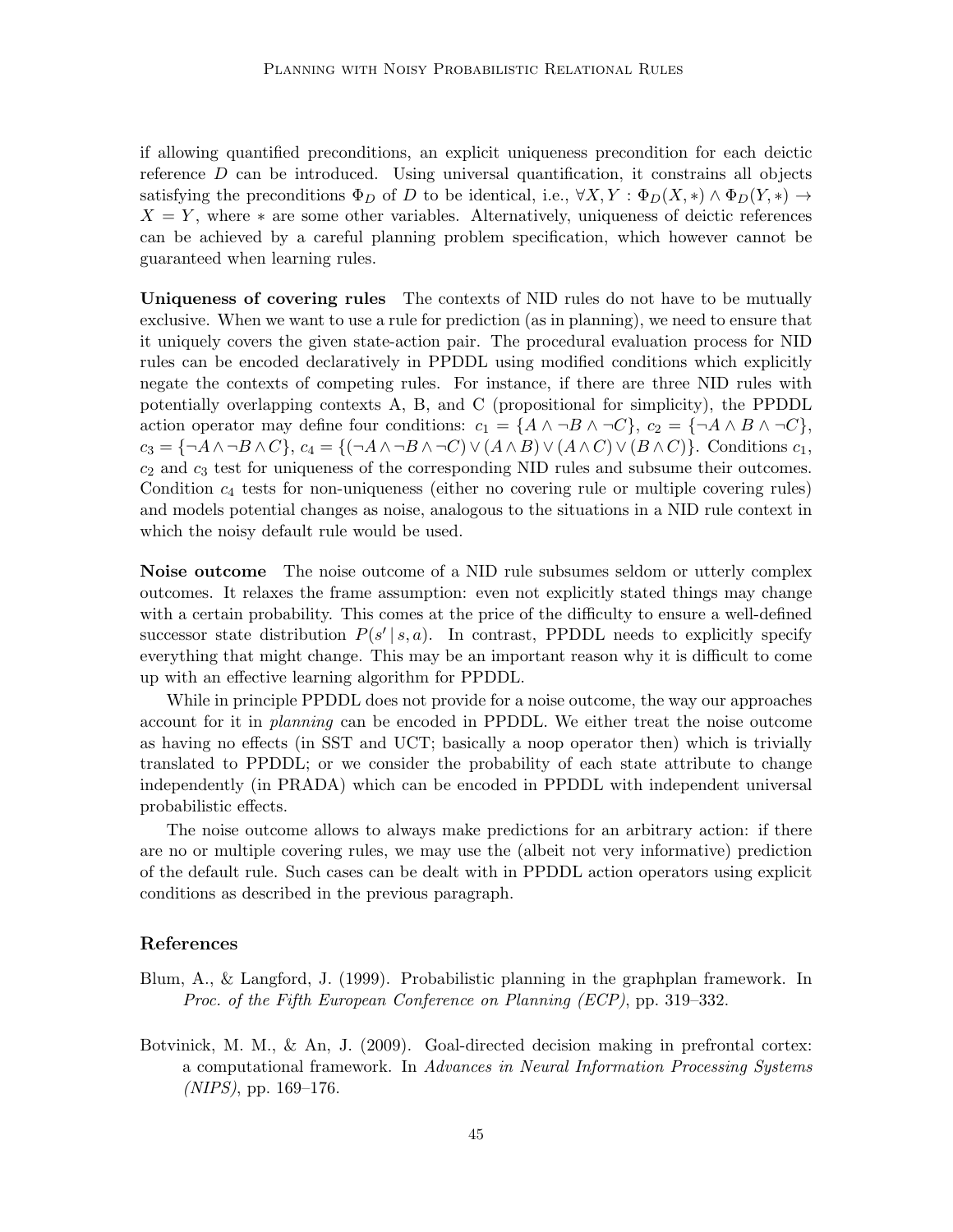if allowing quantified preconditions, an explicit uniqueness precondition for each deictic reference $D$ can be introduced. Using universal quantification, it constrains all objects satisfying the preconditions $\Phi_D$ of $D$ to be identical, i.e., $\forall X, Y : \Phi_D(X, *) \wedge \Phi_D(Y, *) \rightarrow X = Y$, where $*$ are some other variables. Alternatively, uniqueness of deictic references can be achieved by a careful planning problem specification, which however cannot be guaranteed when learning rules.

**Uniqueness of covering rules** The contexts of NID rules do not have to be mutually exclusive. When we want to use a rule for prediction (as in planning), we need to ensure that it uniquely covers the given state-action pair. The procedural evaluation process for NID rules can be encoded declaratively in PPDDL using modified conditions which explicitly negate the contexts of competing rules. For instance, if there are three NID rules with potentially overlapping contexts A, B, and C (propositional for simplicity), the PPDDL action operator may define four conditions: $c_1 = \{A \wedge \neg B \wedge \neg C\}$, $c_2 = \{\neg A \wedge B \wedge \neg C\}$, $c_3 = \{\neg A \wedge \neg B \wedge C\}$, $c_4 = \{(\neg A \wedge \neg B \wedge \neg C) \vee (A \wedge B) \vee (A \wedge C) \vee (B \wedge C)\}$. Conditions $c_1$, $c_2$ and $c_3$ test for uniqueness of the corresponding NID rules and subsume their outcomes. Condition $c_4$ tests for non-uniqueness (either no covering rule or multiple covering rules) and models potential changes as noise, analogous to the situations in a NID rule context in which the noisy default rule would be used.

**Noise outcome** The noise outcome of a NID rule subsumes seldom or utterly complex outcomes. It relaxes the frame assumption: even not explicitly stated things may change with a certain probability. This comes at the price of the difficulty to ensure a well-defined successor state distribution $P(s' \mid s, a)$. In contrast, PPDDL needs to explicitly specify everything that might change. This may be an important reason why it is difficult to come up with an effective learning algorithm for PPDDL.

While in principle PPDDL does not provide for a noise outcome, the way our approaches account for it in *planning* can be encoded in PPDDL. We either treat the noise outcome as having no effects (in SST and UCT; basically a noop operator then) which is trivially translated to PPDDL; or we consider the probability of each state attribute to change independently (in PRADA) which can be encoded in PPDDL with independent universal probabilistic effects.

The noise outcome allows to always make predictions for an arbitrary action: if there are no or multiple covering rules, we may use the (albeit not very informative) prediction of the default rule. Such cases can be dealt with in PPDDL action operators using explicit conditions as described in the previous paragraph.

## References

Blum, A., & Langford, J. (1999). Probabilistic planning in the graphplan framework. In *Proc. of the Fifth European Conference on Planning (ECP)*, pp. 319–332.

Botvinick, M. M., & An, J. (2009). Goal-directed decision making in prefrontal cortex: a computational framework. In *Advances in Neural Information Processing Systems (NIPS)*, pp. 169–176.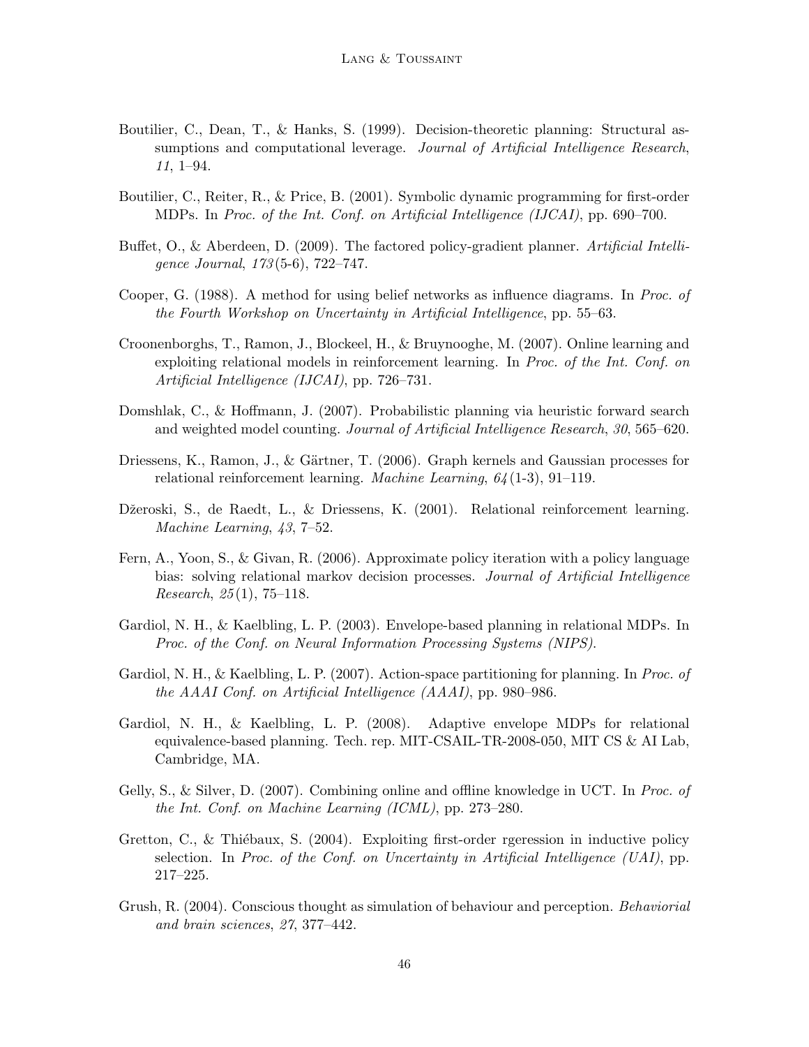Boutilier, C., Dean, T., & Hanks, S. (1999). Decision-theoretic planning: Structural assumptions and computational leverage. *Journal of Artificial Intelligence Research*, *11*, 1–94.

Boutilier, C., Reiter, R., & Price, B. (2001). Symbolic dynamic programming for first-order MDPs. In *Proc. of the Int. Conf. on Artificial Intelligence (IJCAI)*, pp. 690–700.

Buffet, O., & Aberdeen, D. (2009). The factored policy-gradient planner. *Artificial Intelligence Journal*, *173*(5-6), 722–747.

Cooper, G. (1988). A method for using belief networks as influence diagrams. In *Proc. of the Fourth Workshop on Uncertainty in Artificial Intelligence*, pp. 55–63.

Croonenborghs, T., Ramon, J., Blockeel, H., & Bruynooghe, M. (2007). Online learning and exploiting relational models in reinforcement learning. In *Proc. of the Int. Conf. on Artificial Intelligence (IJCAI)*, pp. 726–731.

Domshlak, C., & Hoffmann, J. (2007). Probabilistic planning via heuristic forward search and weighted model counting. *Journal of Artificial Intelligence Research*, *30*, 565–620.

Driessens, K., Ramon, J., & Gärtner, T. (2006). Graph kernels and Gaussian processes for relational reinforcement learning. *Machine Learning*, *64*(1-3), 91–119.

Džeroski, S., de Raedt, L., & Driessens, K. (2001). Relational reinforcement learning. *Machine Learning*, *43*, 7–52.

Fern, A., Yoon, S., & Givan, R. (2006). Approximate policy iteration with a policy language bias: solving relational markov decision processes. *Journal of Artificial Intelligence Research*, *25*(1), 75–118.

Gardiol, N. H., & Kaelbling, L. P. (2003). Envelope-based planning in relational MDPs. In *Proc. of the Conf. on Neural Information Processing Systems (NIPS)*.

Gardiol, N. H., & Kaelbling, L. P. (2007). Action-space partitioning for planning. In *Proc. of the AAAI Conf. on Artificial Intelligence (AAAI)*, pp. 980–986.

Gardiol, N. H., & Kaelbling, L. P. (2008). Adaptive envelope MDPs for relational equivalence-based planning. Tech. rep. MIT-CSAIL-TR-2008-050, MIT CS & AI Lab, Cambridge, MA.

Gelly, S., & Silver, D. (2007). Combining online and offline knowledge in UCT. In *Proc. of the Int. Conf. on Machine Learning (ICML)*, pp. 273–280.

Gretton, C., & Thiébaux, S. (2004). Exploiting first-order rgeression in inductive policy selection. In *Proc. of the Conf. on Uncertainty in Artificial Intelligence (UAI)*, pp. 217–225.

Grush, R. (2004). Conscious thought as simulation of behaviour and perception. *Behaviorial and brain sciences*, *27*, 377–442.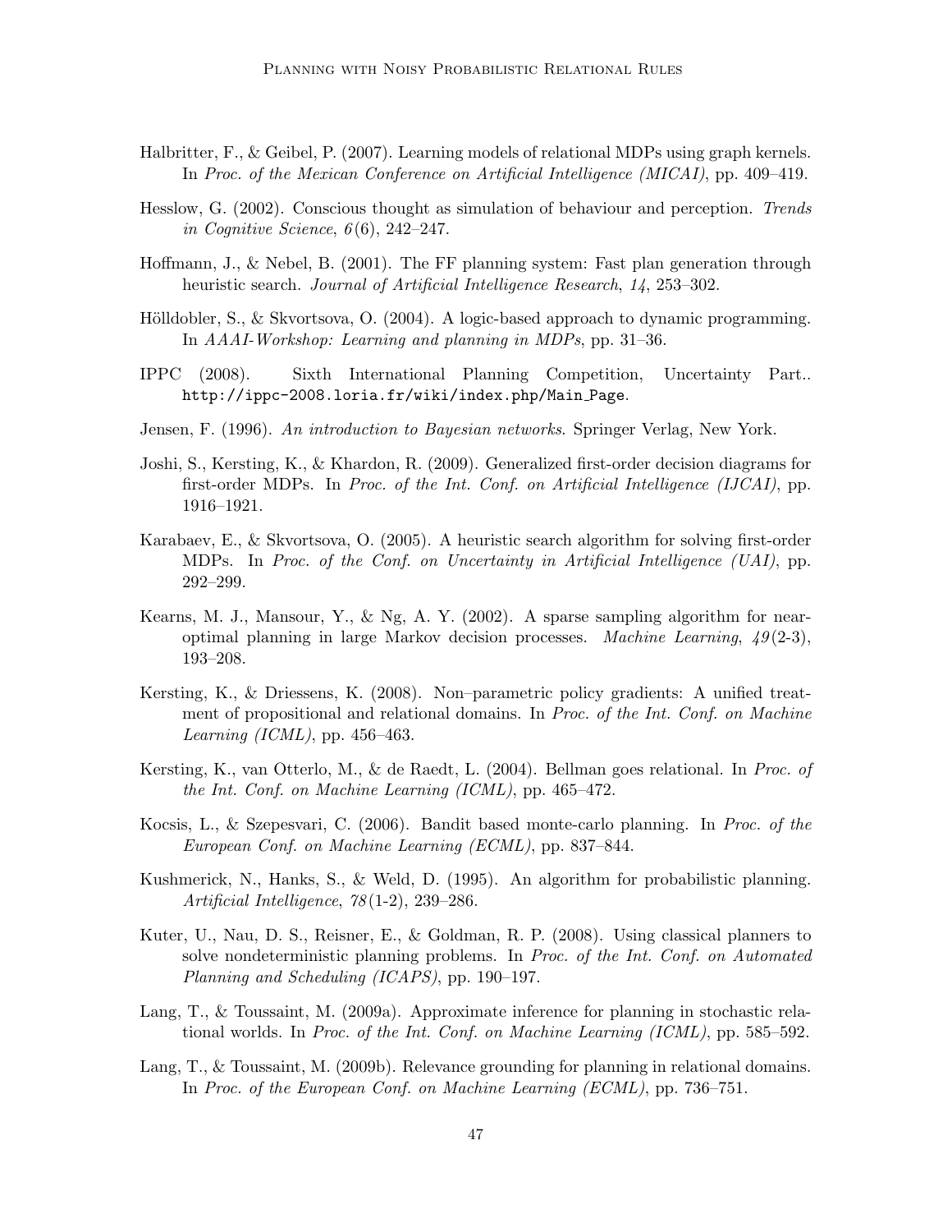Halbritter, F., & Geibel, P. (2007). Learning models of relational MDPs using graph kernels. In *Proc. of the Mexican Conference on Artificial Intelligence (MICAI)*, pp. 409–419.

Hesslow, G. (2002). Conscious thought as simulation of behaviour and perception. *Trends in Cognitive Science*, *6*(6), 242–247.

Hoffmann, J., & Nebel, B. (2001). The FF planning system: Fast plan generation through heuristic search. *Journal of Artificial Intelligence Research*, *14*, 253–302.

Hölldobler, S., & Skvortsova, O. (2004). A logic-based approach to dynamic programming. In *AAAI-Workshop: Learning and planning in MDPs*, pp. 31–36.

IPPC (2008). Sixth International Planning Competition, Uncertainty Part.. `http://ippc-2008.loria.fr/wiki/index.php/Main_Page`.

Jensen, F. (1996). *An introduction to Bayesian networks*. Springer Verlag, New York.

Joshi, S., Kersting, K., & Khardon, R. (2009). Generalized first-order decision diagrams for first-order MDPs. In *Proc. of the Int. Conf. on Artificial Intelligence (IJCAI)*, pp. 1916–1921.

Karabaev, E., & Skvortsova, O. (2005). A heuristic search algorithm for solving first-order MDPs. In *Proc. of the Conf. on Uncertainty in Artificial Intelligence (UAI)*, pp. 292–299.

Kearns, M. J., Mansour, Y., & Ng, A. Y. (2002). A sparse sampling algorithm for near-optimal planning in large Markov decision processes. *Machine Learning*, *49*(2-3), 193–208.

Kersting, K., & Driessens, K. (2008). Non–parametric policy gradients: A unified treatment of propositional and relational domains. In *Proc. of the Int. Conf. on Machine Learning (ICML)*, pp. 456–463.

Kersting, K., van Otterlo, M., & de Raedt, L. (2004). Bellman goes relational. In *Proc. of the Int. Conf. on Machine Learning (ICML)*, pp. 465–472.

Kocsis, L., & Szepesvari, C. (2006). Bandit based monte-carlo planning. In *Proc. of the European Conf. on Machine Learning (ECML)*, pp. 837–844.

Kushmerick, N., Hanks, S., & Weld, D. (1995). An algorithm for probabilistic planning. *Artificial Intelligence*, *78*(1-2), 239–286.

Kuter, U., Nau, D. S., Reisner, E., & Goldman, R. P. (2008). Using classical planners to solve nondeterministic planning problems. In *Proc. of the Int. Conf. on Automated Planning and Scheduling (ICAPS)*, pp. 190–197.

Lang, T., & Toussaint, M. (2009a). Approximate inference for planning in stochastic relational worlds. In *Proc. of the Int. Conf. on Machine Learning (ICML)*, pp. 585–592.

Lang, T., & Toussaint, M. (2009b). Relevance grounding for planning in relational domains. In *Proc. of the European Conf. on Machine Learning (ECML)*, pp. 736–751.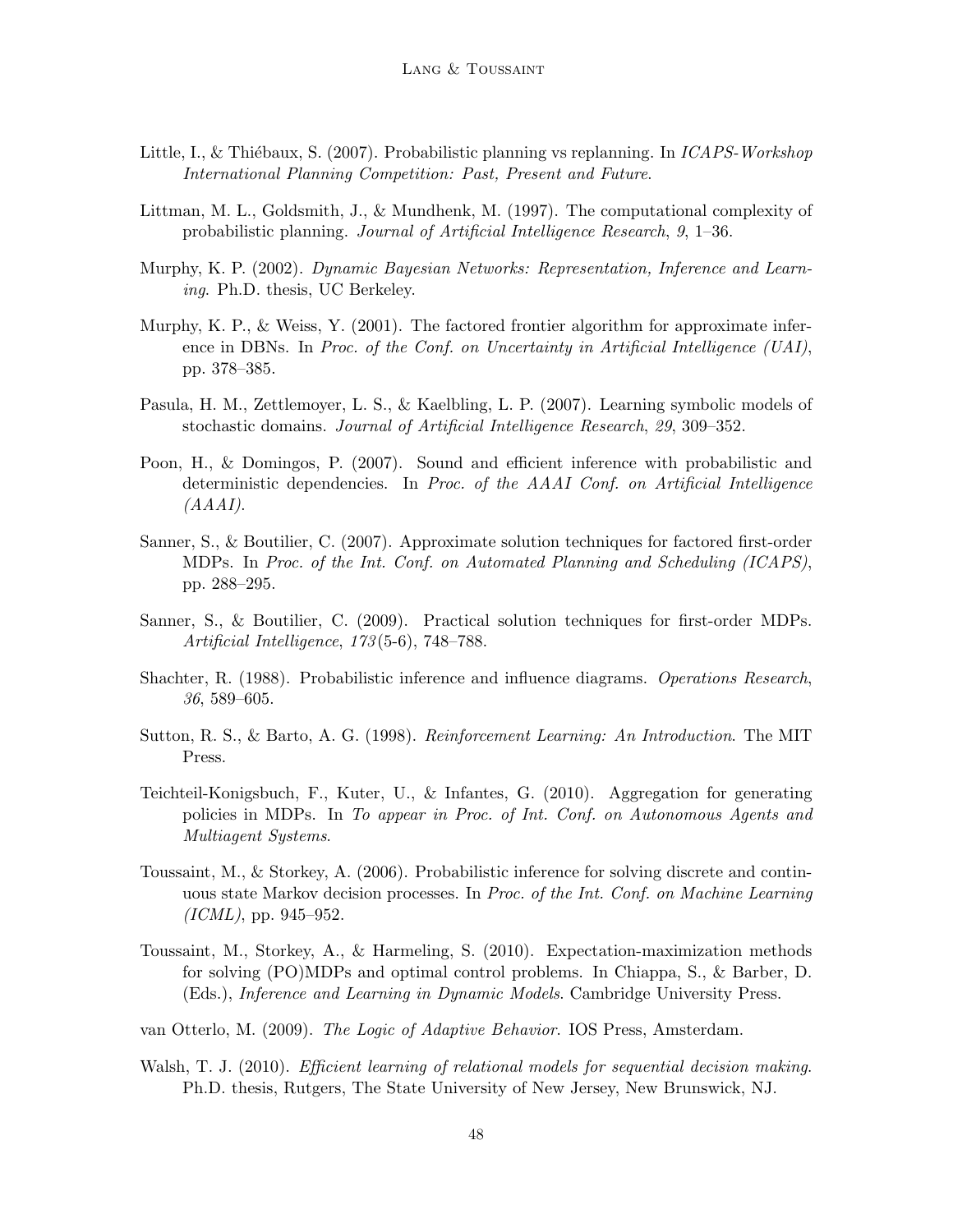Little, I., & Thiébaux, S. (2007). Probabilistic planning vs replanning. In *ICAPS-Workshop International Planning Competition: Past, Present and Future*.

Littman, M. L., Goldsmith, J., & Mundhenk, M. (1997). The computational complexity of probabilistic planning. *Journal of Artificial Intelligence Research*, *9*, 1–36.

Murphy, K. P. (2002). *Dynamic Bayesian Networks: Representation, Inference and Learning*. Ph.D. thesis, UC Berkeley.

Murphy, K. P., & Weiss, Y. (2001). The factored frontier algorithm for approximate inference in DBNs. In *Proc. of the Conf. on Uncertainty in Artificial Intelligence (UAI)*, pp. 378–385.

Pasula, H. M., Zettlemoyer, L. S., & Kaelbling, L. P. (2007). Learning symbolic models of stochastic domains. *Journal of Artificial Intelligence Research*, *29*, 309–352.

Poon, H., & Domingos, P. (2007). Sound and efficient inference with probabilistic and deterministic dependencies. In *Proc. of the AAAI Conf. on Artificial Intelligence (AAAI)*.

Sanner, S., & Boutilier, C. (2007). Approximate solution techniques for factored first-order MDPs. In *Proc. of the Int. Conf. on Automated Planning and Scheduling (ICAPS)*, pp. 288–295.

Sanner, S., & Boutilier, C. (2009). Practical solution techniques for first-order MDPs. *Artificial Intelligence*, *173*(5-6), 748–788.

Shachter, R. (1988). Probabilistic inference and influence diagrams. *Operations Research*, *36*, 589–605.

Sutton, R. S., & Barto, A. G. (1998). *Reinforcement Learning: An Introduction*. The MIT Press.

Teichteil-Konigsbuch, F., Kuter, U., & Infantes, G. (2010). Aggregation for generating policies in MDPs. In *To appear in Proc. of Int. Conf. on Autonomous Agents and Multiagent Systems*.

Toussaint, M., & Storkey, A. (2006). Probabilistic inference for solving discrete and continuous state Markov decision processes. In *Proc. of the Int. Conf. on Machine Learning (ICML)*, pp. 945–952.

Toussaint, M., Storkey, A., & Harmeling, S. (2010). Expectation-maximization methods for solving (PO)MDPs and optimal control problems. In Chiappa, S., & Barber, D. (Eds.), *Inference and Learning in Dynamic Models*. Cambridge University Press.

van Otterlo, M. (2009). *The Logic of Adaptive Behavior*. IOS Press, Amsterdam.

Walsh, T. J. (2010). *Efficient learning of relational models for sequential decision making*. Ph.D. thesis, Rutgers, The State University of New Jersey, New Brunswick, NJ.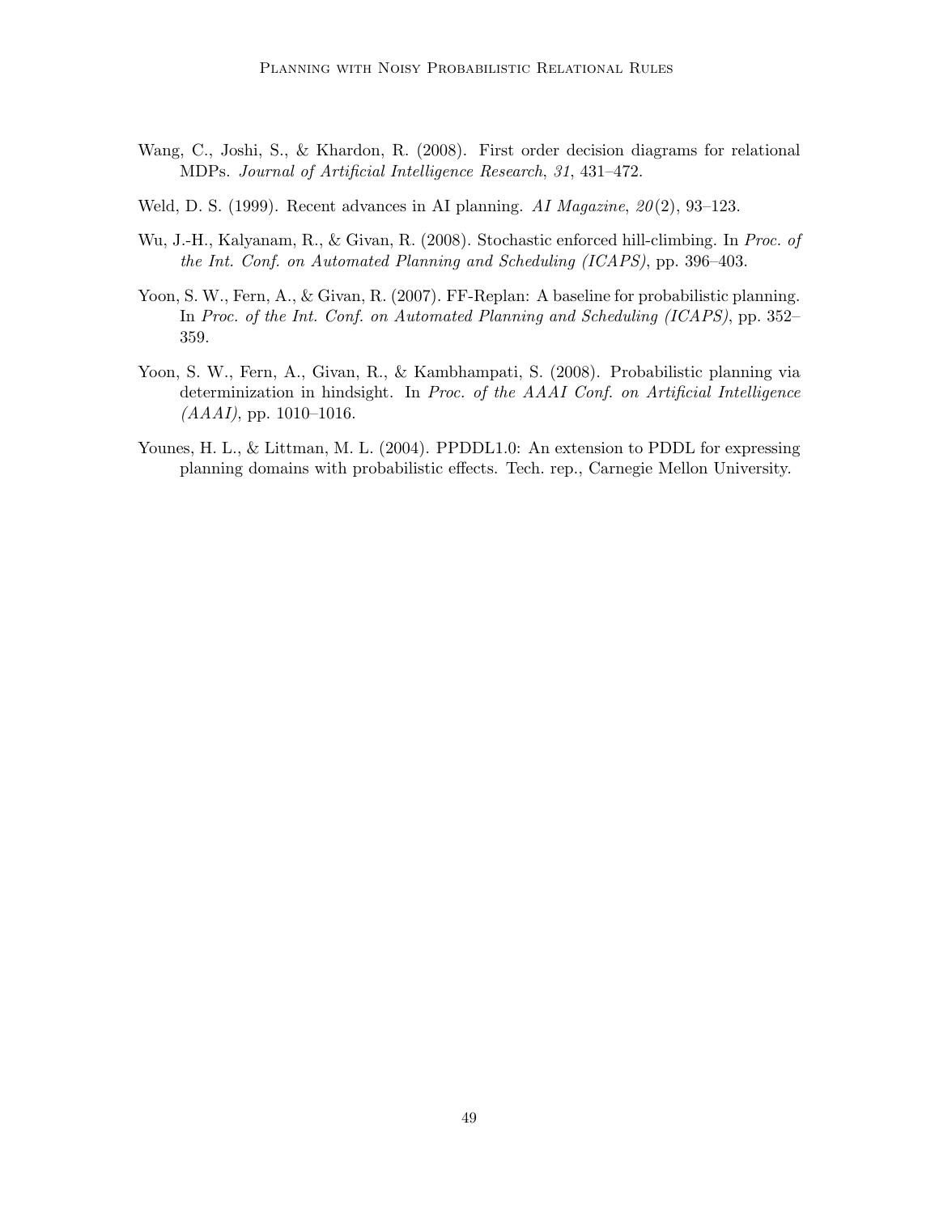Wang, C., Joshi, S., & Khardon, R. (2008). First order decision diagrams for relational MDPs. *Journal of Artificial Intelligence Research*, *31*, 431–472.

Weld, D. S. (1999). Recent advances in AI planning. *AI Magazine*, *20*(2), 93–123.

Wu, J.-H., Kalyanam, R., & Givan, R. (2008). Stochastic enforced hill-climbing. In *Proc. of the Int. Conf. on Automated Planning and Scheduling (ICAPS)*, pp. 396–403.

Yoon, S. W., Fern, A., & Givan, R. (2007). FF-Replan: A baseline for probabilistic planning. In *Proc. of the Int. Conf. on Automated Planning and Scheduling (ICAPS)*, pp. 352–359.

Yoon, S. W., Fern, A., Givan, R., & Kambhampati, S. (2008). Probabilistic planning via determinization in hindsight. In *Proc. of the AAAI Conf. on Artificial Intelligence (AAAI)*, pp. 1010–1016.

Younes, H. L., & Littman, M. L. (2004). PPDDL1.0: An extension to PDDL for expressing planning domains with probabilistic effects. Tech. rep., Carnegie Mellon University.